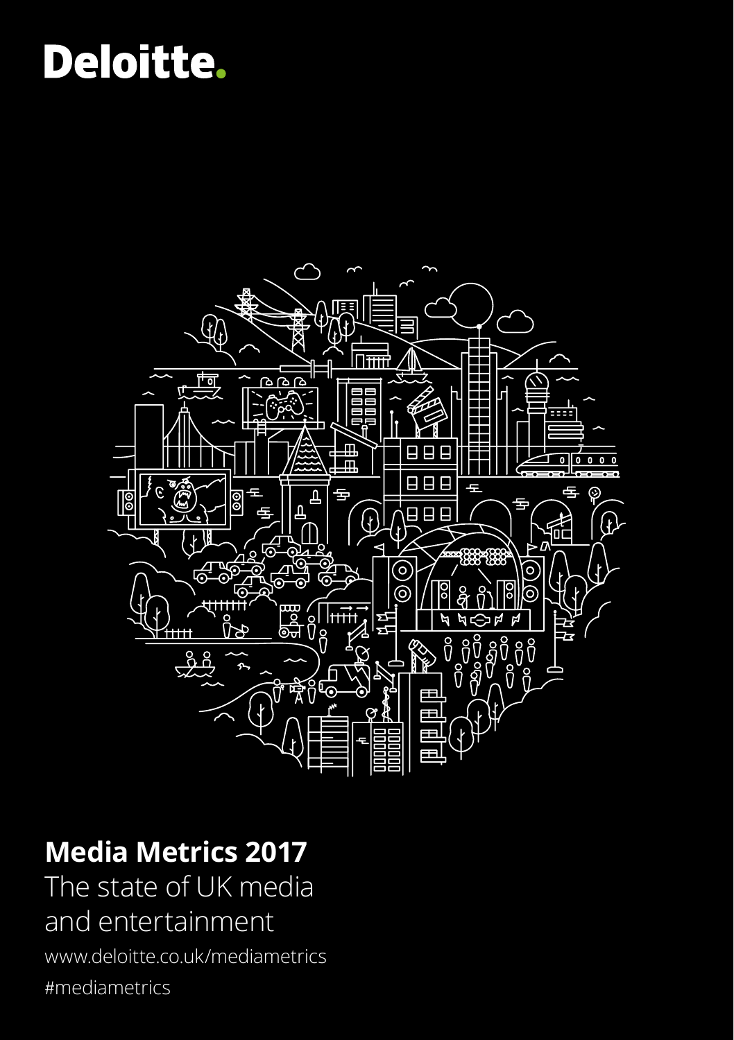Deloitte.

# Media Metrics 2017

The state of UK media and entertainment

www.deloitte.co.uk/mediametrics

#mediametrics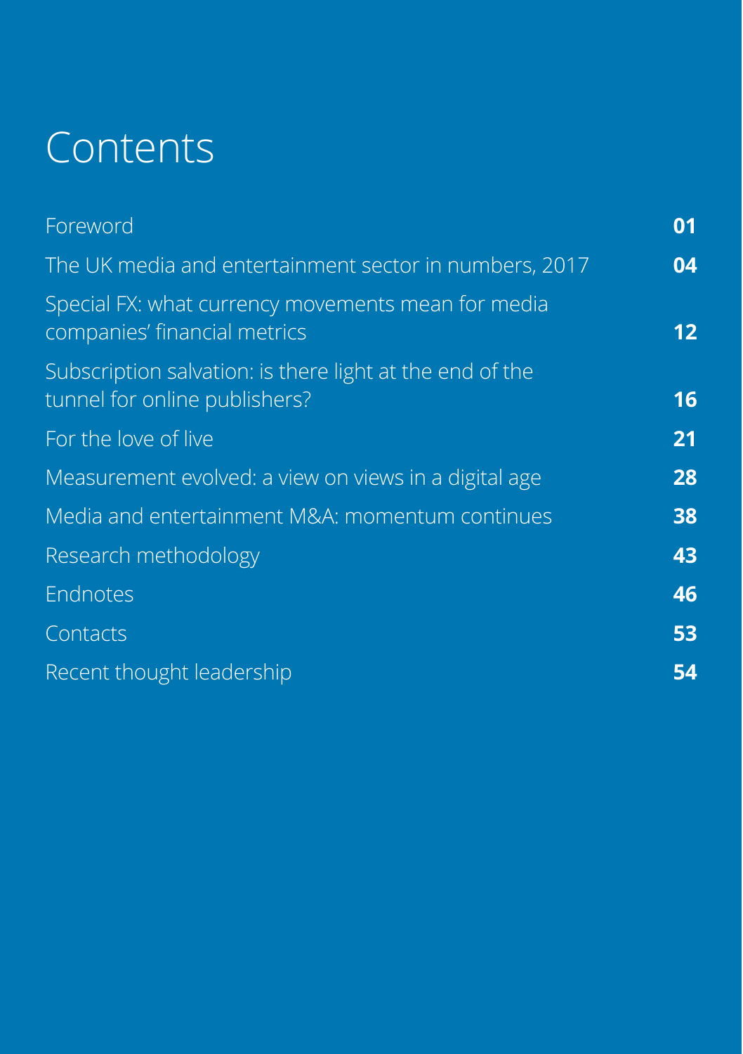# Contents

| | |
|---|---|
| Foreword | 01 |
| The UK media and entertainment sector in numbers, 2017 | 04 |
| Special FX: what currency movements mean for media companies' financial metrics | 12 |
| Subscription salvation: is there light at the end of the tunnel for online publishers? | 16 |
| For the love of live | 21 |
| Measurement evolved: a view on views in a digital age | 28 |
| Media and entertainment M&A: momentum continues | 38 |
| Research methodology | 43 |
| Endnotes | 46 |
| Contacts | 53 |
| Recent thought leadership | 54 |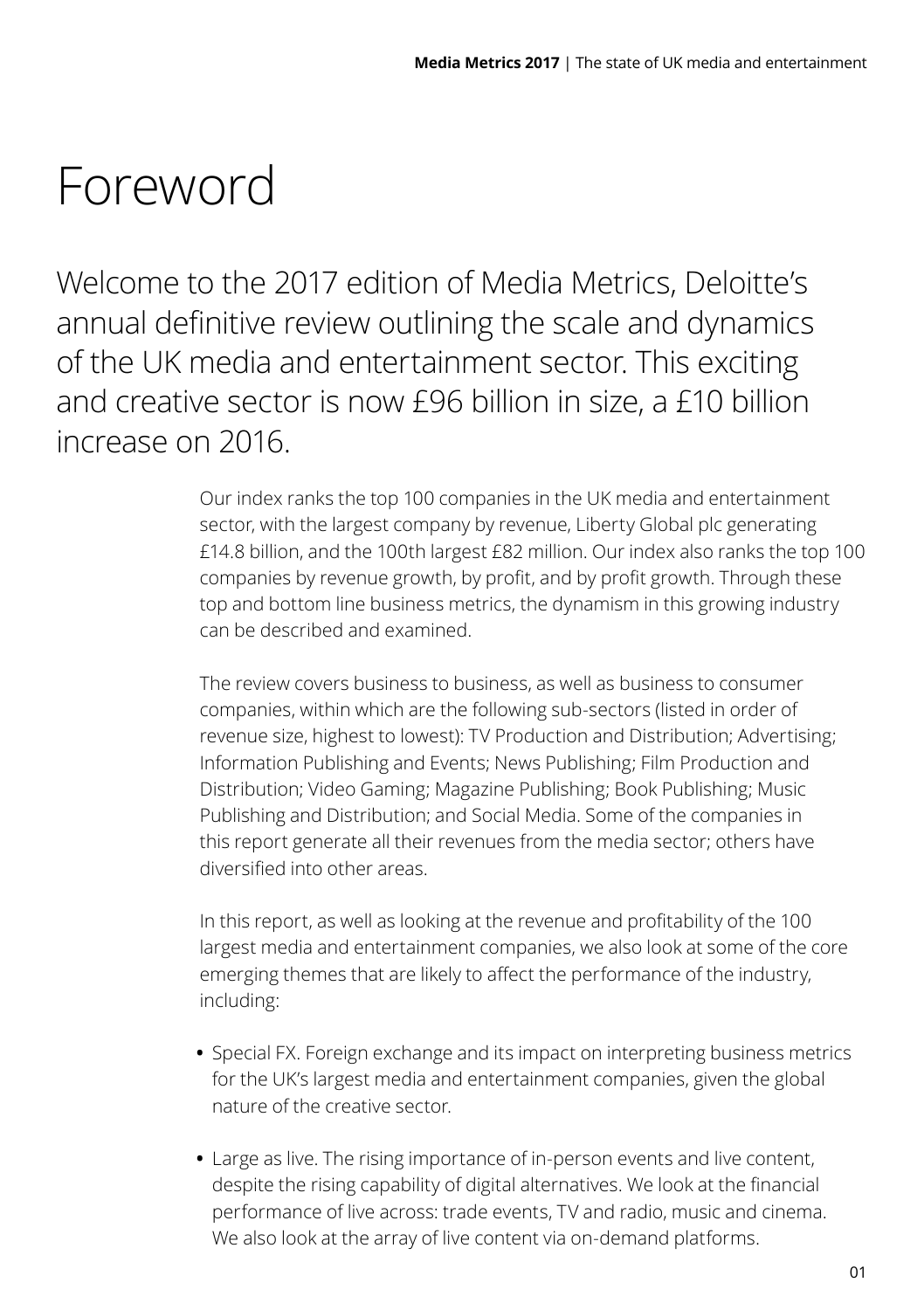# Foreword

Welcome to the 2017 edition of Media Metrics, Deloitte's annual definitive review outlining the scale and dynamics of the UK media and entertainment sector. This exciting and creative sector is now £96 billion in size, a £10 billion increase on 2016.

Our index ranks the top 100 companies in the UK media and entertainment sector, with the largest company by revenue, Liberty Global plc generating £14.8 billion, and the 100th largest £82 million. Our index also ranks the top 100 companies by revenue growth, by profit, and by profit growth. Through these top and bottom line business metrics, the dynamism in this growing industry can be described and examined.

The review covers business to business, as well as business to consumer companies, within which are the following sub-sectors (listed in order of revenue size, highest to lowest): TV Production and Distribution; Advertising; Information Publishing and Events; News Publishing; Film Production and Distribution; Video Gaming; Magazine Publishing; Book Publishing; Music Publishing and Distribution; and Social Media. Some of the companies in this report generate all their revenues from the media sector; others have diversified into other areas.

In this report, as well as looking at the revenue and profitability of the 100 largest media and entertainment companies, we also look at some of the core emerging themes that are likely to affect the performance of the industry, including:

- Special FX. Foreign exchange and its impact on interpreting business metrics for the UK's largest media and entertainment companies, given the global nature of the creative sector.
- Large as live. The rising importance of in-person events and live content, despite the rising capability of digital alternatives. We look at the financial performance of live across: trade events, TV and radio, music and cinema. We also look at the array of live content via on-demand platforms.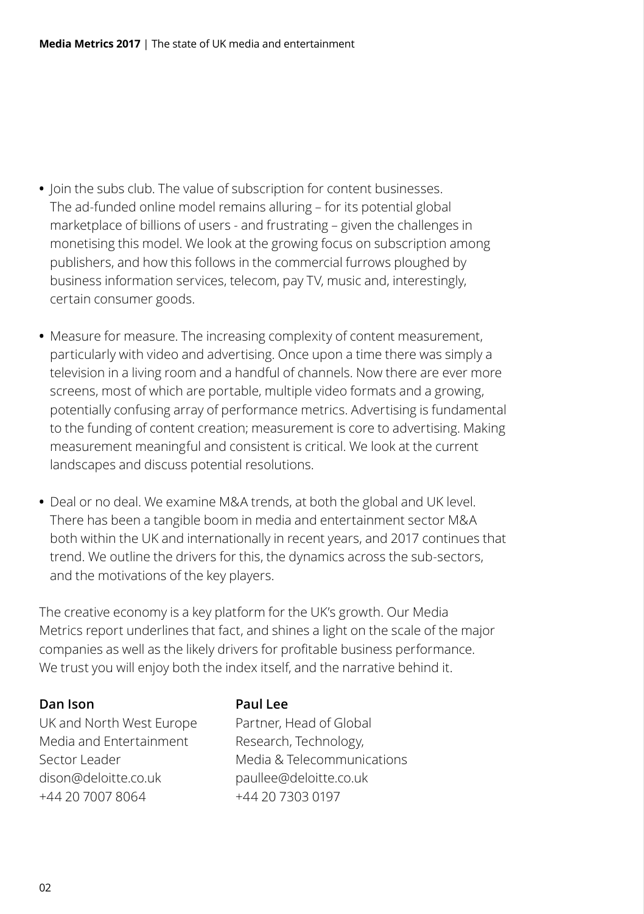- Join the subs club. The value of subscription for content businesses. The ad-funded online model remains alluring – for its potential global marketplace of billions of users - and frustrating – given the challenges in monetising this model. We look at the growing focus on subscription among publishers, and how this follows in the commercial furrows ploughed by business information services, telecom, pay TV, music and, interestingly, certain consumer goods.

- Measure for measure. The increasing complexity of content measurement, particularly with video and advertising. Once upon a time there was simply a television in a living room and a handful of channels. Now there are ever more screens, most of which are portable, multiple video formats and a growing, potentially confusing array of performance metrics. Advertising is fundamental to the funding of content creation; measurement is core to advertising. Making measurement meaningful and consistent is critical. We look at the current landscapes and discuss potential resolutions.

- Deal or no deal. We examine M&A trends, at both the global and UK level. There has been a tangible boom in media and entertainment sector M&A both within the UK and internationally in recent years, and 2017 continues that trend. We outline the drivers for this, the dynamics across the sub-sectors, and the motivations of the key players.

The creative economy is a key platform for the UK's growth. Our Media Metrics report underlines that fact, and shines a light on the scale of the major companies as well as the likely drivers for profitable business performance. We trust you will enjoy both the index itself, and the narrative behind it.

**Dan Ison**
UK and North West Europe
Media and Entertainment
Sector Leader
dison@deloitte.co.uk
+44 20 7007 8064

**Paul Lee**
Partner, Head of Global
Research, Technology,
Media & Telecommunications
paullee@deloitte.co.uk
+44 20 7303 0197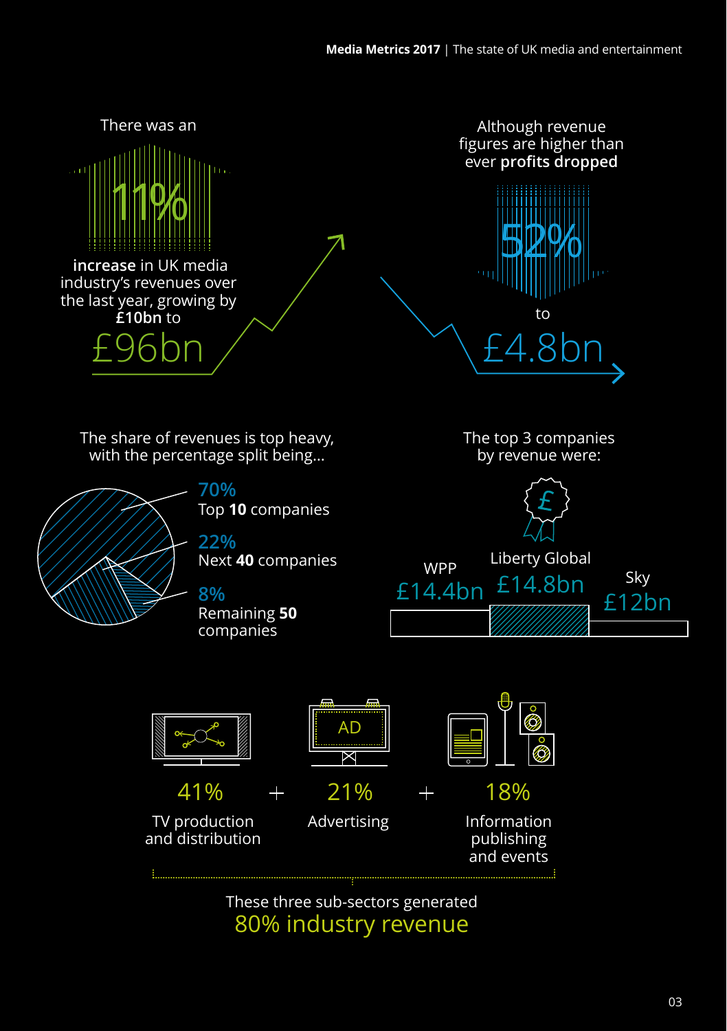There was an

11%

**increase** in UK media industry's revenues over the last year, growing by **£10bn** to

£96bn

Although revenue figures are higher than ever **profits dropped**

52%

to

£4.8bn

The share of revenues is top heavy, with the percentage split being...

**70%**
Top **10** companies

**22%**
Next **40** companies

**8%**
Remaining **50** companies

The top 3 companies by revenue were:

| WPP | Liberty Global | Sky |
|---|---|---|
| £14.4bn | £14.8bn | £12bn |

41%
TV production and distribution

+

21%
Advertising

+

18%
Information publishing and events

These three sub-sectors generated

80% industry revenue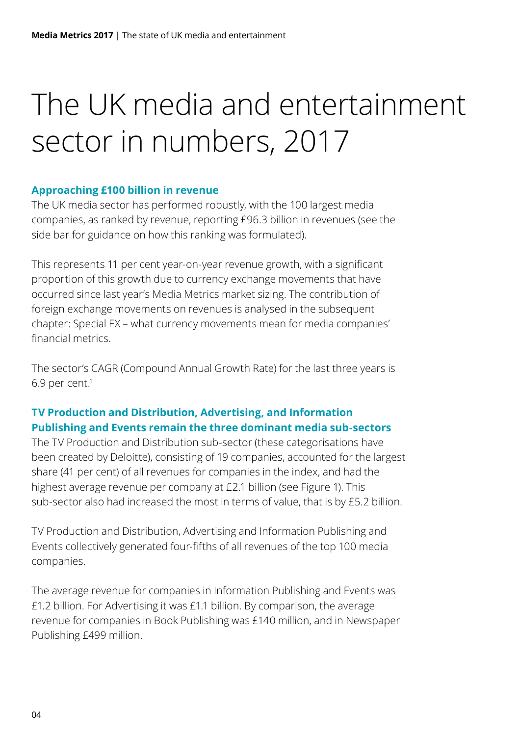# The UK media and entertainment sector in numbers, 2017

### Approaching £100 billion in revenue

The UK media sector has performed robustly, with the 100 largest media companies, as ranked by revenue, reporting £96.3 billion in revenues (see the side bar for guidance on how this ranking was formulated).

This represents 11 per cent year-on-year revenue growth, with a significant proportion of this growth due to currency exchange movements that have occurred since last year's Media Metrics market sizing. The contribution of foreign exchange movements on revenues is analysed in the subsequent chapter: Special FX – what currency movements mean for media companies' financial metrics.

The sector's CAGR (Compound Annual Growth Rate) for the last three years is 6.9 per cent.[1]

### TV Production and Distribution, Advertising, and Information Publishing and Events remain the three dominant media sub-sectors

The TV Production and Distribution sub-sector (these categorisations have been created by Deloitte), consisting of 19 companies, accounted for the largest share (41 per cent) of all revenues for companies in the index, and had the highest average revenue per company at £2.1 billion (see Figure 1). This sub-sector also had increased the most in terms of value, that is by £5.2 billion.

TV Production and Distribution, Advertising and Information Publishing and Events collectively generated four-fifths of all revenues of the top 100 media companies.

The average revenue for companies in Information Publishing and Events was £1.2 billion. For Advertising it was £1.1 billion. By comparison, the average revenue for companies in Book Publishing was £140 million, and in Newspaper Publishing £499 million.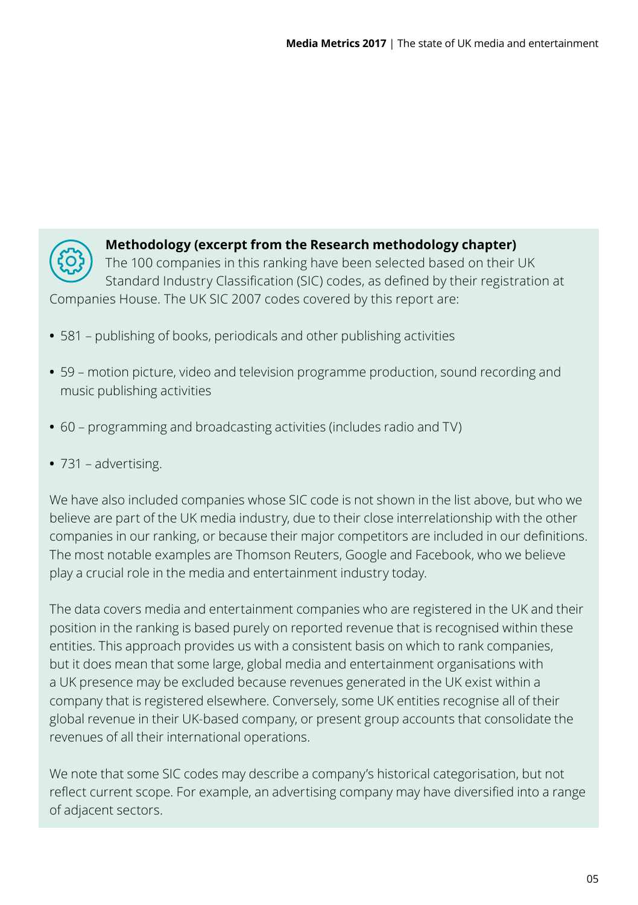**Methodology (excerpt from the Research methodology chapter)**

The 100 companies in this ranking have been selected based on their UK Standard Industry Classification (SIC) codes, as defined by their registration at Companies House. The UK SIC 2007 codes covered by this report are:

- 581 – publishing of books, periodicals and other publishing activities
- 59 – motion picture, video and television programme production, sound recording and music publishing activities
- 60 – programming and broadcasting activities (includes radio and TV)
- 731 – advertising.

We have also included companies whose SIC code is not shown in the list above, but who we believe are part of the UK media industry, due to their close interrelationship with the other companies in our ranking, or because their major competitors are included in our definitions. The most notable examples are Thomson Reuters, Google and Facebook, who we believe play a crucial role in the media and entertainment industry today.

The data covers media and entertainment companies who are registered in the UK and their position in the ranking is based purely on reported revenue that is recognised within these entities. This approach provides us with a consistent basis on which to rank companies, but it does mean that some large, global media and entertainment organisations with a UK presence may be excluded because revenues generated in the UK exist within a company that is registered elsewhere. Conversely, some UK entities recognise all of their global revenue in their UK-based company, or present group accounts that consolidate the revenues of all their international operations.

We note that some SIC codes may describe a company's historical categorisation, but not reflect current scope. For example, an advertising company may have diversified into a range of adjacent sectors.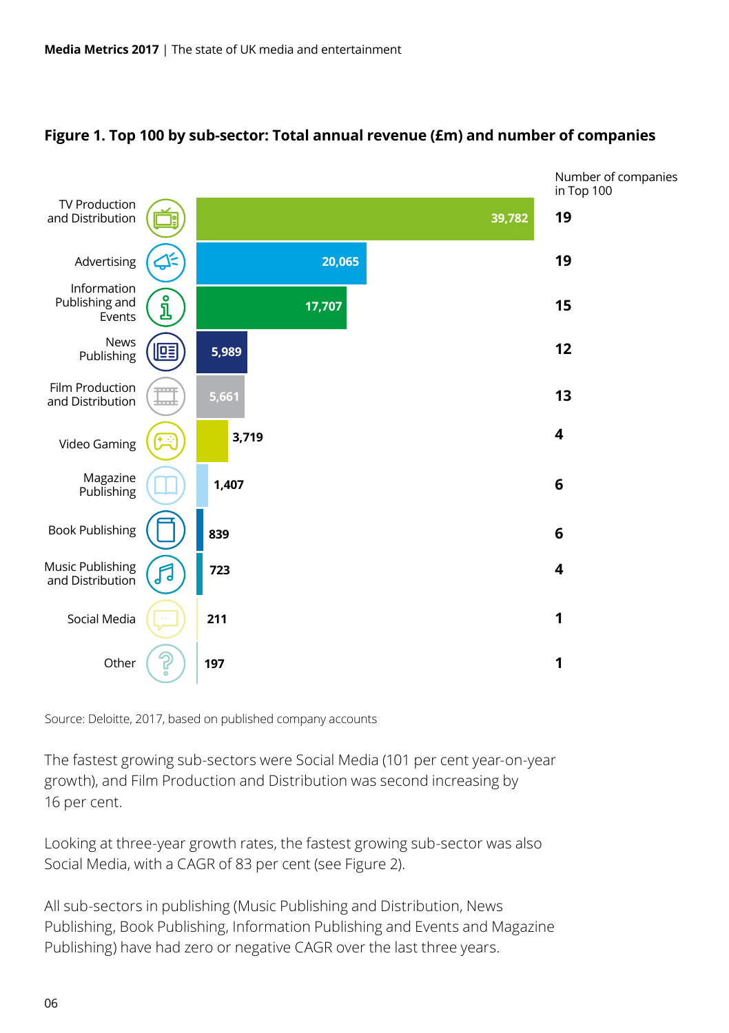## Figure 1. Top 100 by sub-sector: Total annual revenue (£m) and number of companies

| Sub-sector | Total annual revenue (£m) | Number of companies in Top 100 |
| --- | --- | --- |
| TV Production and Distribution | 39,782 | 19 |
| Advertising | 20,065 | 19 |
| Information Publishing and Events | 17,707 | 15 |
| News Publishing | 5,989 | 12 |
| Film Production and Distribution | 5,661 | 13 |
| Video Gaming | 3,719 | 4 |
| Magazine Publishing | 1,407 | 6 |
| Book Publishing | 839 | 6 |
| Music Publishing and Distribution | 723 | 4 |
| Social Media | 211 | 1 |
| Other | 197 | 1 |

Source: Deloitte, 2017, based on published company accounts

The fastest growing sub-sectors were Social Media (101 per cent year-on-year growth), and Film Production and Distribution was second increasing by 16 per cent.

Looking at three-year growth rates, the fastest growing sub-sector was also Social Media, with a CAGR of 83 per cent (see Figure 2).

All sub-sectors in publishing (Music Publishing and Distribution, News Publishing, Book Publishing, Information Publishing and Events and Magazine Publishing) have had zero or negative CAGR over the last three years.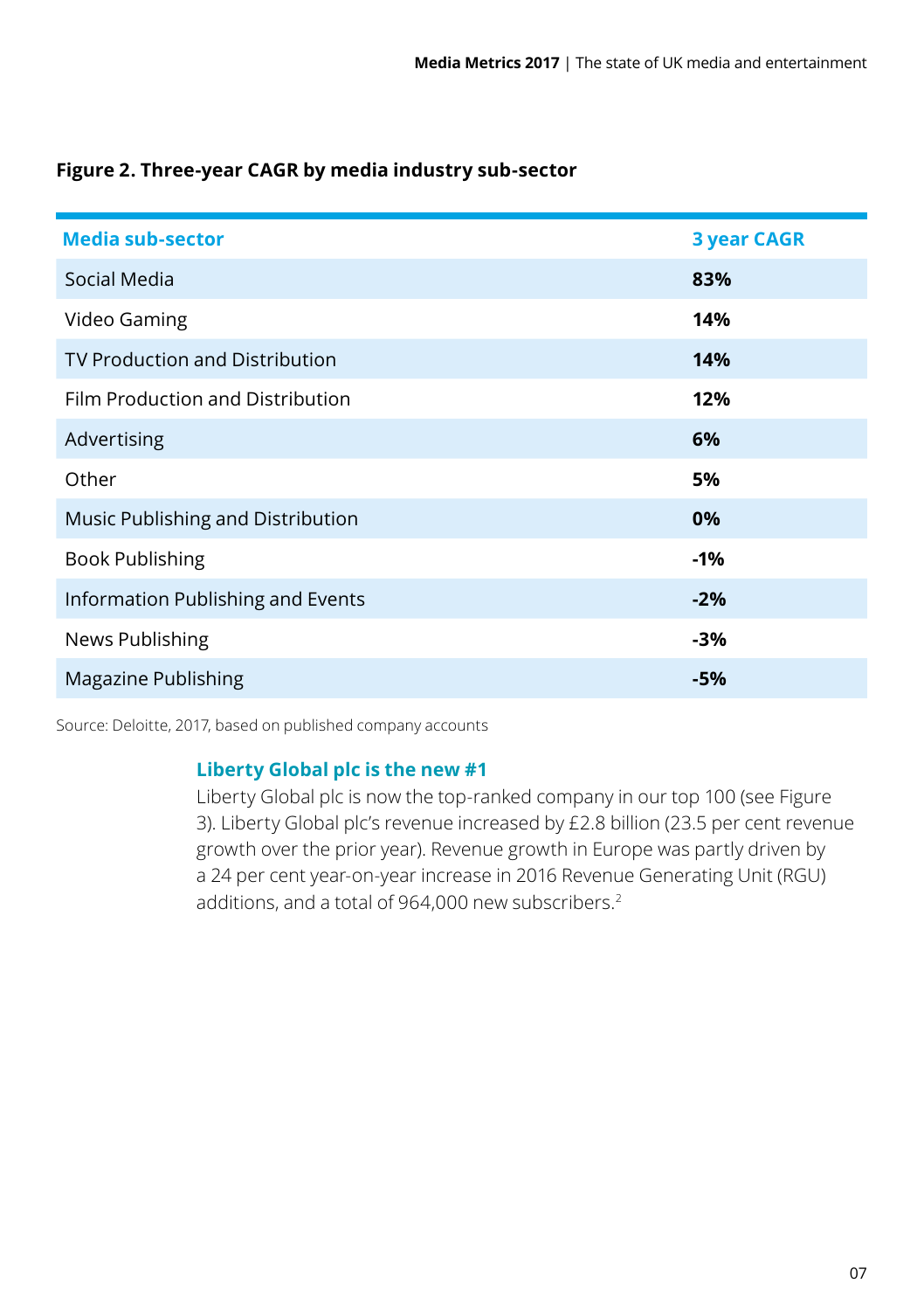**Figure 2. Three-year CAGR by media industry sub-sector**

| Media sub-sector | 3 year CAGR |
|---|---|
| Social Media | **83%** |
| Video Gaming | **14%** |
| TV Production and Distribution | **14%** |
| Film Production and Distribution | **12%** |
| Advertising | **6%** |
| Other | **5%** |
| Music Publishing and Distribution | **0%** |
| Book Publishing | **-1%** |
| Information Publishing and Events | **-2%** |
| News Publishing | **-3%** |
| Magazine Publishing | **-5%** |

Source: Deloitte, 2017, based on published company accounts

### Liberty Global plc is the new #1

Liberty Global plc is now the top-ranked company in our top 100 (see Figure 3). Liberty Global plc's revenue increased by £2.8 billion (23.5 per cent revenue growth over the prior year). Revenue growth in Europe was partly driven by a 24 per cent year-on-year increase in 2016 Revenue Generating Unit (RGU) additions, and a total of 964,000 new subscribers.[2]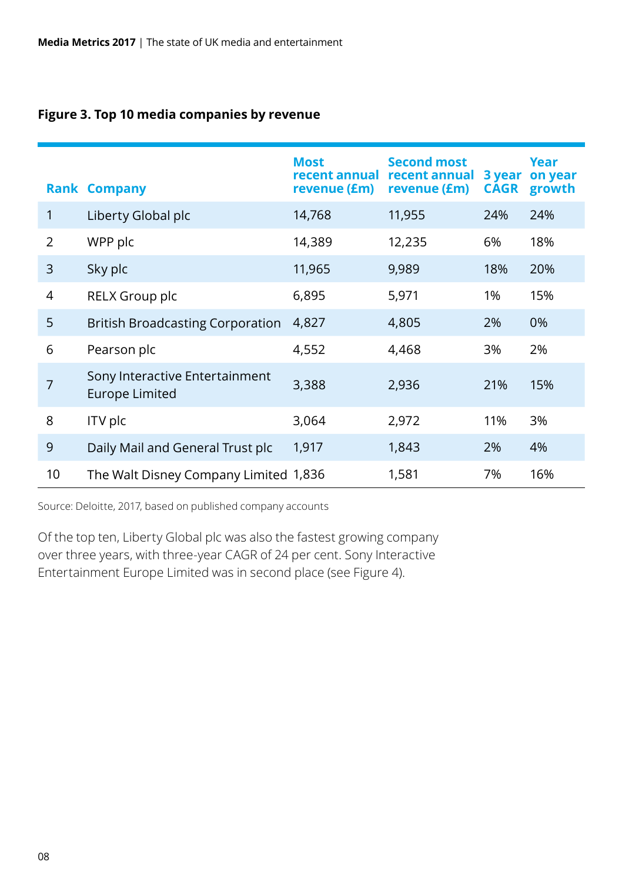**Figure 3. Top 10 media companies by revenue**

| Rank | Company | Most recent annual revenue (£m) | Second most recent annual revenue (£m) | 3 year CAGR | Year on year growth |
|---|---|---|---|---|---|
| 1 | Liberty Global plc | 14,768 | 11,955 | 24% | 24% |
| 2 | WPP plc | 14,389 | 12,235 | 6% | 18% |
| 3 | Sky plc | 11,965 | 9,989 | 18% | 20% |
| 4 | RELX Group plc | 6,895 | 5,971 | 1% | 15% |
| 5 | British Broadcasting Corporation | 4,827 | 4,805 | 2% | 0% |
| 6 | Pearson plc | 4,552 | 4,468 | 3% | 2% |
| 7 | Sony Interactive Entertainment Europe Limited | 3,388 | 2,936 | 21% | 15% |
| 8 | ITV plc | 3,064 | 2,972 | 11% | 3% |
| 9 | Daily Mail and General Trust plc | 1,917 | 1,843 | 2% | 4% |
| 10 | The Walt Disney Company Limited | 1,836 | 1,581 | 7% | 16% |

Source: Deloitte, 2017, based on published company accounts

Of the top ten, Liberty Global plc was also the fastest growing company over three years, with three-year CAGR of 24 per cent. Sony Interactive Entertainment Europe Limited was in second place (see Figure 4).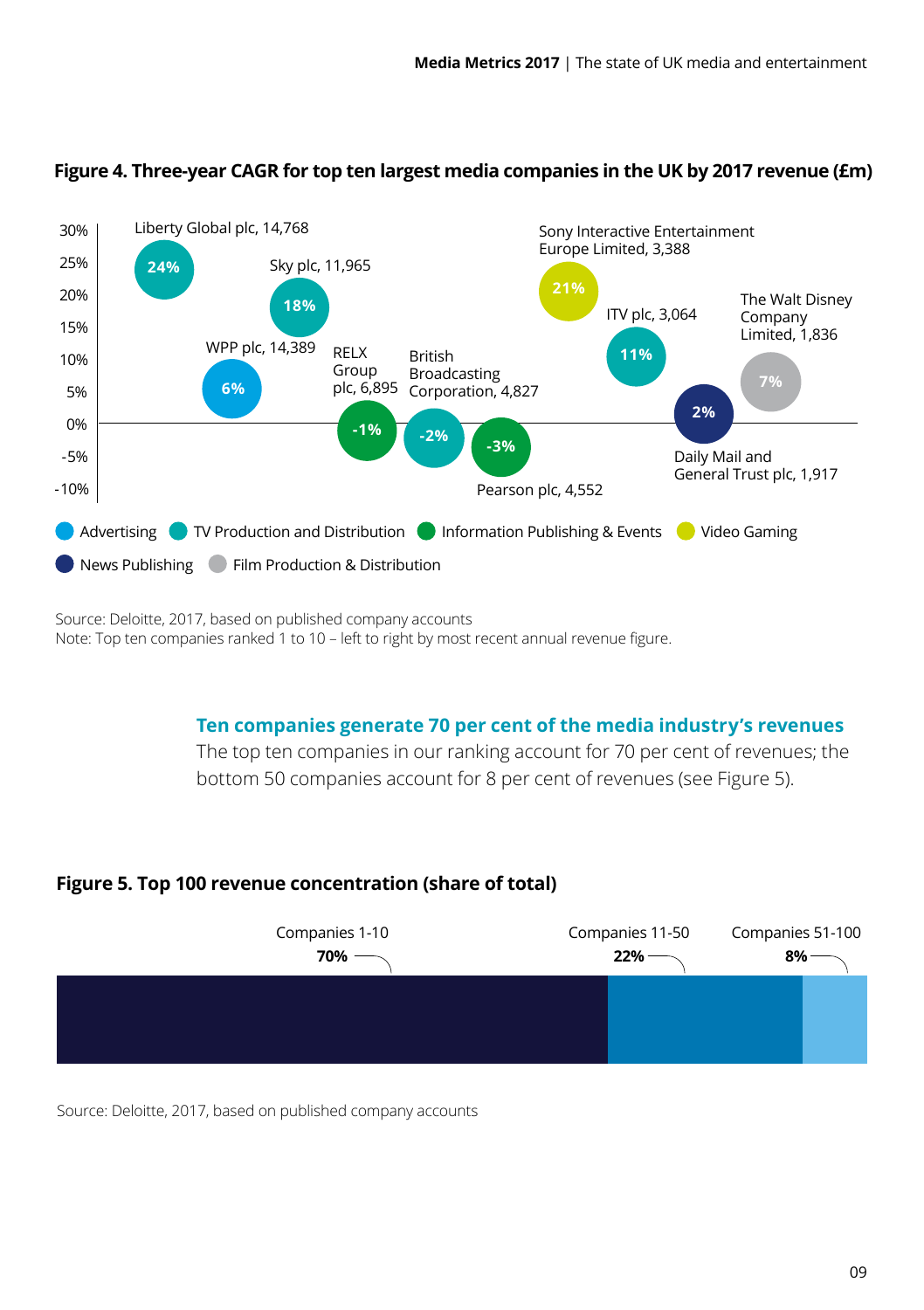## Figure 4. Three-year CAGR for top ten largest media companies in the UK by 2017 revenue (£m)

| Company | 2017 revenue (£m) | Three-year CAGR | Sector |
|---|---|---|---|
| Liberty Global plc | 14,768 | 24% | TV Production and Distribution |
| WPP plc | 14,389 | 6% | Advertising |
| Sky plc | 11,965 | 18% | TV Production and Distribution |
| RELX Group plc | 6,895 | -1% | Information Publishing & Events |
| British Broadcasting Corporation | 4,827 | -2% | TV Production and Distribution |
| Pearson plc | 4,552 | -3% | Information Publishing & Events |
| Sony Interactive Entertainment Europe Limited | 3,388 | 21% | Video Gaming |
| ITV plc | 3,064 | 11% | TV Production and Distribution |
| Daily Mail and General Trust plc | 1,917 | 2% | News Publishing |
| The Walt Disney Company Limited | 1,836 | 7% | Film Production & Distribution |

Source: Deloitte, 2017, based on published company accounts
Note: Top ten companies ranked 1 to 10 – left to right by most recent annual revenue figure.

### Ten companies generate 70 per cent of the media industry's revenues

The top ten companies in our ranking account for 70 per cent of revenues; the bottom 50 companies account for 8 per cent of revenues (see Figure 5).

## Figure 5. Top 100 revenue concentration (share of total)

| Companies 1-10 | Companies 11-50 | Companies 51-100 |
|---|---|---|
| 70% | 22% | 8% |

Source: Deloitte, 2017, based on published company accounts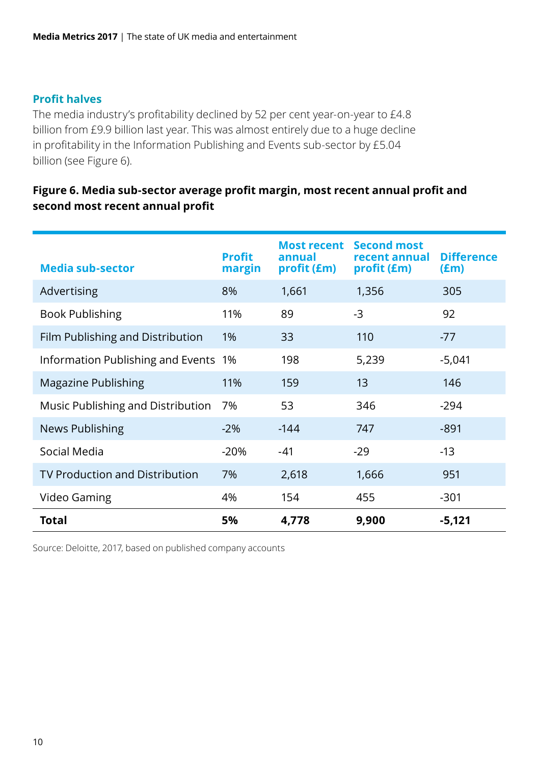## Profit halves

The media industry's profitability declined by 52 per cent year-on-year to £4.8 billion from £9.9 billion last year. This was almost entirely due to a huge decline in profitability in the Information Publishing and Events sub-sector by £5.04 billion (see Figure 6).

**Figure 6. Media sub-sector average profit margin, most recent annual profit and second most recent annual profit**

| Media sub-sector | Profit margin | Most recent annual profit (£m) | Second most recent annual profit (£m) | Difference (£m) |
|---|---|---|---|---|
| Advertising | 8% | 1,661 | 1,356 | 305 |
| Book Publishing | 11% | 89 | -3 | 92 |
| Film Publishing and Distribution | 1% | 33 | 110 | -77 |
| Information Publishing and Events | 1% | 198 | 5,239 | -5,041 |
| Magazine Publishing | 11% | 159 | 13 | 146 |
| Music Publishing and Distribution | 7% | 53 | 346 | -294 |
| News Publishing | -2% | -144 | 747 | -891 |
| Social Media | -20% | -41 | -29 | -13 |
| TV Production and Distribution | 7% | 2,618 | 1,666 | 951 |
| Video Gaming | 4% | 154 | 455 | -301 |
| **Total** | **5%** | **4,778** | **9,900** | **-5,121** |

Source: Deloitte, 2017, based on published company accounts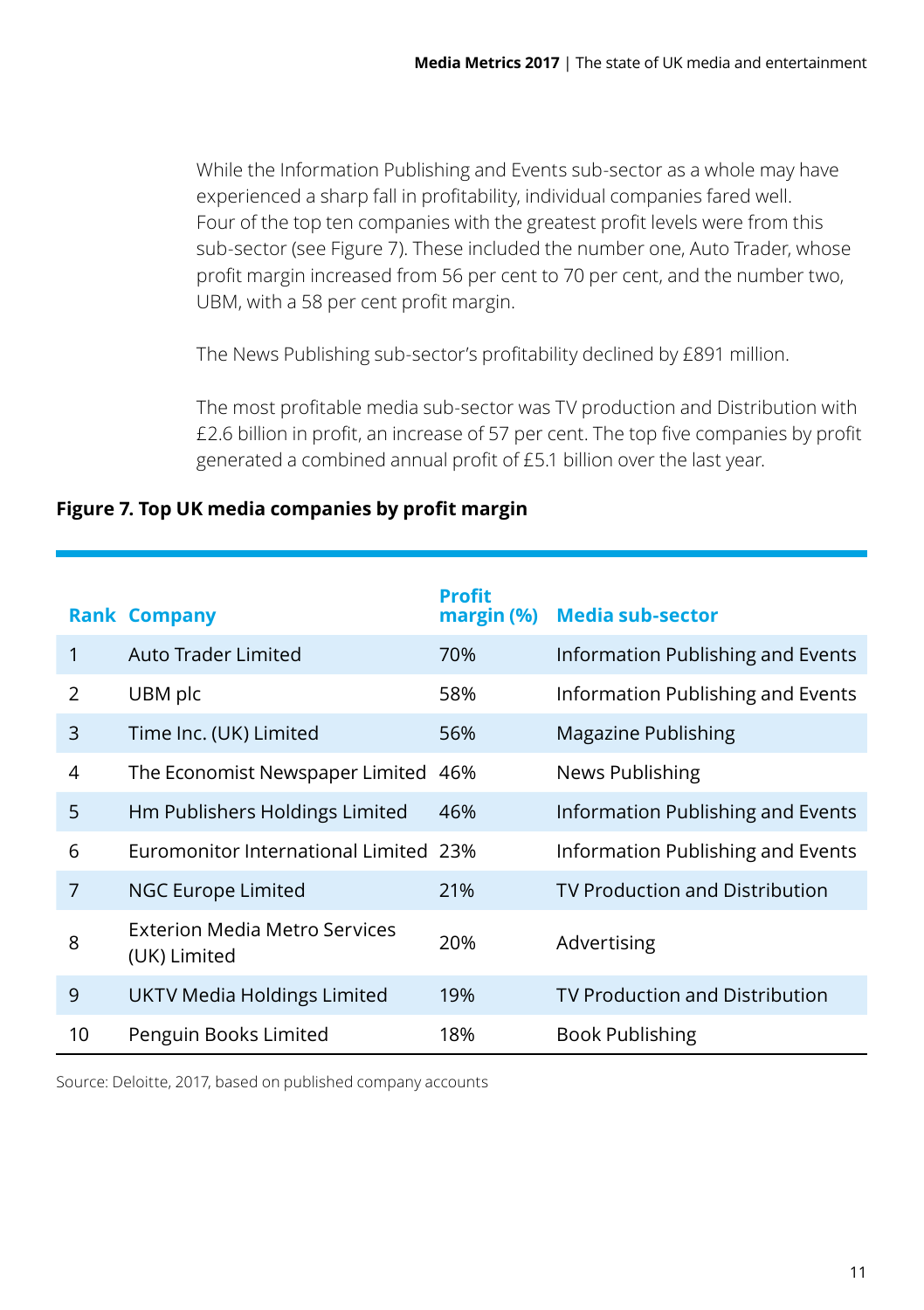While the Information Publishing and Events sub-sector as a whole may have experienced a sharp fall in profitability, individual companies fared well. Four of the top ten companies with the greatest profit levels were from this sub-sector (see Figure 7). These included the number one, Auto Trader, whose profit margin increased from 56 per cent to 70 per cent, and the number two, UBM, with a 58 per cent profit margin.

The News Publishing sub-sector's profitability declined by £891 million.

The most profitable media sub-sector was TV production and Distribution with £2.6 billion in profit, an increase of 57 per cent. The top five companies by profit generated a combined annual profit of £5.1 billion over the last year.

**Figure 7. Top UK media companies by profit margin**

| Rank | Company | Profit margin (%) | Media sub-sector |
|---|---|---|---|
| 1 | Auto Trader Limited | 70% | Information Publishing and Events |
| 2 | UBM plc | 58% | Information Publishing and Events |
| 3 | Time Inc. (UK) Limited | 56% | Magazine Publishing |
| 4 | The Economist Newspaper Limited | 46% | News Publishing |
| 5 | Hm Publishers Holdings Limited | 46% | Information Publishing and Events |
| 6 | Euromonitor International Limited | 23% | Information Publishing and Events |
| 7 | NGC Europe Limited | 21% | TV Production and Distribution |
| 8 | Exterion Media Metro Services (UK) Limited | 20% | Advertising |
| 9 | UKTV Media Holdings Limited | 19% | TV Production and Distribution |
| 10 | Penguin Books Limited | 18% | Book Publishing |

Source: Deloitte, 2017, based on published company accounts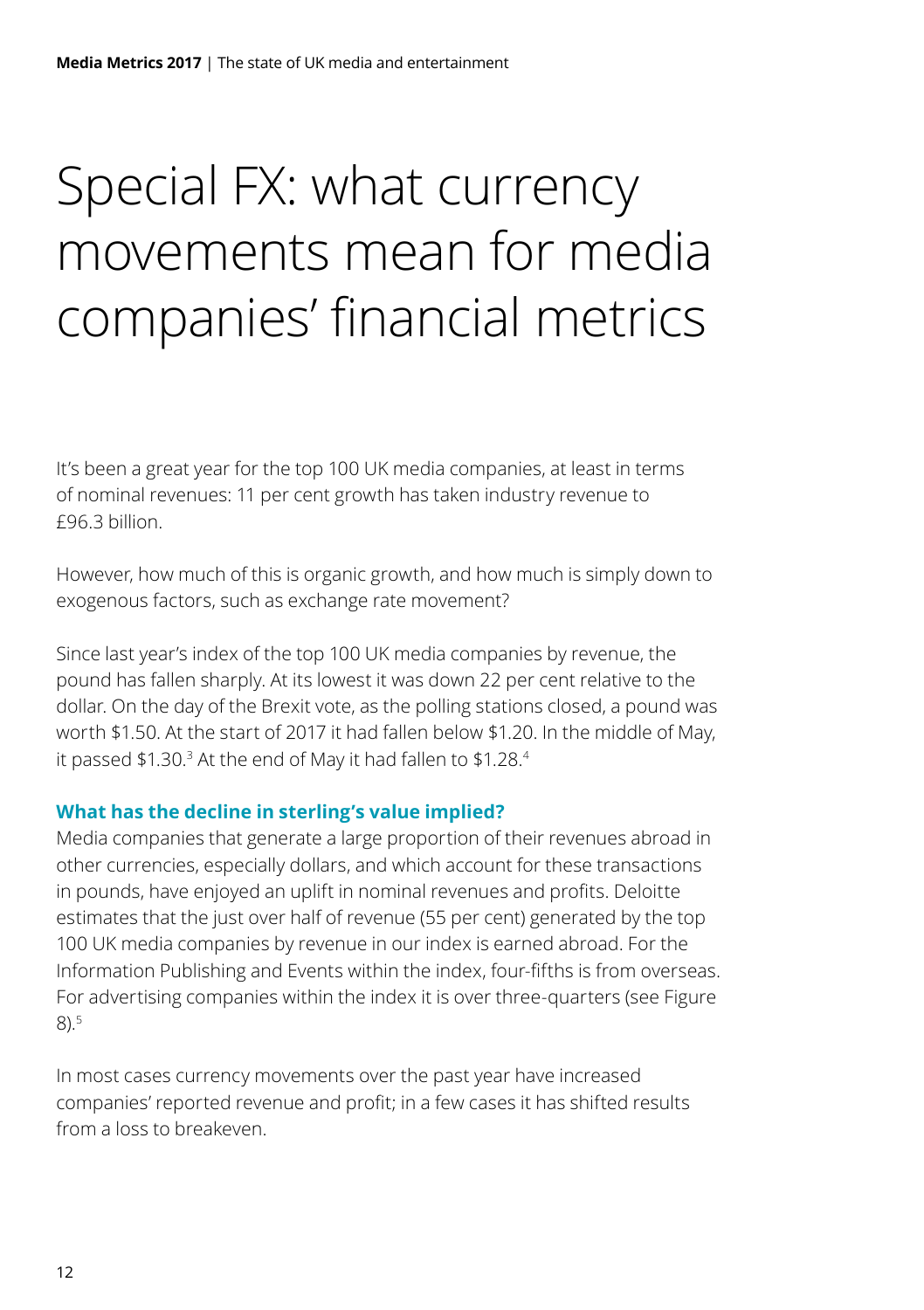# Special FX: what currency movements mean for media companies' financial metrics

It's been a great year for the top 100 UK media companies, at least in terms of nominal revenues: 11 per cent growth has taken industry revenue to £96.3 billion.

However, how much of this is organic growth, and how much is simply down to exogenous factors, such as exchange rate movement?

Since last year's index of the top 100 UK media companies by revenue, the pound has fallen sharply. At its lowest it was down 22 per cent relative to the dollar. On the day of the Brexit vote, as the polling stations closed, a pound was worth $1.50. At the start of 2017 it had fallen below $1.20. In the middle of May, it passed $1.30.[3] At the end of May it had fallen to $1.28.[4]

### What has the decline in sterling's value implied?

Media companies that generate a large proportion of their revenues abroad in other currencies, especially dollars, and which account for these transactions in pounds, have enjoyed an uplift in nominal revenues and profits. Deloitte estimates that the just over half of revenue (55 per cent) generated by the top 100 UK media companies by revenue in our index is earned abroad. For the Information Publishing and Events within the index, four-fifths is from overseas. For advertising companies within the index it is over three-quarters (see Figure 8).[5]

In most cases currency movements over the past year have increased companies' reported revenue and profit; in a few cases it has shifted results from a loss to breakeven.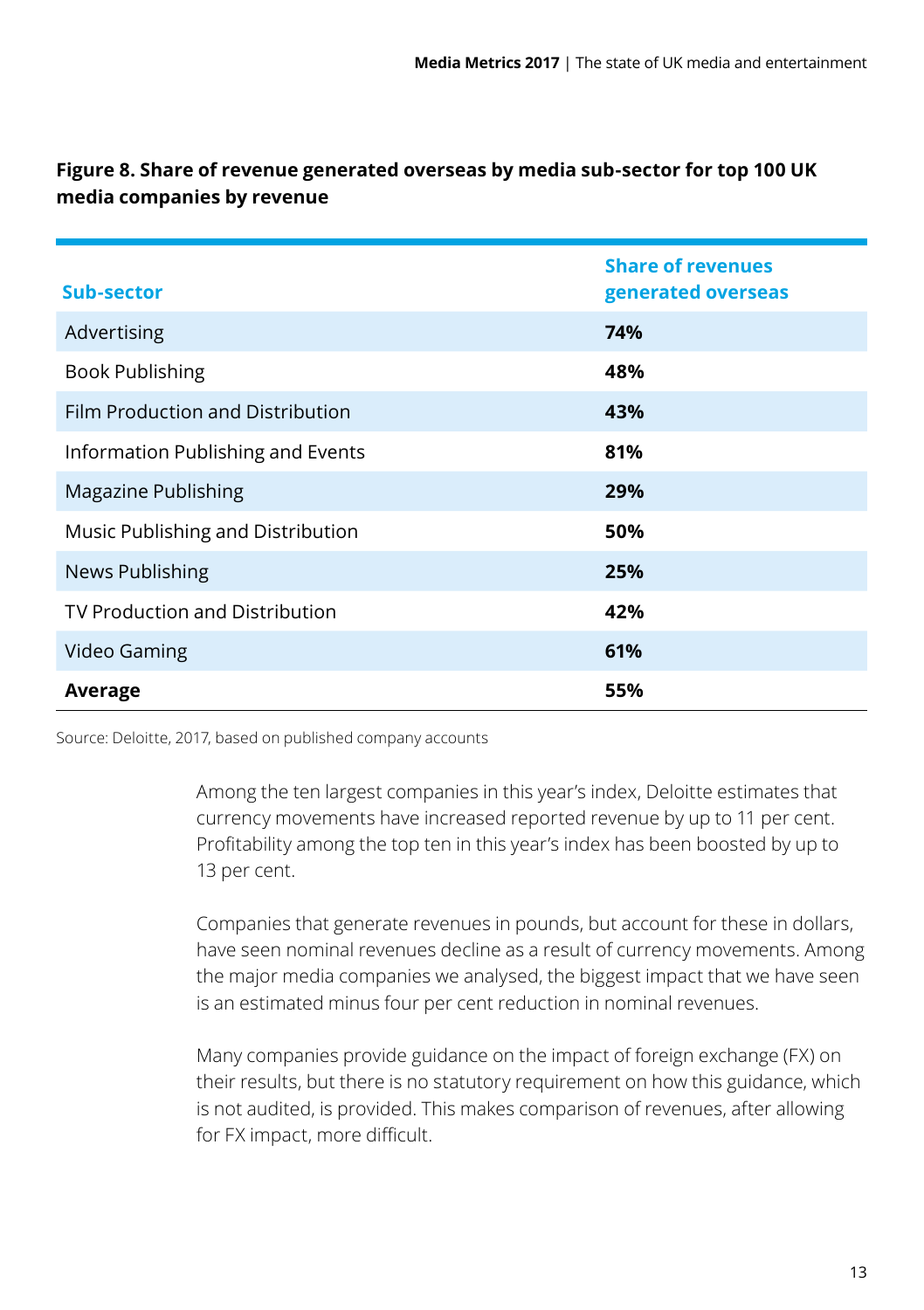**Figure 8. Share of revenue generated overseas by media sub-sector for top 100 UK media companies by revenue**

| Sub-sector | Share of revenues generated overseas |
|---|---|
| Advertising | **74%** |
| Book Publishing | **48%** |
| Film Production and Distribution | **43%** |
| Information Publishing and Events | **81%** |
| Magazine Publishing | **29%** |
| Music Publishing and Distribution | **50%** |
| News Publishing | **25%** |
| TV Production and Distribution | **42%** |
| Video Gaming | **61%** |
| **Average** | **55%** |

Source: Deloitte, 2017, based on published company accounts

Among the ten largest companies in this year's index, Deloitte estimates that currency movements have increased reported revenue by up to 11 per cent. Profitability among the top ten in this year's index has been boosted by up to 13 per cent.

Companies that generate revenues in pounds, but account for these in dollars, have seen nominal revenues decline as a result of currency movements. Among the major media companies we analysed, the biggest impact that we have seen is an estimated minus four per cent reduction in nominal revenues.

Many companies provide guidance on the impact of foreign exchange (FX) on their results, but there is no statutory requirement on how this guidance, which is not audited, is provided. This makes comparison of revenues, after allowing for FX impact, more difficult.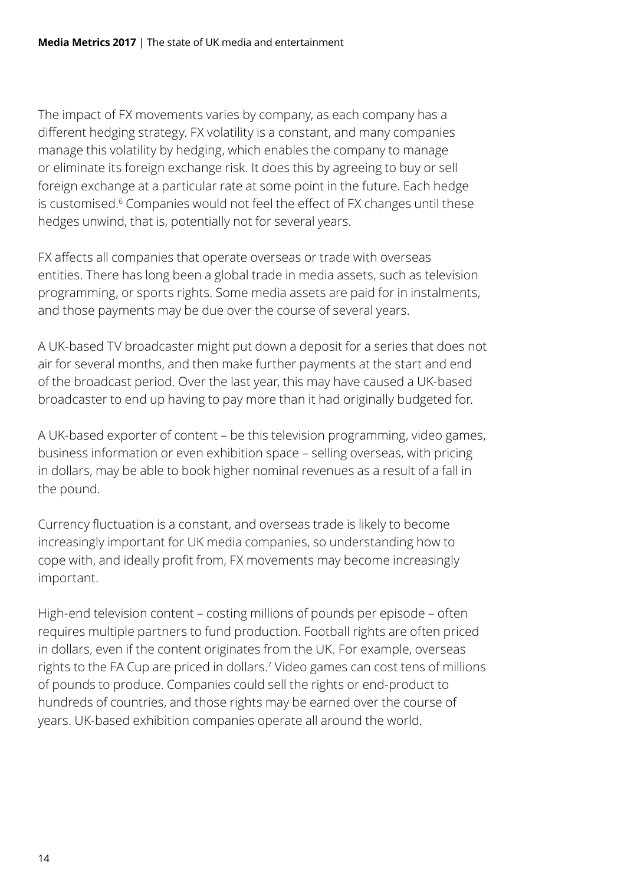The impact of FX movements varies by company, as each company has a different hedging strategy. FX volatility is a constant, and many companies manage this volatility by hedging, which enables the company to manage or eliminate its foreign exchange risk. It does this by agreeing to buy or sell foreign exchange at a particular rate at some point in the future. Each hedge is customised.[6] Companies would not feel the effect of FX changes until these hedges unwind, that is, potentially not for several years.

FX affects all companies that operate overseas or trade with overseas entities. There has long been a global trade in media assets, such as television programming, or sports rights. Some media assets are paid for in instalments, and those payments may be due over the course of several years.

A UK-based TV broadcaster might put down a deposit for a series that does not air for several months, and then make further payments at the start and end of the broadcast period. Over the last year, this may have caused a UK-based broadcaster to end up having to pay more than it had originally budgeted for.

A UK-based exporter of content – be this television programming, video games, business information or even exhibition space – selling overseas, with pricing in dollars, may be able to book higher nominal revenues as a result of a fall in the pound.

Currency fluctuation is a constant, and overseas trade is likely to become increasingly important for UK media companies, so understanding how to cope with, and ideally profit from, FX movements may become increasingly important.

High-end television content – costing millions of pounds per episode – often requires multiple partners to fund production. Football rights are often priced in dollars, even if the content originates from the UK. For example, overseas rights to the FA Cup are priced in dollars.[7] Video games can cost tens of millions of pounds to produce. Companies could sell the rights or end-product to hundreds of countries, and those rights may be earned over the course of years. UK-based exhibition companies operate all around the world.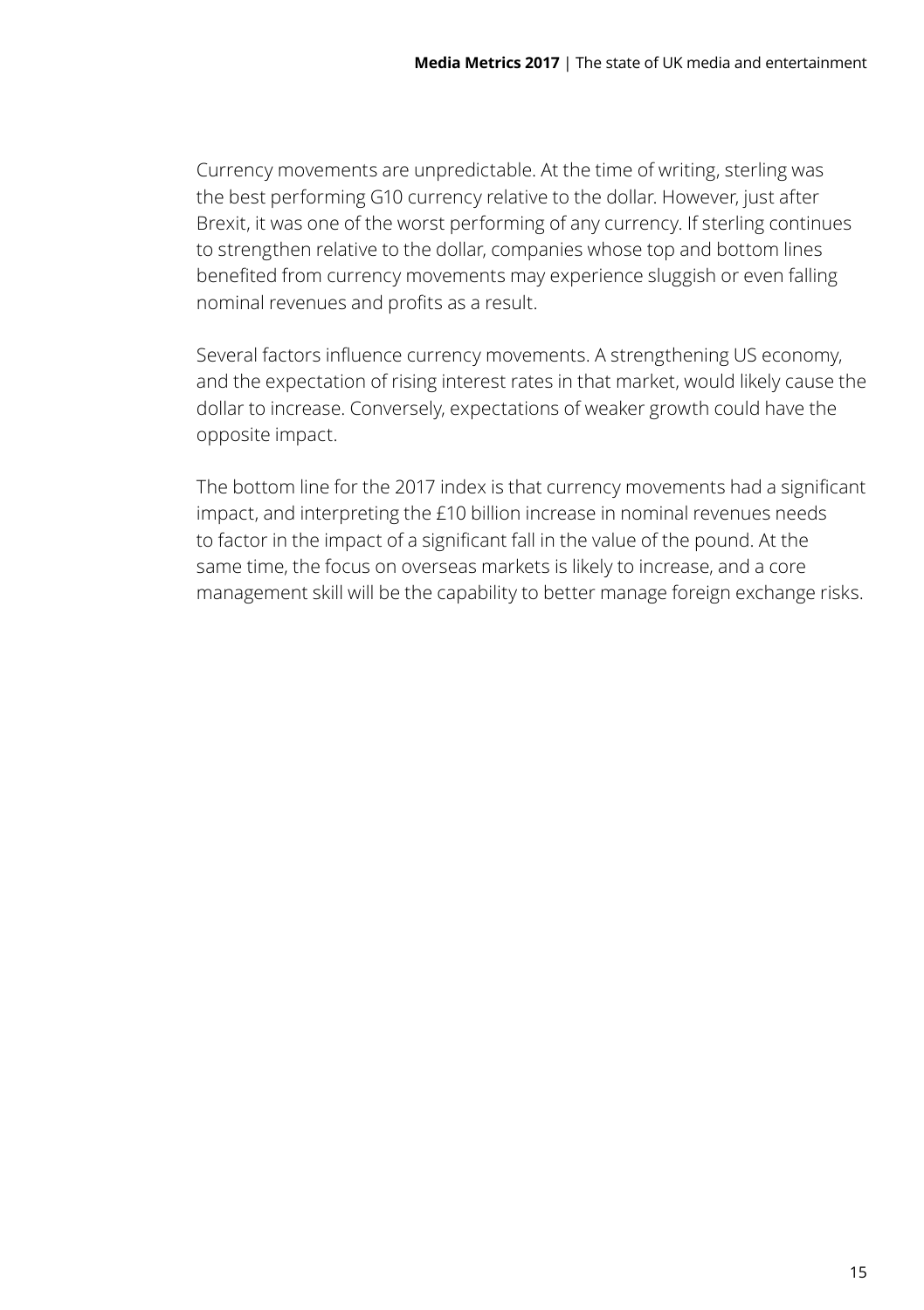Currency movements are unpredictable. At the time of writing, sterling was the best performing G10 currency relative to the dollar. However, just after Brexit, it was one of the worst performing of any currency. If sterling continues to strengthen relative to the dollar, companies whose top and bottom lines benefited from currency movements may experience sluggish or even falling nominal revenues and profits as a result.

Several factors influence currency movements. A strengthening US economy, and the expectation of rising interest rates in that market, would likely cause the dollar to increase. Conversely, expectations of weaker growth could have the opposite impact.

The bottom line for the 2017 index is that currency movements had a significant impact, and interpreting the £10 billion increase in nominal revenues needs to factor in the impact of a significant fall in the value of the pound. At the same time, the focus on overseas markets is likely to increase, and a core management skill will be the capability to better manage foreign exchange risks.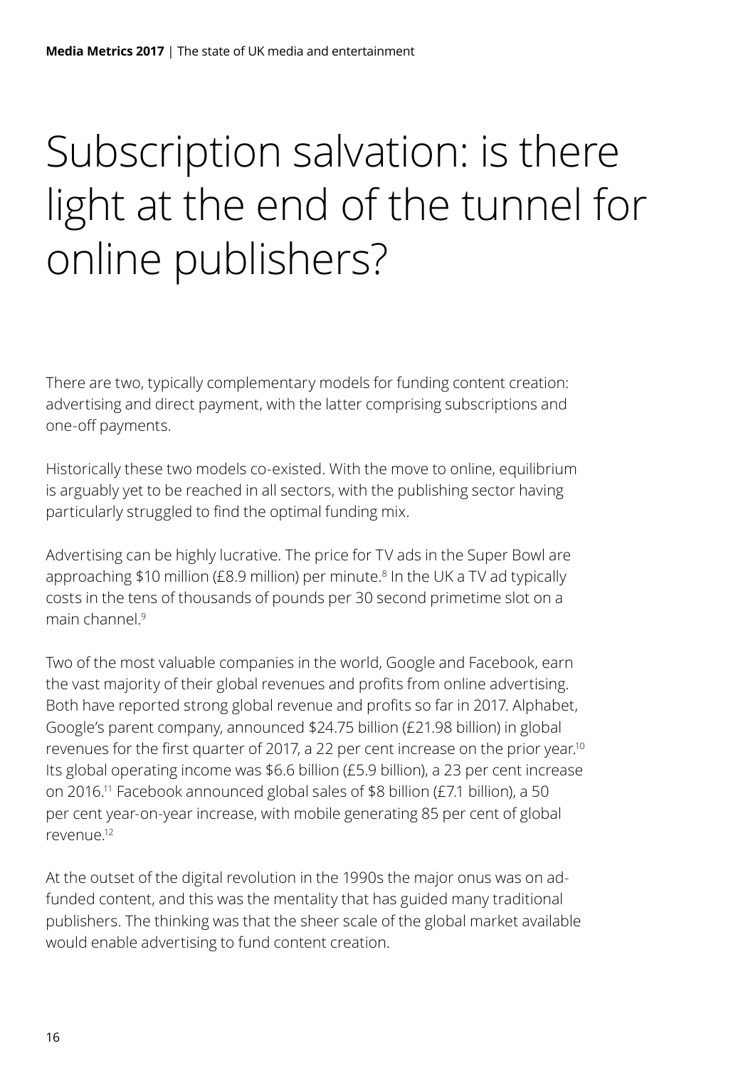# Subscription salvation: is there light at the end of the tunnel for online publishers?

There are two, typically complementary models for funding content creation: advertising and direct payment, with the latter comprising subscriptions and one-off payments.

Historically these two models co-existed. With the move to online, equilibrium is arguably yet to be reached in all sectors, with the publishing sector having particularly struggled to find the optimal funding mix.

Advertising can be highly lucrative. The price for TV ads in the Super Bowl are approaching $10 million (£8.9 million) per minute.[8] In the UK a TV ad typically costs in the tens of thousands of pounds per 30 second primetime slot on a main channel.[9]

Two of the most valuable companies in the world, Google and Facebook, earn the vast majority of their global revenues and profits from online advertising. Both have reported strong global revenue and profits so far in 2017. Alphabet, Google's parent company, announced $24.75 billion (£21.98 billion) in global revenues for the first quarter of 2017, a 22 per cent increase on the prior year.[10] Its global operating income was $6.6 billion (£5.9 billion), a 23 per cent increase on 2016.[11] Facebook announced global sales of $8 billion (£7.1 billion), a 50 per cent year-on-year increase, with mobile generating 85 per cent of global revenue.[12]

At the outset of the digital revolution in the 1990s the major onus was on ad-funded content, and this was the mentality that has guided many traditional publishers. The thinking was that the sheer scale of the global market available would enable advertising to fund content creation.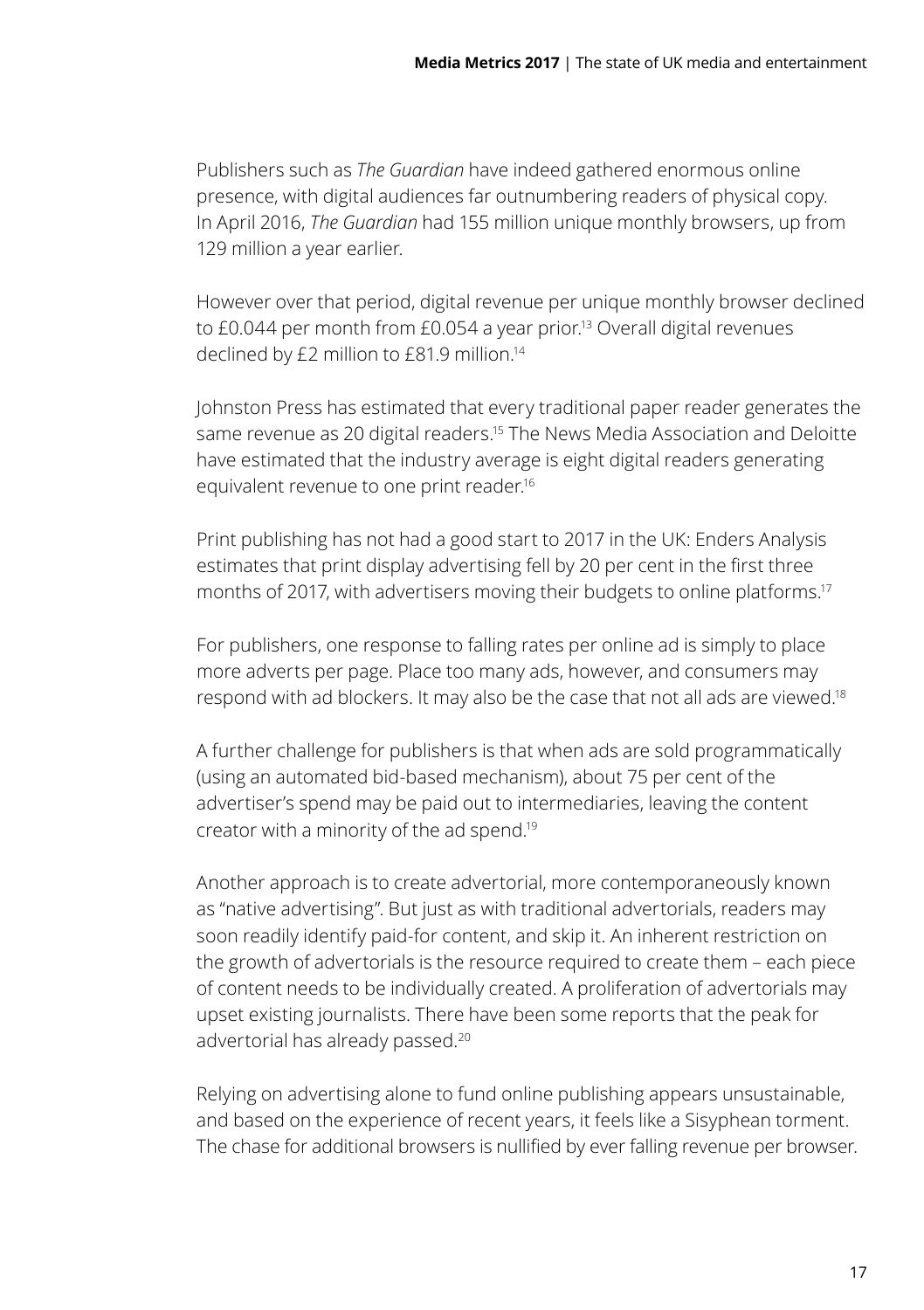Publishers such as *The Guardian* have indeed gathered enormous online presence, with digital audiences far outnumbering readers of physical copy. In April 2016, *The Guardian* had 155 million unique monthly browsers, up from 129 million a year earlier.

However over that period, digital revenue per unique monthly browser declined to £0.044 per month from £0.054 a year prior.[13] Overall digital revenues declined by £2 million to £81.9 million.[14]

Johnston Press has estimated that every traditional paper reader generates the same revenue as 20 digital readers.[15] The News Media Association and Deloitte have estimated that the industry average is eight digital readers generating equivalent revenue to one print reader.[16]

Print publishing has not had a good start to 2017 in the UK: Enders Analysis estimates that print display advertising fell by 20 per cent in the first three months of 2017, with advertisers moving their budgets to online platforms.[17]

For publishers, one response to falling rates per online ad is simply to place more adverts per page. Place too many ads, however, and consumers may respond with ad blockers. It may also be the case that not all ads are viewed.[18]

A further challenge for publishers is that when ads are sold programmatically (using an automated bid-based mechanism), about 75 per cent of the advertiser's spend may be paid out to intermediaries, leaving the content creator with a minority of the ad spend.[19]

Another approach is to create advertorial, more contemporaneously known as "native advertising". But just as with traditional advertorials, readers may soon readily identify paid-for content, and skip it. An inherent restriction on the growth of advertorials is the resource required to create them – each piece of content needs to be individually created. A proliferation of advertorials may upset existing journalists. There have been some reports that the peak for advertorial has already passed.[20]

Relying on advertising alone to fund online publishing appears unsustainable, and based on the experience of recent years, it feels like a Sisyphean torment. The chase for additional browsers is nullified by ever falling revenue per browser.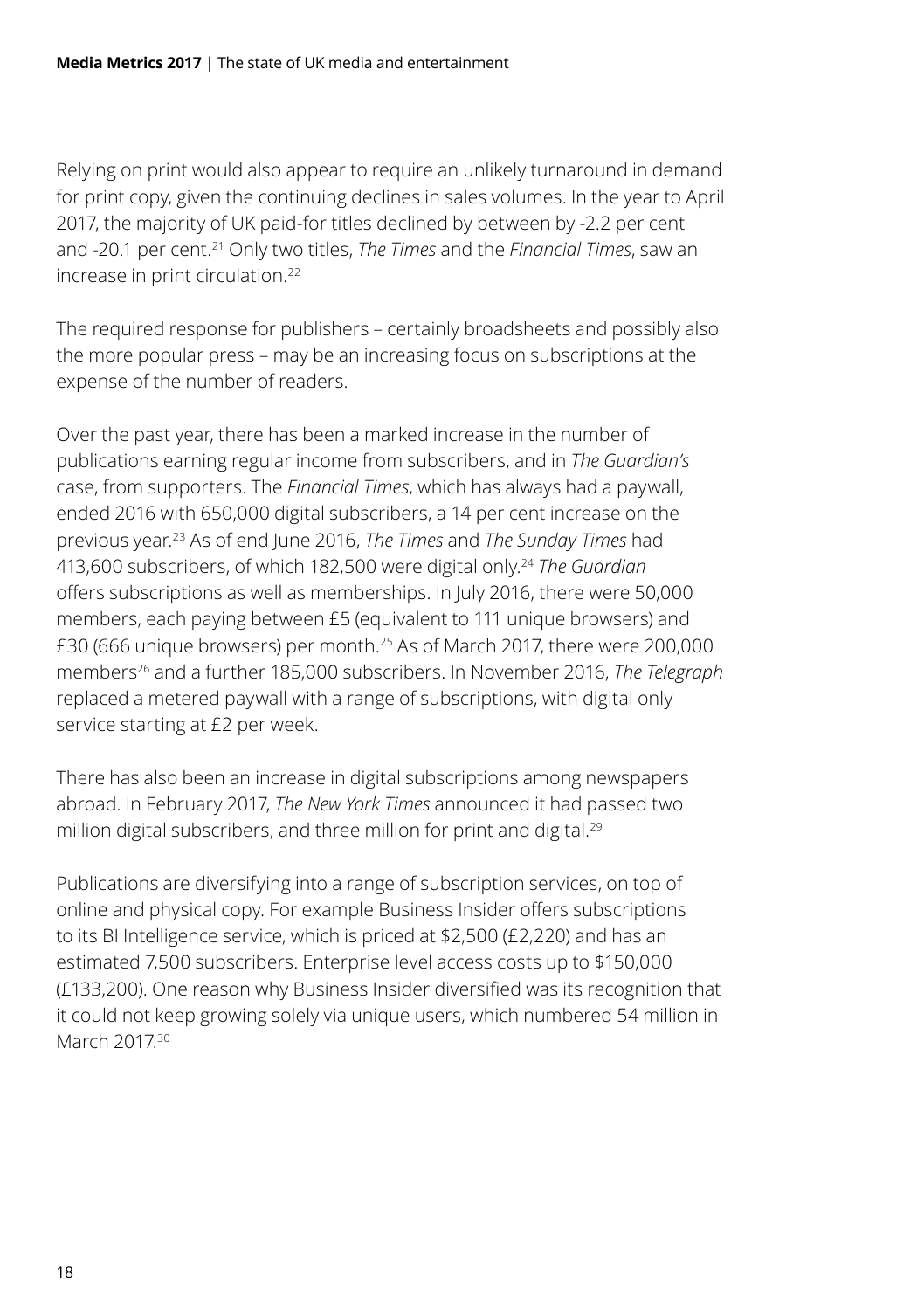Relying on print would also appear to require an unlikely turnaround in demand for print copy, given the continuing declines in sales volumes. In the year to April 2017, the majority of UK paid-for titles declined by between by -2.2 per cent and -20.1 per cent.[21] Only two titles, *The Times* and the *Financial Times*, saw an increase in print circulation.[22]

The required response for publishers – certainly broadsheets and possibly also the more popular press – may be an increasing focus on subscriptions at the expense of the number of readers.

Over the past year, there has been a marked increase in the number of publications earning regular income from subscribers, and in *The Guardian's* case, from supporters. The *Financial Times*, which has always had a paywall, ended 2016 with 650,000 digital subscribers, a 14 per cent increase on the previous year.[23] As of end June 2016, *The Times* and *The Sunday Times* had 413,600 subscribers, of which 182,500 were digital only.[24] *The Guardian* offers subscriptions as well as memberships. In July 2016, there were 50,000 members, each paying between £5 (equivalent to 111 unique browsers) and £30 (666 unique browsers) per month.[25] As of March 2017, there were 200,000 members[26] and a further 185,000 subscribers. In November 2016, *The Telegraph* replaced a metered paywall with a range of subscriptions, with digital only service starting at £2 per week.

There has also been an increase in digital subscriptions among newspapers abroad. In February 2017, *The New York Times* announced it had passed two million digital subscribers, and three million for print and digital.[29]

Publications are diversifying into a range of subscription services, on top of online and physical copy. For example Business Insider offers subscriptions to its BI Intelligence service, which is priced at $2,500 (£2,220) and has an estimated 7,500 subscribers. Enterprise level access costs up to $150,000 (£133,200). One reason why Business Insider diversified was its recognition that it could not keep growing solely via unique users, which numbered 54 million in March 2017.[30]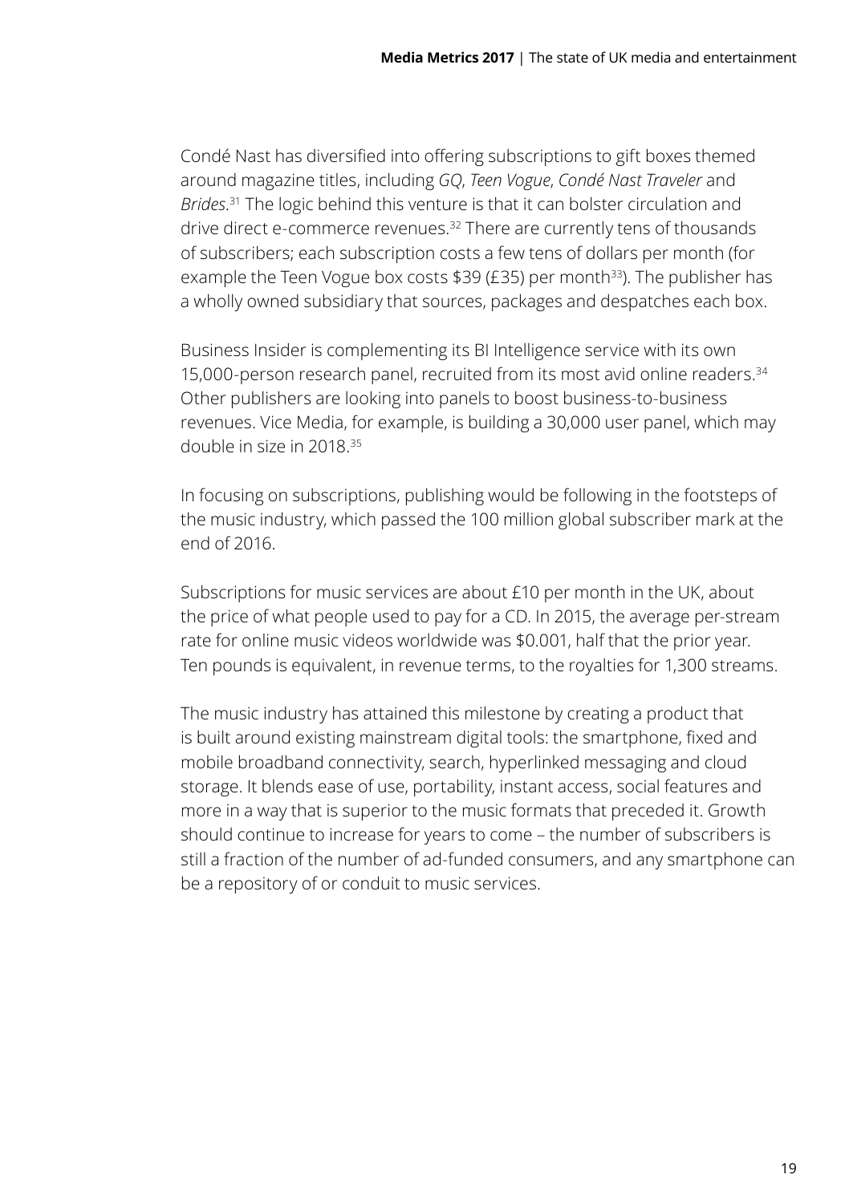Condé Nast has diversified into offering subscriptions to gift boxes themed around magazine titles, including *GQ*, *Teen Vogue*, *Condé Nast Traveler* and *Brides*.[31] The logic behind this venture is that it can bolster circulation and drive direct e-commerce revenues.[32] There are currently tens of thousands of subscribers; each subscription costs a few tens of dollars per month (for example the Teen Vogue box costs $39 (£35) per month[33]). The publisher has a wholly owned subsidiary that sources, packages and despatches each box.

Business Insider is complementing its BI Intelligence service with its own 15,000-person research panel, recruited from its most avid online readers.[34] Other publishers are looking into panels to boost business-to-business revenues. Vice Media, for example, is building a 30,000 user panel, which may double in size in 2018.[35]

In focusing on subscriptions, publishing would be following in the footsteps of the music industry, which passed the 100 million global subscriber mark at the end of 2016.

Subscriptions for music services are about £10 per month in the UK, about the price of what people used to pay for a CD. In 2015, the average per-stream rate for online music videos worldwide was $0.001, half that the prior year. Ten pounds is equivalent, in revenue terms, to the royalties for 1,300 streams.

The music industry has attained this milestone by creating a product that is built around existing mainstream digital tools: the smartphone, fixed and mobile broadband connectivity, search, hyperlinked messaging and cloud storage. It blends ease of use, portability, instant access, social features and more in a way that is superior to the music formats that preceded it. Growth should continue to increase for years to come – the number of subscribers is still a fraction of the number of ad-funded consumers, and any smartphone can be a repository of or conduit to music services.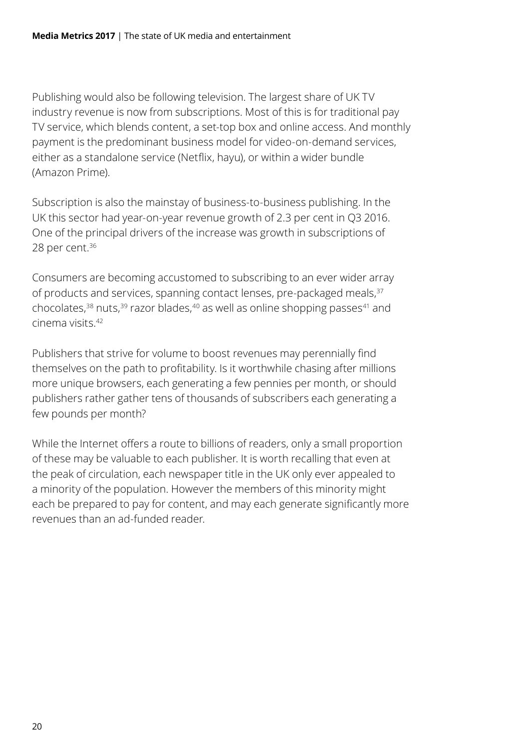Publishing would also be following television. The largest share of UK TV industry revenue is now from subscriptions. Most of this is for traditional pay TV service, which blends content, a set-top box and online access. And monthly payment is the predominant business model for video-on-demand services, either as a standalone service (Netflix, hayu), or within a wider bundle (Amazon Prime).

Subscription is also the mainstay of business-to-business publishing. In the UK this sector had year-on-year revenue growth of 2.3 per cent in Q3 2016. One of the principal drivers of the increase was growth in subscriptions of 28 per cent.[36]

Consumers are becoming accustomed to subscribing to an ever wider array of products and services, spanning contact lenses, pre-packaged meals,[37] chocolates,[38] nuts,[39] razor blades,[40] as well as online shopping passes[41] and cinema visits.[42]

Publishers that strive for volume to boost revenues may perennially find themselves on the path to profitability. Is it worthwhile chasing after millions more unique browsers, each generating a few pennies per month, or should publishers rather gather tens of thousands of subscribers each generating a few pounds per month?

While the Internet offers a route to billions of readers, only a small proportion of these may be valuable to each publisher. It is worth recalling that even at the peak of circulation, each newspaper title in the UK only ever appealed to a minority of the population. However the members of this minority might each be prepared to pay for content, and may each generate significantly more revenues than an ad-funded reader.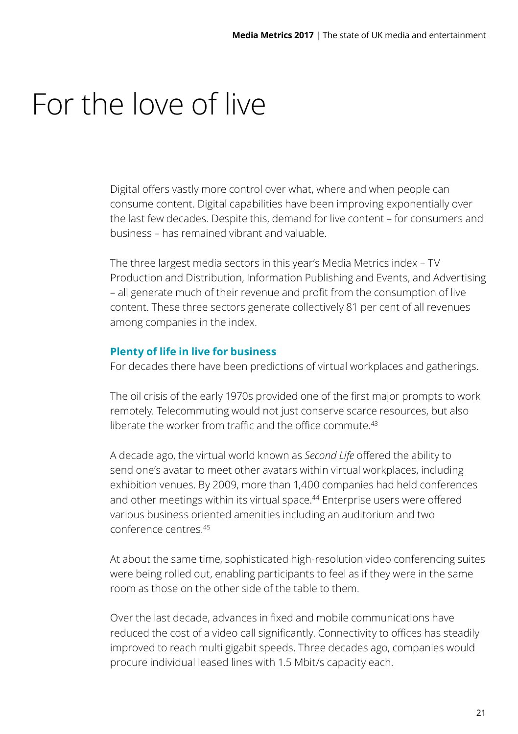# For the love of live

Digital offers vastly more control over what, where and when people can consume content. Digital capabilities have been improving exponentially over the last few decades. Despite this, demand for live content – for consumers and business – has remained vibrant and valuable.

The three largest media sectors in this year's Media Metrics index – TV Production and Distribution, Information Publishing and Events, and Advertising – all generate much of their revenue and profit from the consumption of live content. These three sectors generate collectively 81 per cent of all revenues among companies in the index.

### Plenty of life in live for business

For decades there have been predictions of virtual workplaces and gatherings.

The oil crisis of the early 1970s provided one of the first major prompts to work remotely. Telecommuting would not just conserve scarce resources, but also liberate the worker from traffic and the office commute.[43]

A decade ago, the virtual world known as *Second Life* offered the ability to send one's avatar to meet other avatars within virtual workplaces, including exhibition venues. By 2009, more than 1,400 companies had held conferences and other meetings within its virtual space.[44] Enterprise users were offered various business oriented amenities including an auditorium and two conference centres.[45]

At about the same time, sophisticated high-resolution video conferencing suites were being rolled out, enabling participants to feel as if they were in the same room as those on the other side of the table to them.

Over the last decade, advances in fixed and mobile communications have reduced the cost of a video call significantly. Connectivity to offices has steadily improved to reach multi gigabit speeds. Three decades ago, companies would procure individual leased lines with 1.5 Mbit/s capacity each.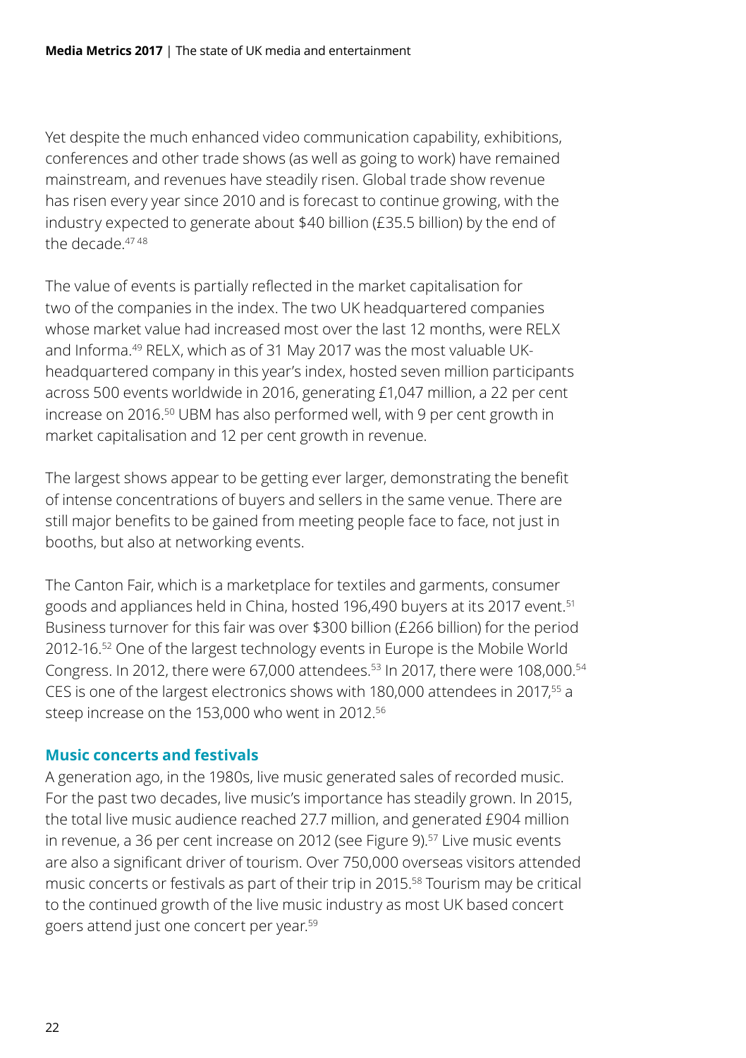Yet despite the much enhanced video communication capability, exhibitions, conferences and other trade shows (as well as going to work) have remained mainstream, and revenues have steadily risen. Global trade show revenue has risen every year since 2010 and is forecast to continue growing, with the industry expected to generate about $40 billion (£35.5 billion) by the end of the decade.[47 48]

The value of events is partially reflected in the market capitalisation for two of the companies in the index. The two UK headquartered companies whose market value had increased most over the last 12 months, were RELX and Informa.[49] RELX, which as of 31 May 2017 was the most valuable UK-headquartered company in this year's index, hosted seven million participants across 500 events worldwide in 2016, generating £1,047 million, a 22 per cent increase on 2016.[50] UBM has also performed well, with 9 per cent growth in market capitalisation and 12 per cent growth in revenue.

The largest shows appear to be getting ever larger, demonstrating the benefit of intense concentrations of buyers and sellers in the same venue. There are still major benefits to be gained from meeting people face to face, not just in booths, but also at networking events.

The Canton Fair, which is a marketplace for textiles and garments, consumer goods and appliances held in China, hosted 196,490 buyers at its 2017 event.[51] Business turnover for this fair was over $300 billion (£266 billion) for the period 2012-16.[52] One of the largest technology events in Europe is the Mobile World Congress. In 2012, there were 67,000 attendees.[53] In 2017, there were 108,000.[54] CES is one of the largest electronics shows with 180,000 attendees in 2017,[55] a steep increase on the 153,000 who went in 2012.[56]

### Music concerts and festivals

A generation ago, in the 1980s, live music generated sales of recorded music. For the past two decades, live music's importance has steadily grown. In 2015, the total live music audience reached 27.7 million, and generated £904 million in revenue, a 36 per cent increase on 2012 (see Figure 9).[57] Live music events are also a significant driver of tourism. Over 750,000 overseas visitors attended music concerts or festivals as part of their trip in 2015.[58] Tourism may be critical to the continued growth of the live music industry as most UK based concert goers attend just one concert per year.[59]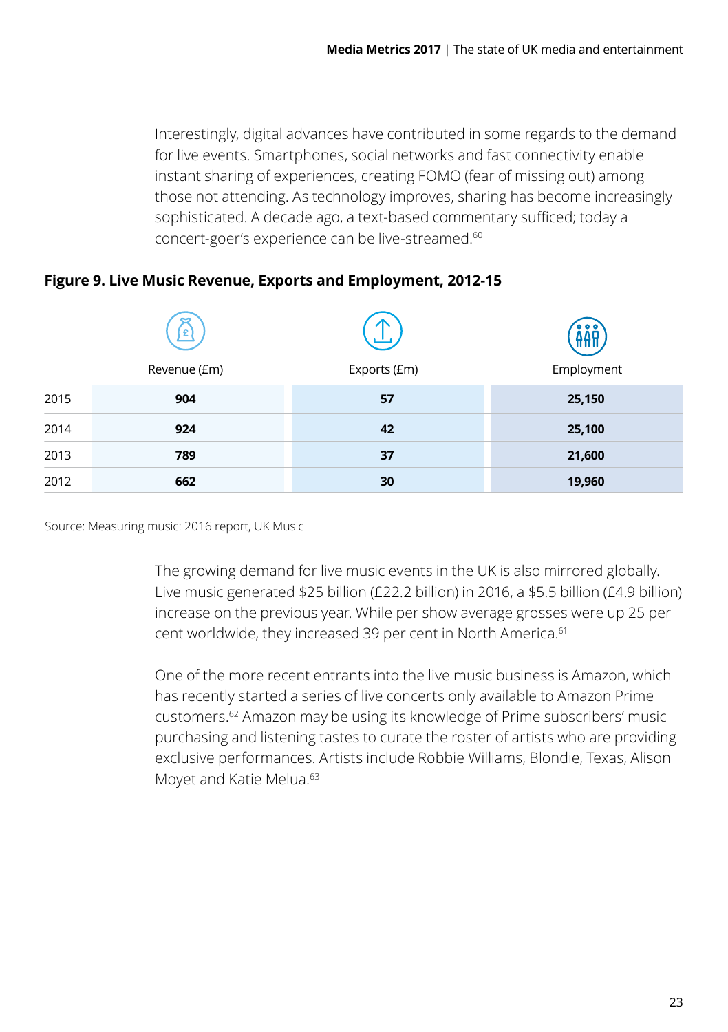Interestingly, digital advances have contributed in some regards to the demand for live events. Smartphones, social networks and fast connectivity enable instant sharing of experiences, creating FOMO (fear of missing out) among those not attending. As technology improves, sharing has become increasingly sophisticated. A decade ago, a text-based commentary sufficed; today a concert-goer's experience can be live-streamed.[60]

**Figure 9. Live Music Revenue, Exports and Employment, 2012-15**

| | Revenue (£m) | Exports (£m) | Employment |
|---|---|---|---|
| 2015 | **904** | **57** | **25,150** |
| 2014 | **924** | **42** | **25,100** |
| 2013 | **789** | **37** | **21,600** |
| 2012 | **662** | **30** | **19,960** |

Source: Measuring music: 2016 report, UK Music

The growing demand for live music events in the UK is also mirrored globally. Live music generated $25 billion (£22.2 billion) in 2016, a $5.5 billion (£4.9 billion) increase on the previous year. While per show average grosses were up 25 per cent worldwide, they increased 39 per cent in North America.[61]

One of the more recent entrants into the live music business is Amazon, which has recently started a series of live concerts only available to Amazon Prime customers.[62] Amazon may be using its knowledge of Prime subscribers' music purchasing and listening tastes to curate the roster of artists who are providing exclusive performances. Artists include Robbie Williams, Blondie, Texas, Alison Moyet and Katie Melua.[63]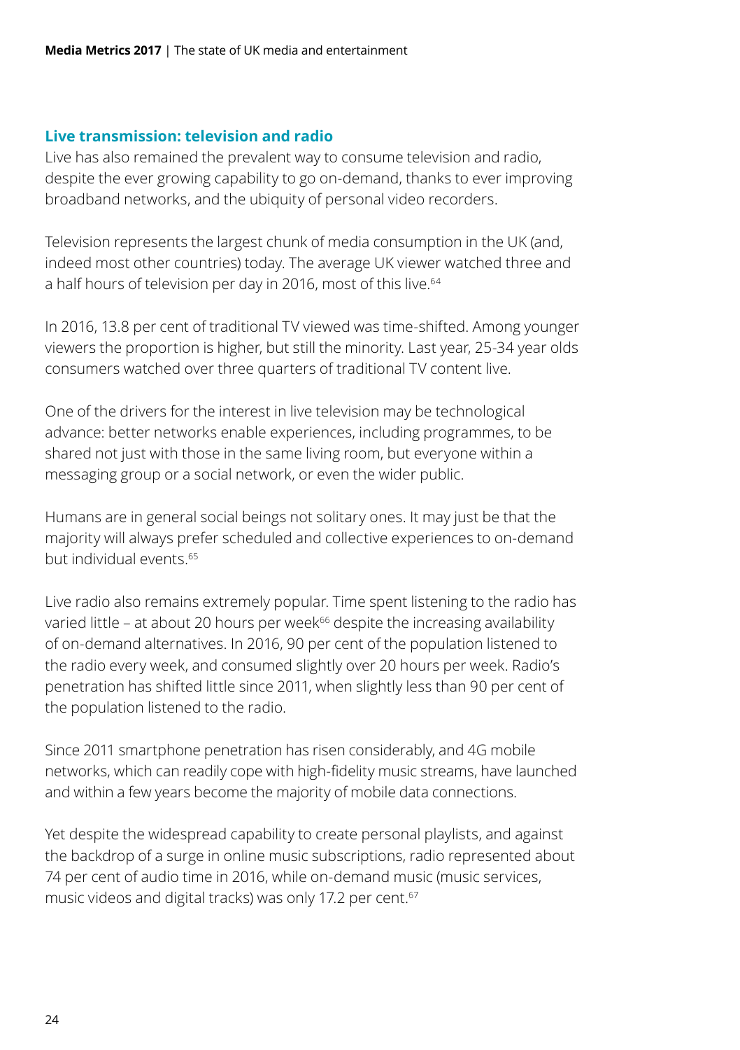### Live transmission: television and radio

Live has also remained the prevalent way to consume television and radio, despite the ever growing capability to go on-demand, thanks to ever improving broadband networks, and the ubiquity of personal video recorders.

Television represents the largest chunk of media consumption in the UK (and, indeed most other countries) today. The average UK viewer watched three and a half hours of television per day in 2016, most of this live.[64]

In 2016, 13.8 per cent of traditional TV viewed was time-shifted. Among younger viewers the proportion is higher, but still the minority. Last year, 25-34 year olds consumers watched over three quarters of traditional TV content live.

One of the drivers for the interest in live television may be technological advance: better networks enable experiences, including programmes, to be shared not just with those in the same living room, but everyone within a messaging group or a social network, or even the wider public.

Humans are in general social beings not solitary ones. It may just be that the majority will always prefer scheduled and collective experiences to on-demand but individual events.[65]

Live radio also remains extremely popular. Time spent listening to the radio has varied little – at about 20 hours per week[66] despite the increasing availability of on-demand alternatives. In 2016, 90 per cent of the population listened to the radio every week, and consumed slightly over 20 hours per week. Radio's penetration has shifted little since 2011, when slightly less than 90 per cent of the population listened to the radio.

Since 2011 smartphone penetration has risen considerably, and 4G mobile networks, which can readily cope with high-fidelity music streams, have launched and within a few years become the majority of mobile data connections.

Yet despite the widespread capability to create personal playlists, and against the backdrop of a surge in online music subscriptions, radio represented about 74 per cent of audio time in 2016, while on-demand music (music services, music videos and digital tracks) was only 17.2 per cent.[67]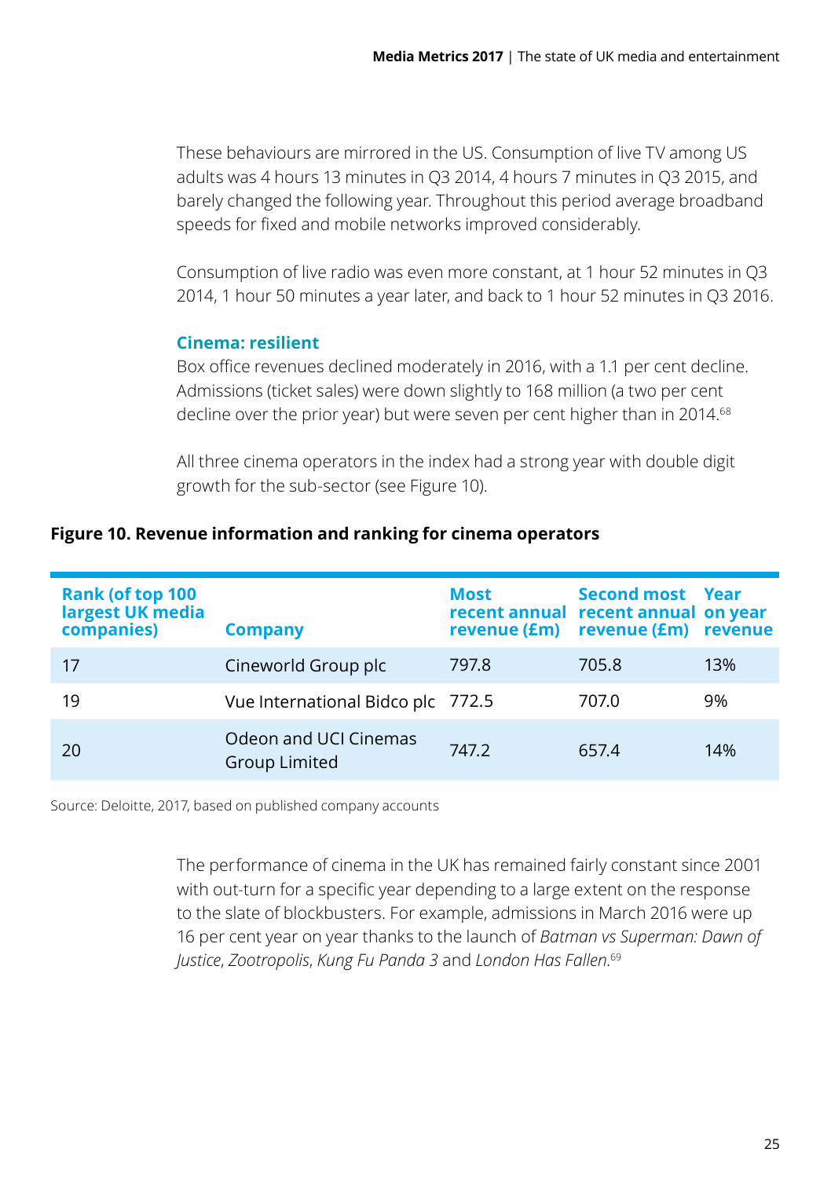These behaviours are mirrored in the US. Consumption of live TV among US adults was 4 hours 13 minutes in Q3 2014, 4 hours 7 minutes in Q3 2015, and barely changed the following year. Throughout this period average broadband speeds for fixed and mobile networks improved considerably.

Consumption of live radio was even more constant, at 1 hour 52 minutes in Q3 2014, 1 hour 50 minutes a year later, and back to 1 hour 52 minutes in Q3 2016.

### Cinema: resilient

Box office revenues declined moderately in 2016, with a 1.1 per cent decline. Admissions (ticket sales) were down slightly to 168 million (a two per cent decline over the prior year) but were seven per cent higher than in 2014.[68]

All three cinema operators in the index had a strong year with double digit growth for the sub-sector (see Figure 10).

**Figure 10. Revenue information and ranking for cinema operators**

| Rank (of top 100 largest UK media companies) | Company | Most recent annual revenue (£m) | Second most recent annual revenue (£m) | Year on year revenue |
|---|---|---|---|---|
| 17 | Cineworld Group plc | 797.8 | 705.8 | 13% |
| 19 | Vue International Bidco plc | 772.5 | 707.0 | 9% |
| 20 | Odeon and UCI Cinemas Group Limited | 747.2 | 657.4 | 14% |

Source: Deloitte, 2017, based on published company accounts

The performance of cinema in the UK has remained fairly constant since 2001 with out-turn for a specific year depending to a large extent on the response to the slate of blockbusters. For example, admissions in March 2016 were up 16 per cent year on year thanks to the launch of *Batman vs Superman: Dawn of Justice*, *Zootropolis*, *Kung Fu Panda 3* and *London Has Fallen*.[69]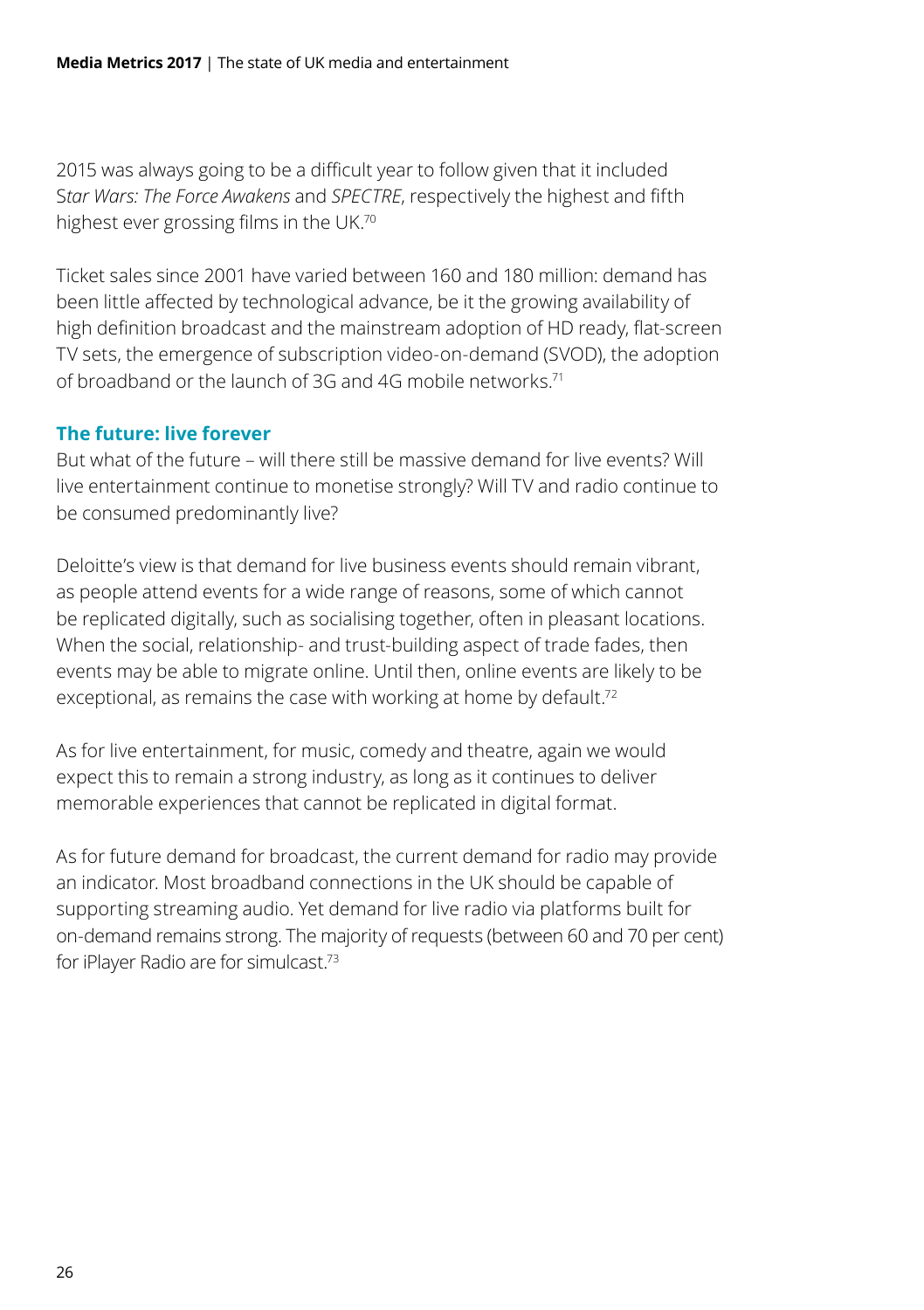2015 was always going to be a difficult year to follow given that it included S*tar Wars: The Force Awakens* and *SPECTRE*, respectively the highest and fifth highest ever grossing films in the UK.[70]

Ticket sales since 2001 have varied between 160 and 180 million: demand has been little affected by technological advance, be it the growing availability of high definition broadcast and the mainstream adoption of HD ready, flat-screen TV sets, the emergence of subscription video-on-demand (SVOD), the adoption of broadband or the launch of 3G and 4G mobile networks.[71]

### The future: live forever

But what of the future – will there still be massive demand for live events? Will live entertainment continue to monetise strongly? Will TV and radio continue to be consumed predominantly live?

Deloitte's view is that demand for live business events should remain vibrant, as people attend events for a wide range of reasons, some of which cannot be replicated digitally, such as socialising together, often in pleasant locations. When the social, relationship- and trust-building aspect of trade fades, then events may be able to migrate online. Until then, online events are likely to be exceptional, as remains the case with working at home by default.[72]

As for live entertainment, for music, comedy and theatre, again we would expect this to remain a strong industry, as long as it continues to deliver memorable experiences that cannot be replicated in digital format.

As for future demand for broadcast, the current demand for radio may provide an indicator. Most broadband connections in the UK should be capable of supporting streaming audio. Yet demand for live radio via platforms built for on-demand remains strong. The majority of requests (between 60 and 70 per cent) for iPlayer Radio are for simulcast.[73]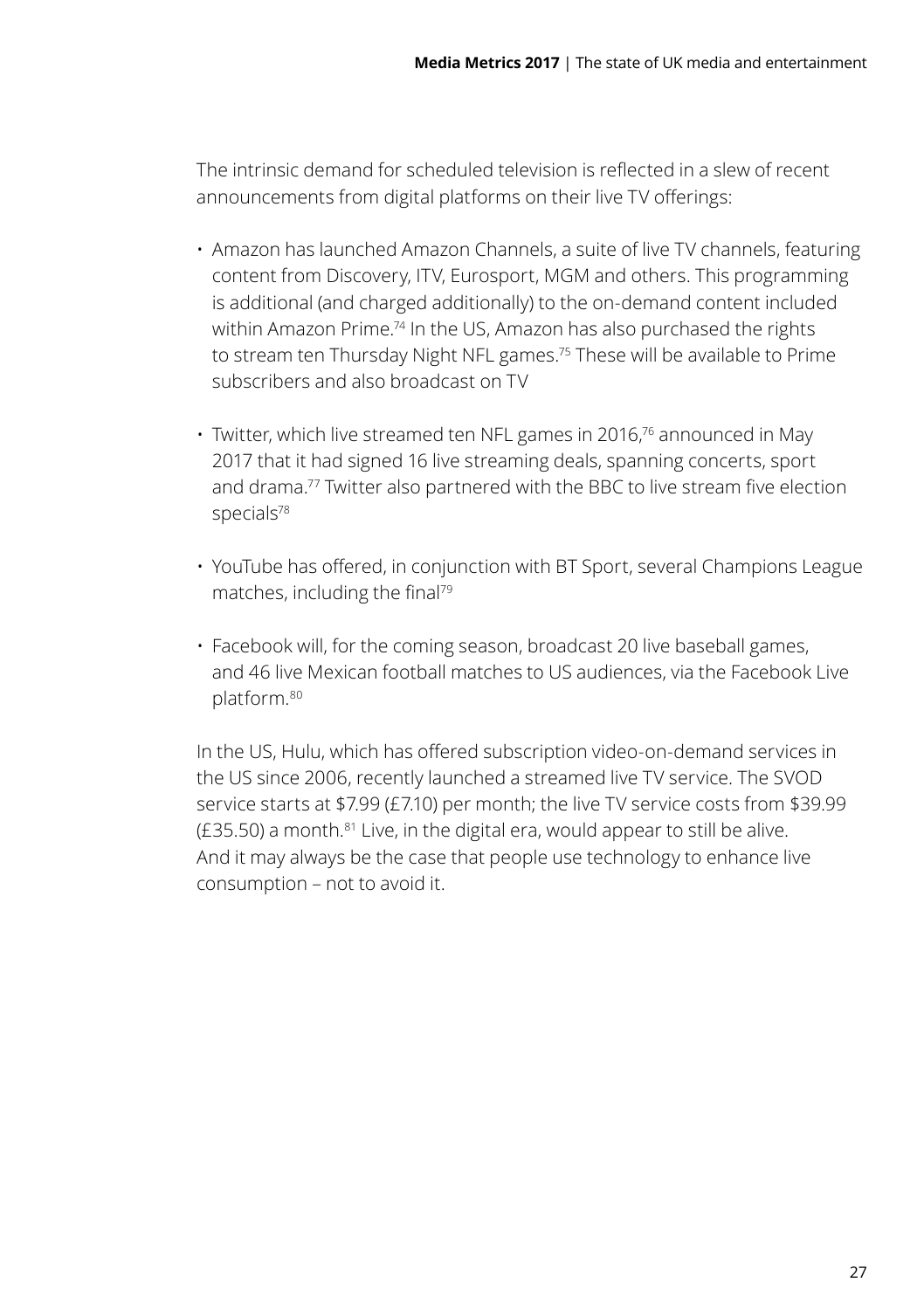The intrinsic demand for scheduled television is reflected in a slew of recent announcements from digital platforms on their live TV offerings:

- Amazon has launched Amazon Channels, a suite of live TV channels, featuring content from Discovery, ITV, Eurosport, MGM and others. This programming is additional (and charged additionally) to the on-demand content included within Amazon Prime.[74] In the US, Amazon has also purchased the rights to stream ten Thursday Night NFL games.[75] These will be available to Prime subscribers and also broadcast on TV
- Twitter, which live streamed ten NFL games in 2016,[76] announced in May 2017 that it had signed 16 live streaming deals, spanning concerts, sport and drama.[77] Twitter also partnered with the BBC to live stream five election specials[78]
- YouTube has offered, in conjunction with BT Sport, several Champions League matches, including the final[79]
- Facebook will, for the coming season, broadcast 20 live baseball games, and 46 live Mexican football matches to US audiences, via the Facebook Live platform.[80]

In the US, Hulu, which has offered subscription video-on-demand services in the US since 2006, recently launched a streamed live TV service. The SVOD service starts at $7.99 (£7.10) per month; the live TV service costs from $39.99 (£35.50) a month.[81] Live, in the digital era, would appear to still be alive. And it may always be the case that people use technology to enhance live consumption – not to avoid it.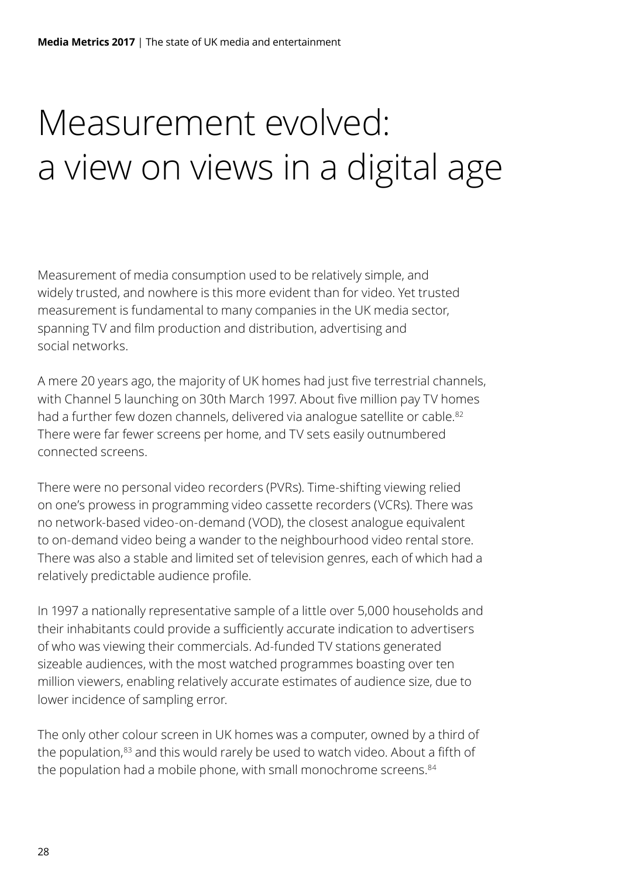# Measurement evolved: a view on views in a digital age

Measurement of media consumption used to be relatively simple, and widely trusted, and nowhere is this more evident than for video. Yet trusted measurement is fundamental to many companies in the UK media sector, spanning TV and film production and distribution, advertising and social networks.

A mere 20 years ago, the majority of UK homes had just five terrestrial channels, with Channel 5 launching on 30th March 1997. About five million pay TV homes had a further few dozen channels, delivered via analogue satellite or cable.[82] There were far fewer screens per home, and TV sets easily outnumbered connected screens.

There were no personal video recorders (PVRs). Time-shifting viewing relied on one's prowess in programming video cassette recorders (VCRs). There was no network-based video-on-demand (VOD), the closest analogue equivalent to on-demand video being a wander to the neighbourhood video rental store. There was also a stable and limited set of television genres, each of which had a relatively predictable audience profile.

In 1997 a nationally representative sample of a little over 5,000 households and their inhabitants could provide a sufficiently accurate indication to advertisers of who was viewing their commercials. Ad-funded TV stations generated sizeable audiences, with the most watched programmes boasting over ten million viewers, enabling relatively accurate estimates of audience size, due to lower incidence of sampling error.

The only other colour screen in UK homes was a computer, owned by a third of the population,[83] and this would rarely be used to watch video. About a fifth of the population had a mobile phone, with small monochrome screens.[84]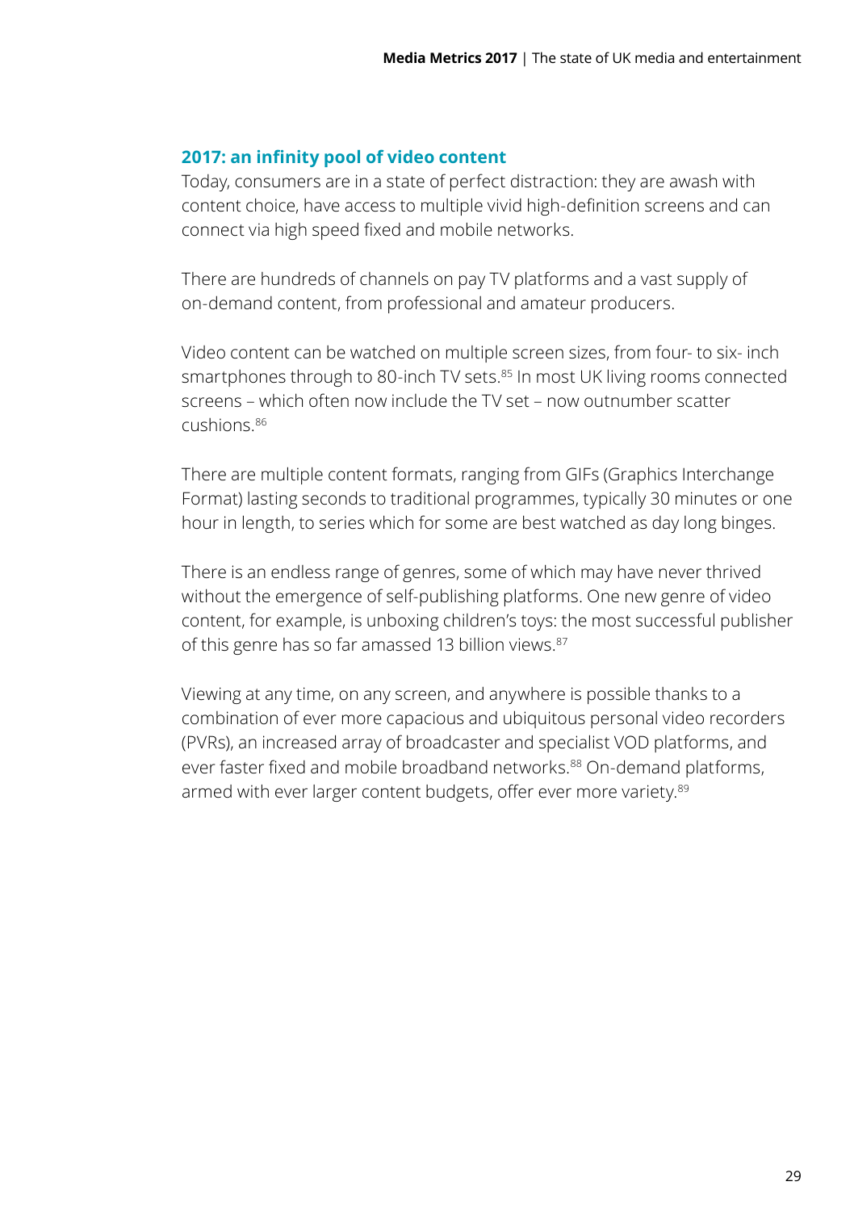## 2017: an infinity pool of video content

Today, consumers are in a state of perfect distraction: they are awash with content choice, have access to multiple vivid high-definition screens and can connect via high speed fixed and mobile networks.

There are hundreds of channels on pay TV platforms and a vast supply of on-demand content, from professional and amateur producers.

Video content can be watched on multiple screen sizes, from four- to six- inch smartphones through to 80-inch TV sets.[85] In most UK living rooms connected screens – which often now include the TV set – now outnumber scatter cushions.[86]

There are multiple content formats, ranging from GIFs (Graphics Interchange Format) lasting seconds to traditional programmes, typically 30 minutes or one hour in length, to series which for some are best watched as day long binges.

There is an endless range of genres, some of which may have never thrived without the emergence of self-publishing platforms. One new genre of video content, for example, is unboxing children's toys: the most successful publisher of this genre has so far amassed 13 billion views.[87]

Viewing at any time, on any screen, and anywhere is possible thanks to a combination of ever more capacious and ubiquitous personal video recorders (PVRs), an increased array of broadcaster and specialist VOD platforms, and ever faster fixed and mobile broadband networks.[88] On-demand platforms, armed with ever larger content budgets, offer ever more variety.[89]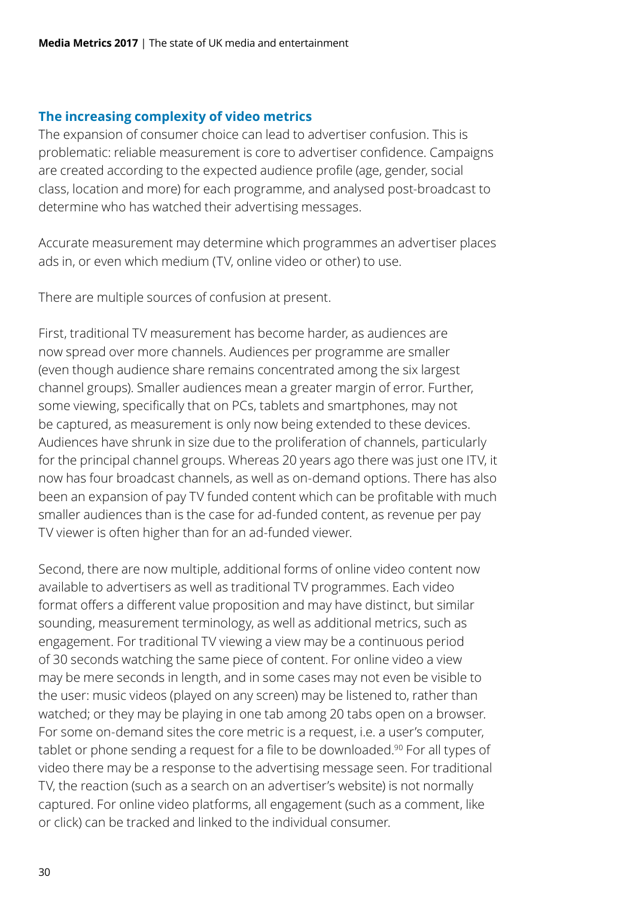## The increasing complexity of video metrics

The expansion of consumer choice can lead to advertiser confusion. This is problematic: reliable measurement is core to advertiser confidence. Campaigns are created according to the expected audience profile (age, gender, social class, location and more) for each programme, and analysed post-broadcast to determine who has watched their advertising messages.

Accurate measurement may determine which programmes an advertiser places ads in, or even which medium (TV, online video or other) to use.

There are multiple sources of confusion at present.

First, traditional TV measurement has become harder, as audiences are now spread over more channels. Audiences per programme are smaller (even though audience share remains concentrated among the six largest channel groups). Smaller audiences mean a greater margin of error. Further, some viewing, specifically that on PCs, tablets and smartphones, may not be captured, as measurement is only now being extended to these devices. Audiences have shrunk in size due to the proliferation of channels, particularly for the principal channel groups. Whereas 20 years ago there was just one ITV, it now has four broadcast channels, as well as on-demand options. There has also been an expansion of pay TV funded content which can be profitable with much smaller audiences than is the case for ad-funded content, as revenue per pay TV viewer is often higher than for an ad-funded viewer.

Second, there are now multiple, additional forms of online video content now available to advertisers as well as traditional TV programmes. Each video format offers a different value proposition and may have distinct, but similar sounding, measurement terminology, as well as additional metrics, such as engagement. For traditional TV viewing a view may be a continuous period of 30 seconds watching the same piece of content. For online video a view may be mere seconds in length, and in some cases may not even be visible to the user: music videos (played on any screen) may be listened to, rather than watched; or they may be playing in one tab among 20 tabs open on a browser. For some on-demand sites the core metric is a request, i.e. a user's computer, tablet or phone sending a request for a file to be downloaded.[90] For all types of video there may be a response to the advertising message seen. For traditional TV, the reaction (such as a search on an advertiser's website) is not normally captured. For online video platforms, all engagement (such as a comment, like or click) can be tracked and linked to the individual consumer.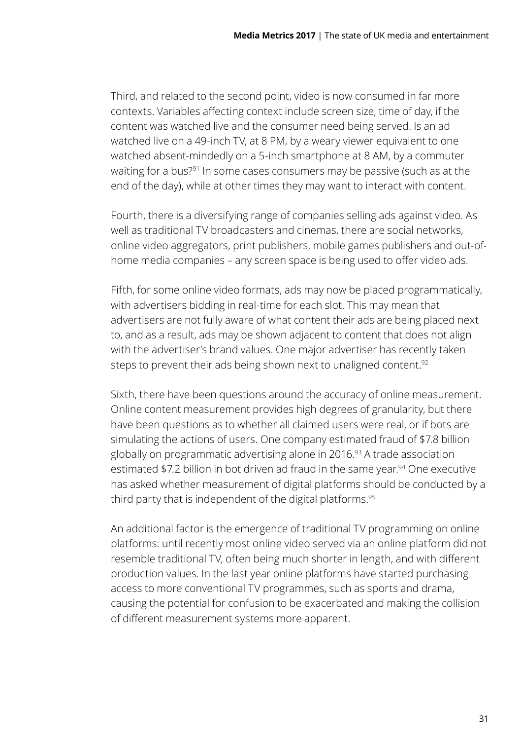Third, and related to the second point, video is now consumed in far more contexts. Variables affecting context include screen size, time of day, if the content was watched live and the consumer need being served. Is an ad watched live on a 49-inch TV, at 8 PM, by a weary viewer equivalent to one watched absent-mindedly on a 5-inch smartphone at 8 AM, by a commuter waiting for a bus?[91] In some cases consumers may be passive (such as at the end of the day), while at other times they may want to interact with content.

Fourth, there is a diversifying range of companies selling ads against video. As well as traditional TV broadcasters and cinemas, there are social networks, online video aggregators, print publishers, mobile games publishers and out-of-home media companies – any screen space is being used to offer video ads.

Fifth, for some online video formats, ads may now be placed programmatically, with advertisers bidding in real-time for each slot. This may mean that advertisers are not fully aware of what content their ads are being placed next to, and as a result, ads may be shown adjacent to content that does not align with the advertiser's brand values. One major advertiser has recently taken steps to prevent their ads being shown next to unaligned content.[92]

Sixth, there have been questions around the accuracy of online measurement. Online content measurement provides high degrees of granularity, but there have been questions as to whether all claimed users were real, or if bots are simulating the actions of users. One company estimated fraud of $7.8 billion globally on programmatic advertising alone in 2016.[93] A trade association estimated $7.2 billion in bot driven ad fraud in the same year.[94] One executive has asked whether measurement of digital platforms should be conducted by a third party that is independent of the digital platforms.[95]

An additional factor is the emergence of traditional TV programming on online platforms: until recently most online video served via an online platform did not resemble traditional TV, often being much shorter in length, and with different production values. In the last year online platforms have started purchasing access to more conventional TV programmes, such as sports and drama, causing the potential for confusion to be exacerbated and making the collision of different measurement systems more apparent.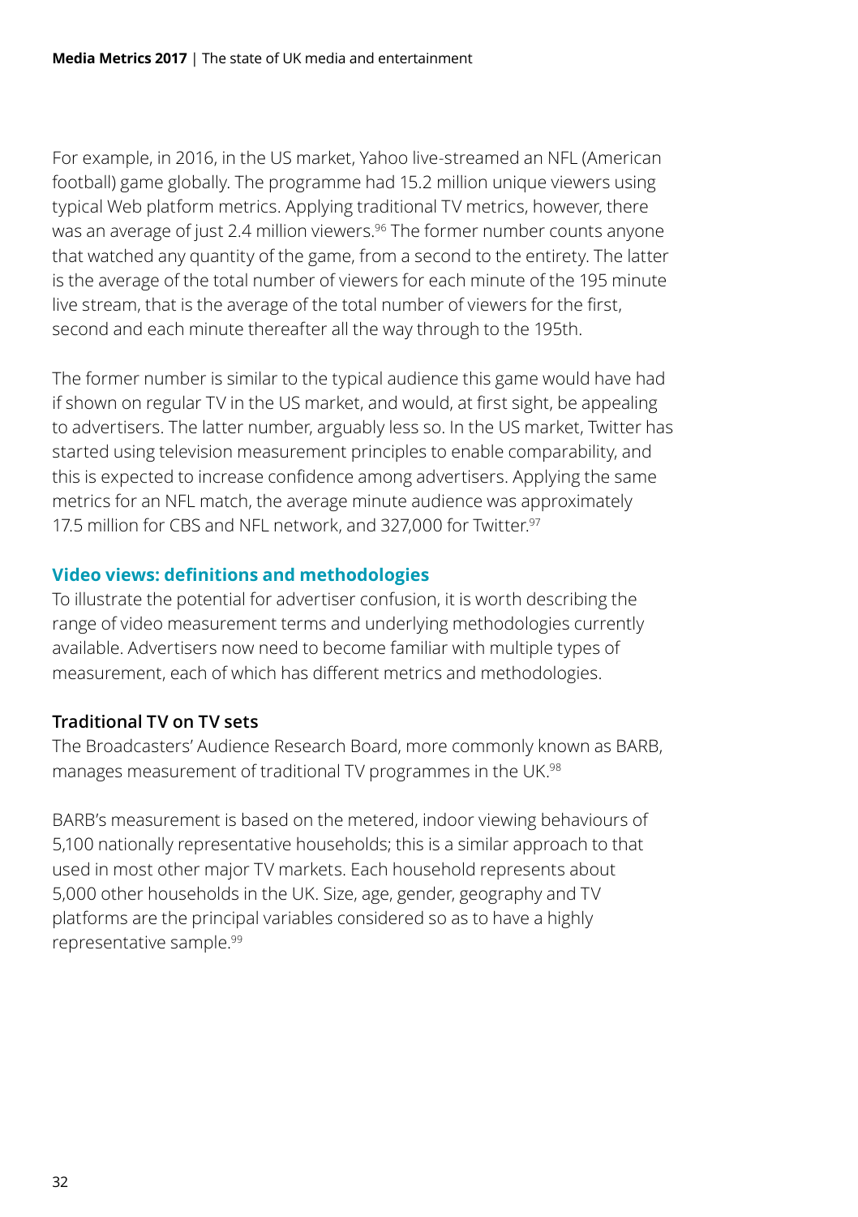For example, in 2016, in the US market, Yahoo live-streamed an NFL (American football) game globally. The programme had 15.2 million unique viewers using typical Web platform metrics. Applying traditional TV metrics, however, there was an average of just 2.4 million viewers.[96] The former number counts anyone that watched any quantity of the game, from a second to the entirety. The latter is the average of the total number of viewers for each minute of the 195 minute live stream, that is the average of the total number of viewers for the first, second and each minute thereafter all the way through to the 195th.

The former number is similar to the typical audience this game would have had if shown on regular TV in the US market, and would, at first sight, be appealing to advertisers. The latter number, arguably less so. In the US market, Twitter has started using television measurement principles to enable comparability, and this is expected to increase confidence among advertisers. Applying the same metrics for an NFL match, the average minute audience was approximately 17.5 million for CBS and NFL network, and 327,000 for Twitter.[97]

## Video views: definitions and methodologies

To illustrate the potential for advertiser confusion, it is worth describing the range of video measurement terms and underlying methodologies currently available. Advertisers now need to become familiar with multiple types of measurement, each of which has different metrics and methodologies.

### Traditional TV on TV sets

The Broadcasters' Audience Research Board, more commonly known as BARB, manages measurement of traditional TV programmes in the UK.[98]

BARB's measurement is based on the metered, indoor viewing behaviours of 5,100 nationally representative households; this is a similar approach to that used in most other major TV markets. Each household represents about 5,000 other households in the UK. Size, age, gender, geography and TV platforms are the principal variables considered so as to have a highly representative sample.[99]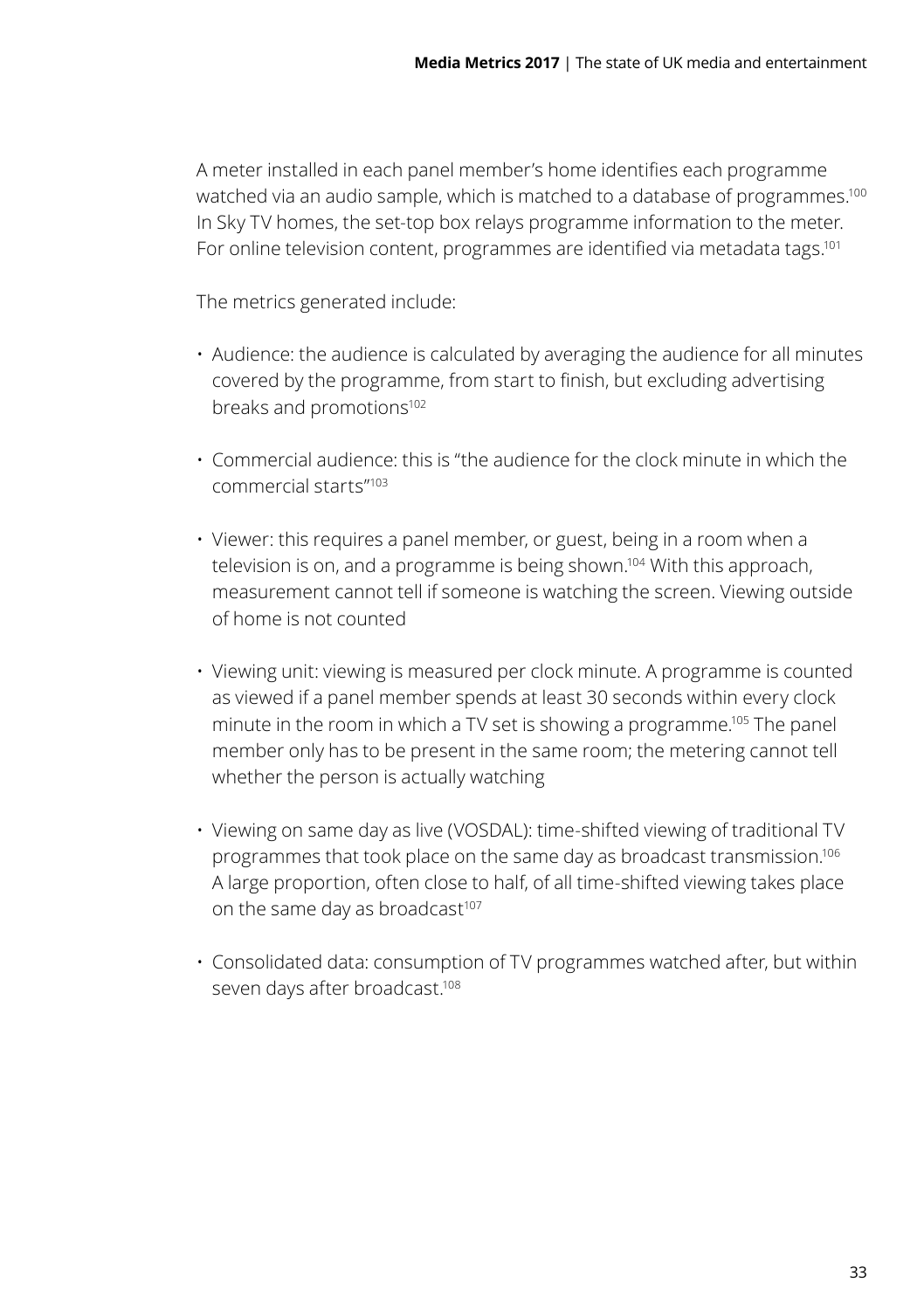A meter installed in each panel member's home identifies each programme watched via an audio sample, which is matched to a database of programmes.[100] In Sky TV homes, the set-top box relays programme information to the meter. For online television content, programmes are identified via metadata tags.[101]

The metrics generated include:

- Audience: the audience is calculated by averaging the audience for all minutes covered by the programme, from start to finish, but excluding advertising breaks and promotions[102]
- Commercial audience: this is "the audience for the clock minute in which the commercial starts"[103]
- Viewer: this requires a panel member, or guest, being in a room when a television is on, and a programme is being shown.[104] With this approach, measurement cannot tell if someone is watching the screen. Viewing outside of home is not counted
- Viewing unit: viewing is measured per clock minute. A programme is counted as viewed if a panel member spends at least 30 seconds within every clock minute in the room in which a TV set is showing a programme.[105] The panel member only has to be present in the same room; the metering cannot tell whether the person is actually watching
- Viewing on same day as live (VOSDAL): time-shifted viewing of traditional TV programmes that took place on the same day as broadcast transmission.[106] A large proportion, often close to half, of all time-shifted viewing takes place on the same day as broadcast[107]
- Consolidated data: consumption of TV programmes watched after, but within seven days after broadcast.[108]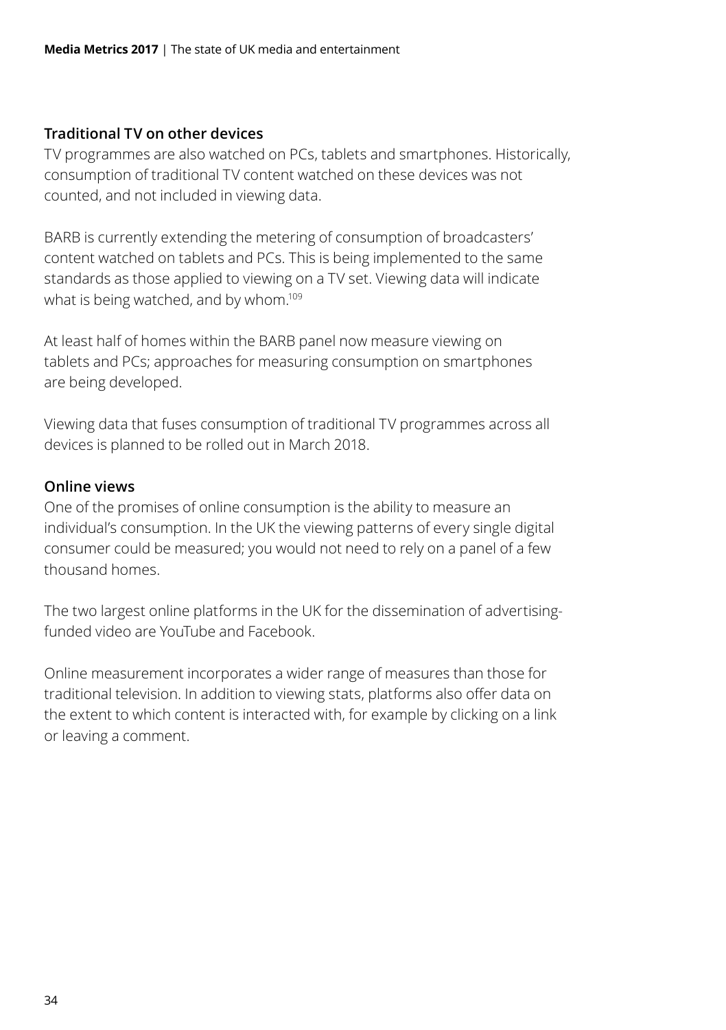### Traditional TV on other devices

TV programmes are also watched on PCs, tablets and smartphones. Historically, consumption of traditional TV content watched on these devices was not counted, and not included in viewing data.

BARB is currently extending the metering of consumption of broadcasters' content watched on tablets and PCs. This is being implemented to the same standards as those applied to viewing on a TV set. Viewing data will indicate what is being watched, and by whom.[109]

At least half of homes within the BARB panel now measure viewing on tablets and PCs; approaches for measuring consumption on smartphones are being developed.

Viewing data that fuses consumption of traditional TV programmes across all devices is planned to be rolled out in March 2018.

### Online views

One of the promises of online consumption is the ability to measure an individual's consumption. In the UK the viewing patterns of every single digital consumer could be measured; you would not need to rely on a panel of a few thousand homes.

The two largest online platforms in the UK for the dissemination of advertising-funded video are YouTube and Facebook.

Online measurement incorporates a wider range of measures than those for traditional television. In addition to viewing stats, platforms also offer data on the extent to which content is interacted with, for example by clicking on a link or leaving a comment.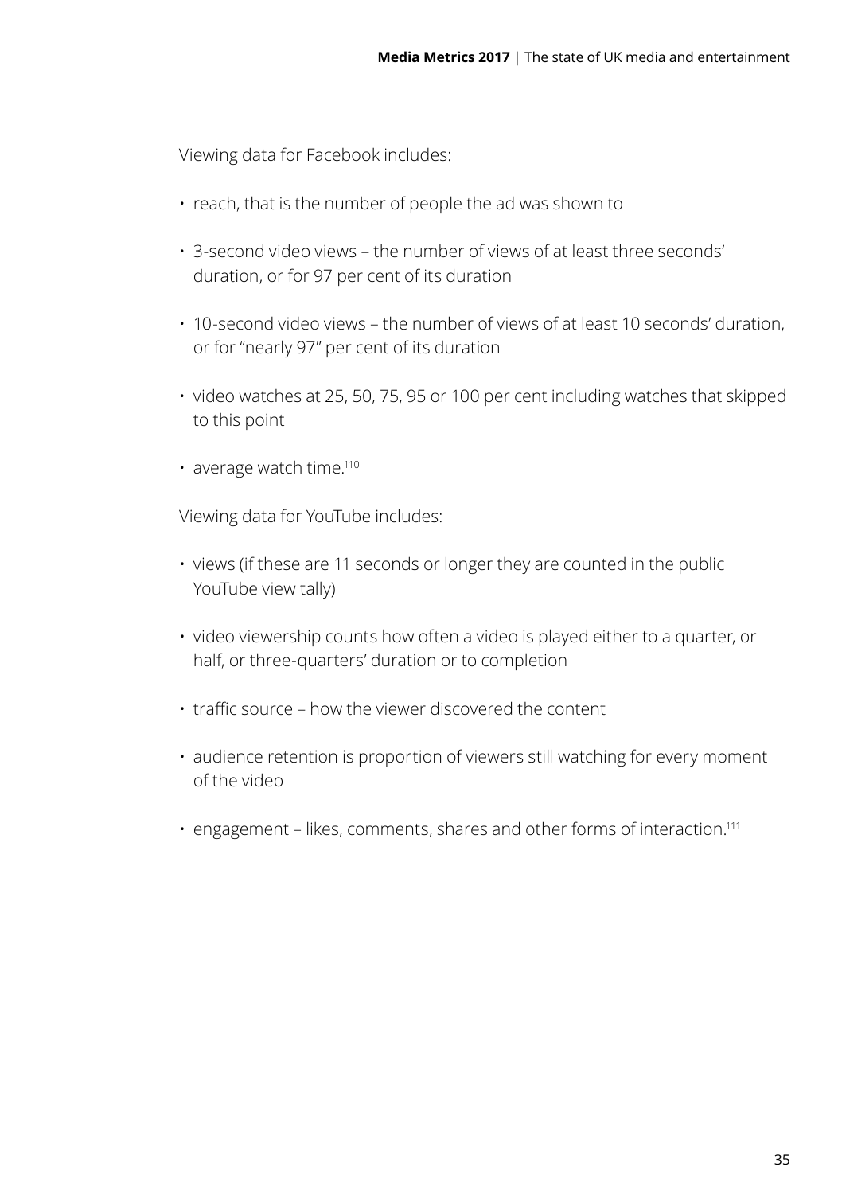Viewing data for Facebook includes:

- reach, that is the number of people the ad was shown to
- 3-second video views – the number of views of at least three seconds' duration, or for 97 per cent of its duration
- 10-second video views – the number of views of at least 10 seconds' duration, or for "nearly 97" per cent of its duration
- video watches at 25, 50, 75, 95 or 100 per cent including watches that skipped to this point
- average watch time.[110]

Viewing data for YouTube includes:

- views (if these are 11 seconds or longer they are counted in the public YouTube view tally)
- video viewership counts how often a video is played either to a quarter, or half, or three-quarters' duration or to completion
- traffic source – how the viewer discovered the content
- audience retention is proportion of viewers still watching for every moment of the video
- engagement – likes, comments, shares and other forms of interaction.[111]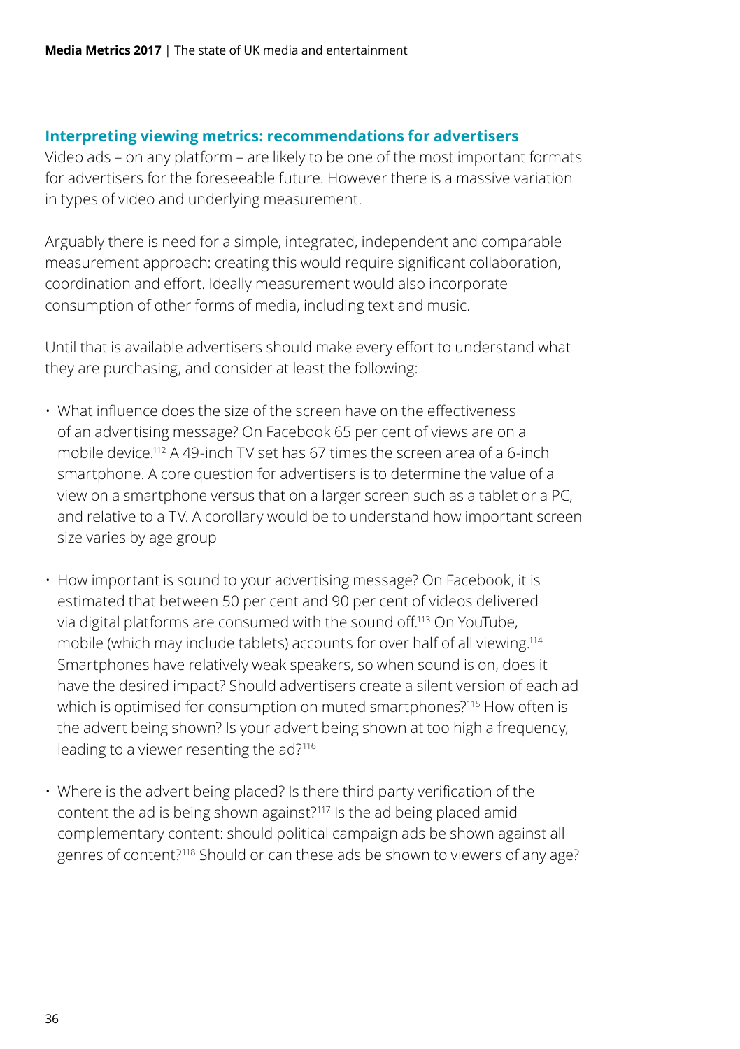## Interpreting viewing metrics: recommendations for advertisers

Video ads – on any platform – are likely to be one of the most important formats for advertisers for the foreseeable future. However there is a massive variation in types of video and underlying measurement.

Arguably there is need for a simple, integrated, independent and comparable measurement approach: creating this would require significant collaboration, coordination and effort. Ideally measurement would also incorporate consumption of other forms of media, including text and music.

Until that is available advertisers should make every effort to understand what they are purchasing, and consider at least the following:

- What influence does the size of the screen have on the effectiveness of an advertising message? On Facebook 65 per cent of views are on a mobile device.[112] A 49-inch TV set has 67 times the screen area of a 6-inch smartphone. A core question for advertisers is to determine the value of a view on a smartphone versus that on a larger screen such as a tablet or a PC, and relative to a TV. A corollary would be to understand how important screen size varies by age group
- How important is sound to your advertising message? On Facebook, it is estimated that between 50 per cent and 90 per cent of videos delivered via digital platforms are consumed with the sound off.[113] On YouTube, mobile (which may include tablets) accounts for over half of all viewing.[114] Smartphones have relatively weak speakers, so when sound is on, does it have the desired impact? Should advertisers create a silent version of each ad which is optimised for consumption on muted smartphones?[115] How often is the advert being shown? Is your advert being shown at too high a frequency, leading to a viewer resenting the ad?[116]
- Where is the advert being placed? Is there third party verification of the content the ad is being shown against?[117] Is the ad being placed amid complementary content: should political campaign ads be shown against all genres of content?[118] Should or can these ads be shown to viewers of any age?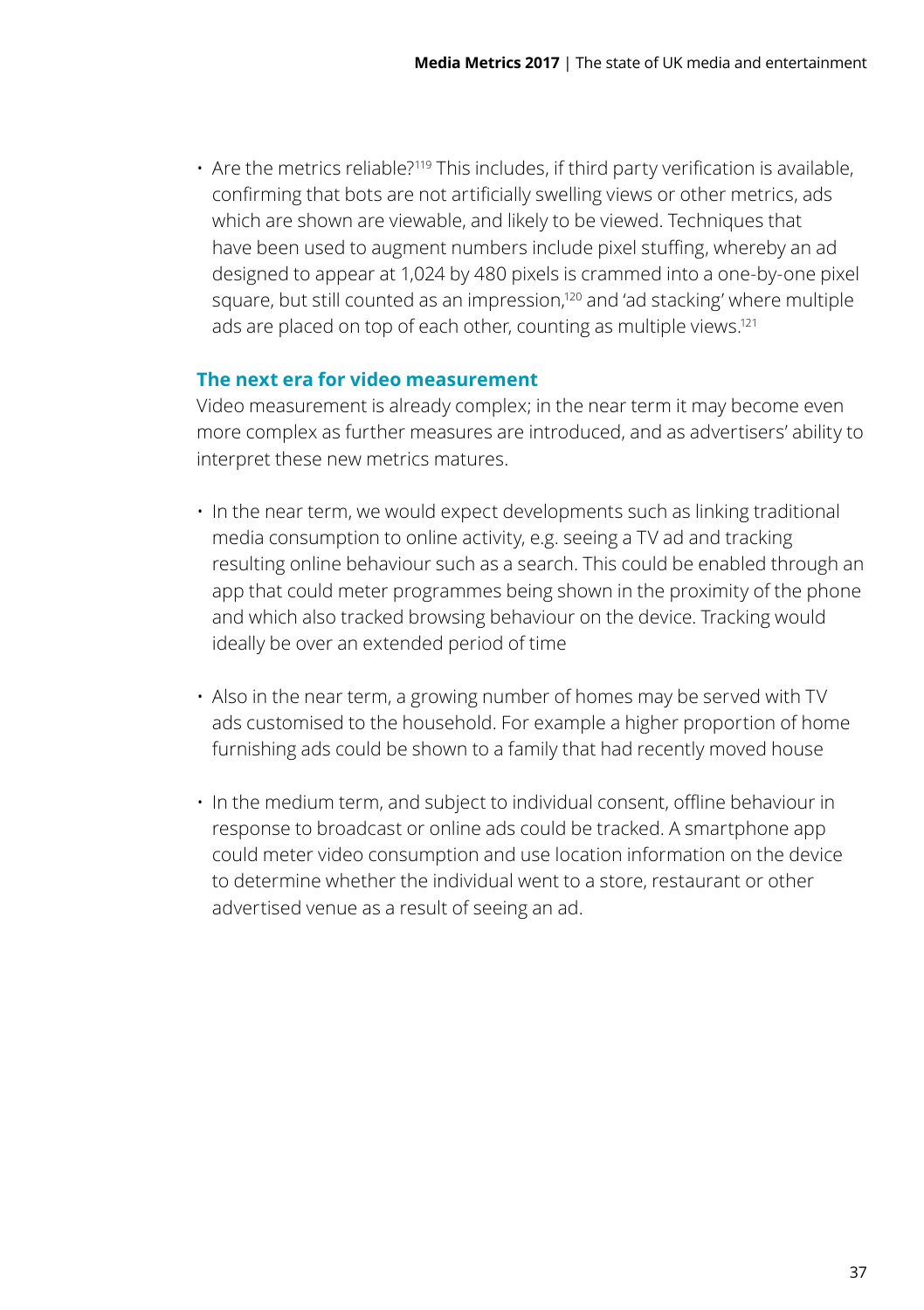- Are the metrics reliable?[119] This includes, if third party verification is available, confirming that bots are not artificially swelling views or other metrics, ads which are shown are viewable, and likely to be viewed. Techniques that have been used to augment numbers include pixel stuffing, whereby an ad designed to appear at 1,024 by 480 pixels is crammed into a one-by-one pixel square, but still counted as an impression,[120] and 'ad stacking' where multiple ads are placed on top of each other, counting as multiple views.[121]

### The next era for video measurement

Video measurement is already complex; in the near term it may become even more complex as further measures are introduced, and as advertisers' ability to interpret these new metrics matures.

- In the near term, we would expect developments such as linking traditional media consumption to online activity, e.g. seeing a TV ad and tracking resulting online behaviour such as a search. This could be enabled through an app that could meter programmes being shown in the proximity of the phone and which also tracked browsing behaviour on the device. Tracking would ideally be over an extended period of time

- Also in the near term, a growing number of homes may be served with TV ads customised to the household. For example a higher proportion of home furnishing ads could be shown to a family that had recently moved house

- In the medium term, and subject to individual consent, offline behaviour in response to broadcast or online ads could be tracked. A smartphone app could meter video consumption and use location information on the device to determine whether the individual went to a store, restaurant or other advertised venue as a result of seeing an ad.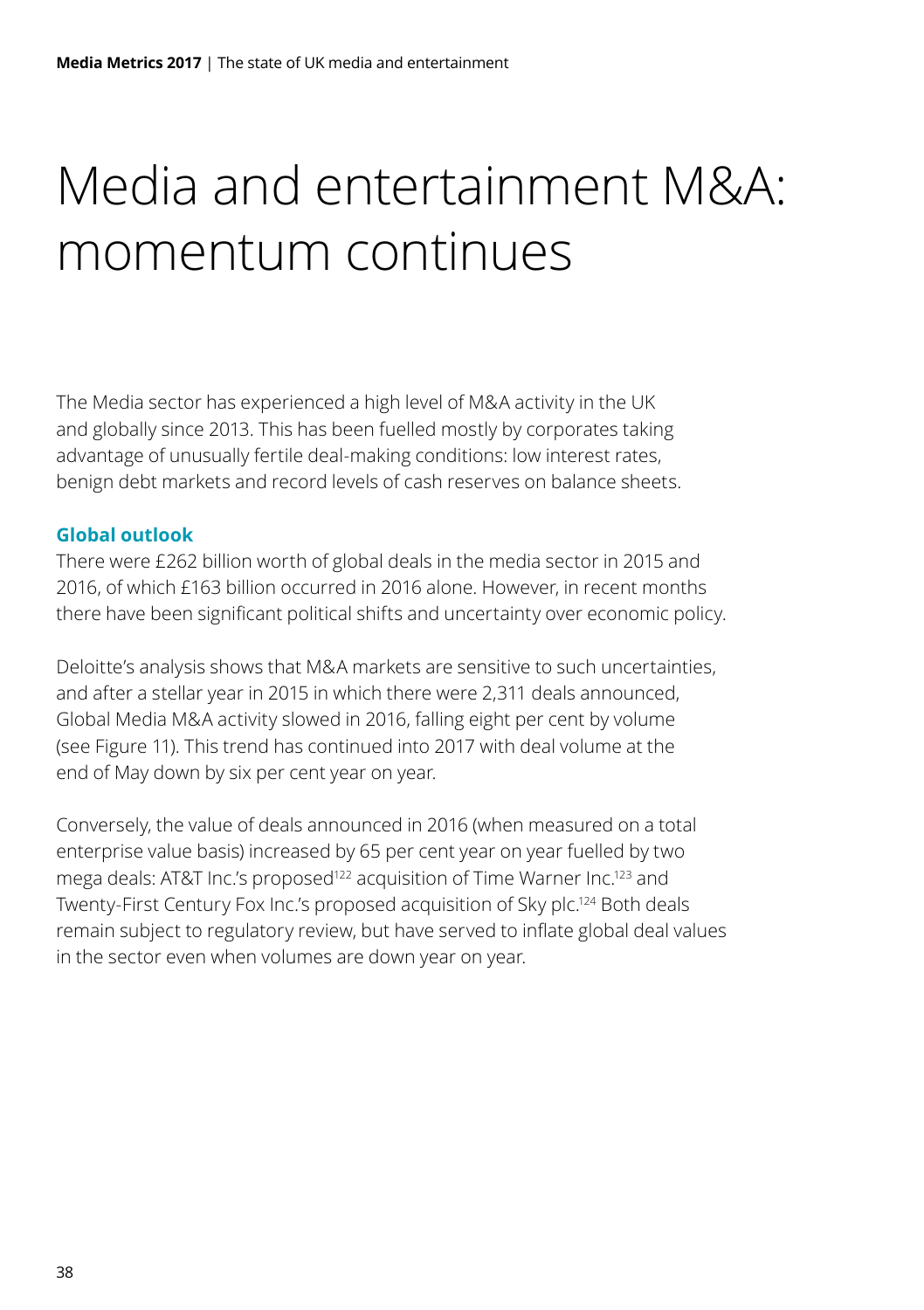# Media and entertainment M&A: momentum continues

The Media sector has experienced a high level of M&A activity in the UK and globally since 2013. This has been fuelled mostly by corporates taking advantage of unusually fertile deal-making conditions: low interest rates, benign debt markets and record levels of cash reserves on balance sheets.

## Global outlook

There were £262 billion worth of global deals in the media sector in 2015 and 2016, of which £163 billion occurred in 2016 alone. However, in recent months there have been significant political shifts and uncertainty over economic policy.

Deloitte's analysis shows that M&A markets are sensitive to such uncertainties, and after a stellar year in 2015 in which there were 2,311 deals announced, Global Media M&A activity slowed in 2016, falling eight per cent by volume (see Figure 11). This trend has continued into 2017 with deal volume at the end of May down by six per cent year on year.

Conversely, the value of deals announced in 2016 (when measured on a total enterprise value basis) increased by 65 per cent year on year fuelled by two mega deals: AT&T Inc.'s proposed[122] acquisition of Time Warner Inc.[123] and Twenty-First Century Fox Inc.'s proposed acquisition of Sky plc.[124] Both deals remain subject to regulatory review, but have served to inflate global deal values in the sector even when volumes are down year on year.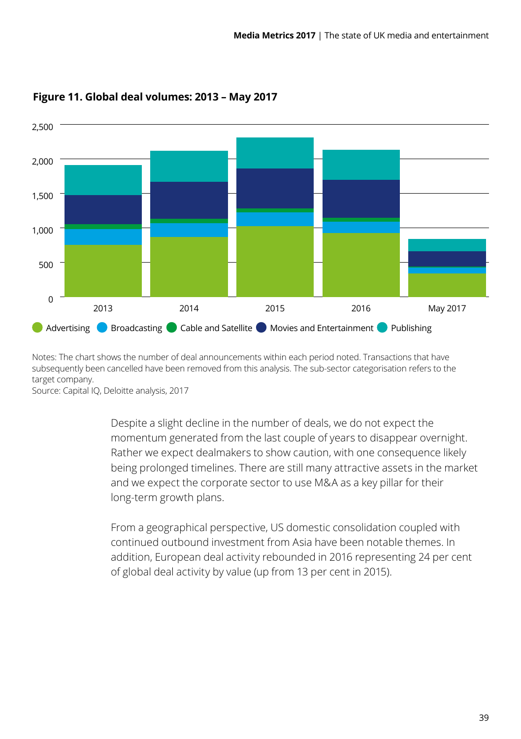**Figure 11. Global deal volumes: 2013 – May 2017**

Notes: The chart shows the number of deal announcements within each period noted. Transactions that have subsequently been cancelled have been removed from this analysis. The sub-sector categorisation refers to the target company.
Source: Capital IQ, Deloitte analysis, 2017

Despite a slight decline in the number of deals, we do not expect the momentum generated from the last couple of years to disappear overnight. Rather we expect dealmakers to show caution, with one consequence likely being prolonged timelines. There are still many attractive assets in the market and we expect the corporate sector to use M&A as a key pillar for their long-term growth plans.

From a geographical perspective, US domestic consolidation coupled with continued outbound investment from Asia have been notable themes. In addition, European deal activity rebounded in 2016 representing 24 per cent of global deal activity by value (up from 13 per cent in 2015).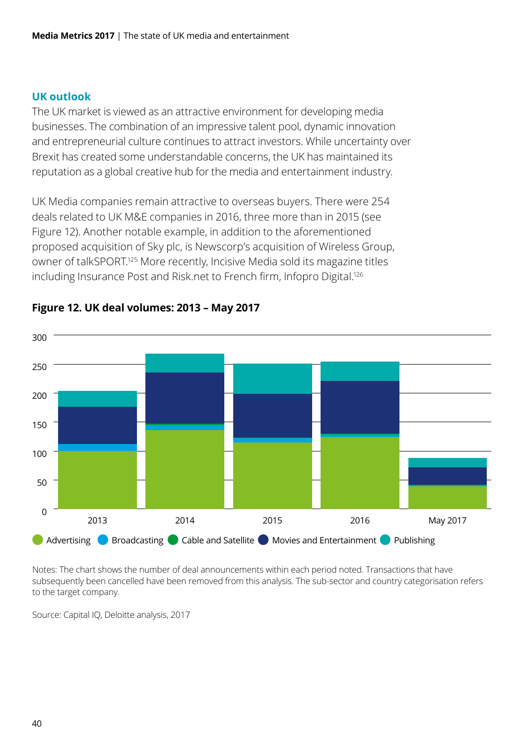## UK outlook

The UK market is viewed as an attractive environment for developing media businesses. The combination of an impressive talent pool, dynamic innovation and entrepreneurial culture continues to attract investors. While uncertainty over Brexit has created some understandable concerns, the UK has maintained its reputation as a global creative hub for the media and entertainment industry.

UK Media companies remain attractive to overseas buyers. There were 254 deals related to UK M&E companies in 2016, three more than in 2015 (see Figure 12). Another notable example, in addition to the aforementioned proposed acquisition of Sky plc, is Newscorp's acquisition of Wireless Group, owner of talkSPORT.[125] More recently, Incisive Media sold its magazine titles including Insurance Post and Risk.net to French firm, Infopro Digital.[126]

**Figure 12. UK deal volumes: 2013 – May 2017**

Notes: The chart shows the number of deal announcements within each period noted. Transactions that have subsequently been cancelled have been removed from this analysis. The sub-sector and country categorisation refers to the target company.

Source: Capital IQ, Deloitte analysis, 2017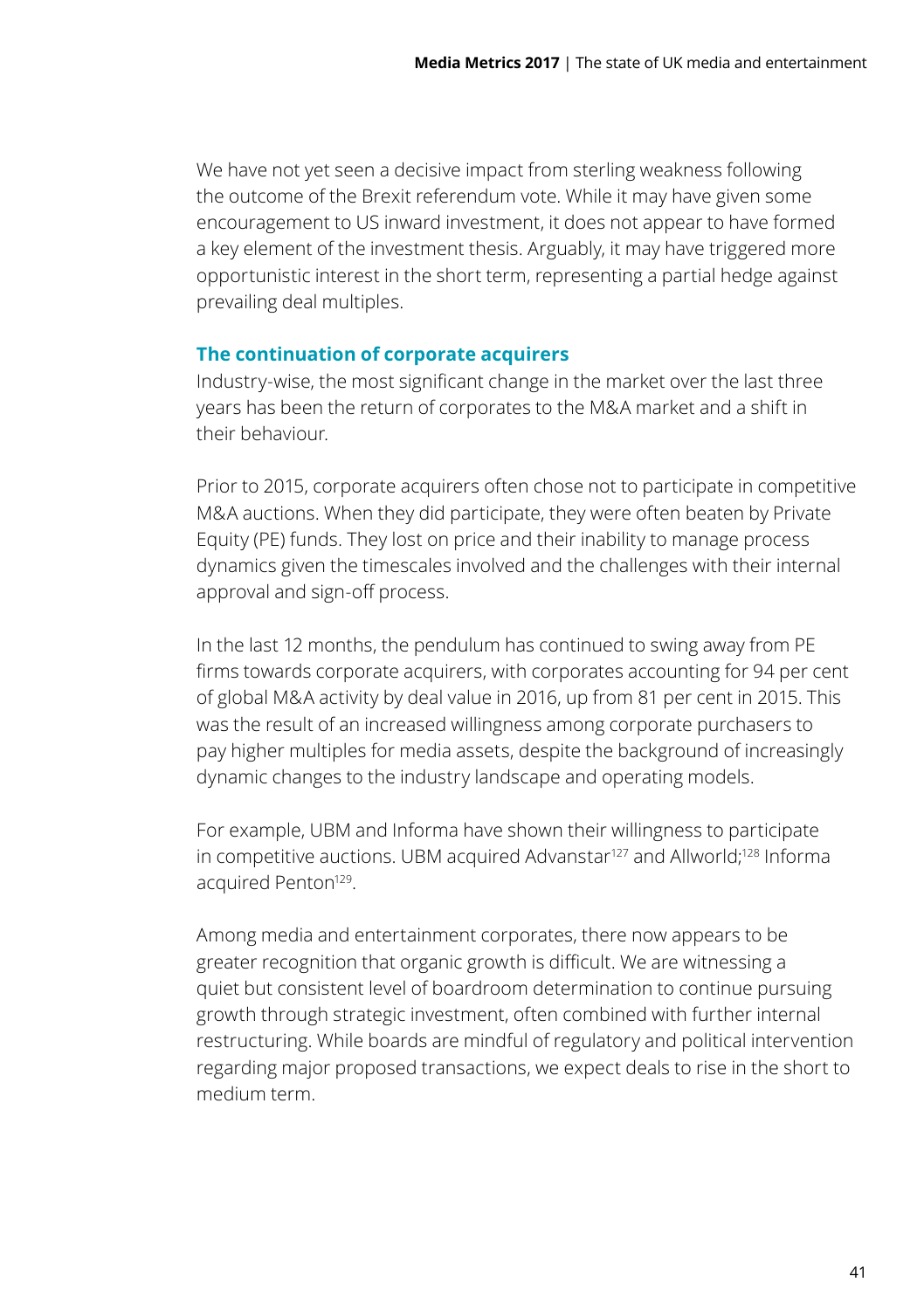We have not yet seen a decisive impact from sterling weakness following the outcome of the Brexit referendum vote. While it may have given some encouragement to US inward investment, it does not appear to have formed a key element of the investment thesis. Arguably, it may have triggered more opportunistic interest in the short term, representing a partial hedge against prevailing deal multiples.

### The continuation of corporate acquirers

Industry-wise, the most significant change in the market over the last three years has been the return of corporates to the M&A market and a shift in their behaviour.

Prior to 2015, corporate acquirers often chose not to participate in competitive M&A auctions. When they did participate, they were often beaten by Private Equity (PE) funds. They lost on price and their inability to manage process dynamics given the timescales involved and the challenges with their internal approval and sign-off process.

In the last 12 months, the pendulum has continued to swing away from PE firms towards corporate acquirers, with corporates accounting for 94 per cent of global M&A activity by deal value in 2016, up from 81 per cent in 2015. This was the result of an increased willingness among corporate purchasers to pay higher multiples for media assets, despite the background of increasingly dynamic changes to the industry landscape and operating models.

For example, UBM and Informa have shown their willingness to participate in competitive auctions. UBM acquired Advanstar[127] and Allworld;[128] Informa acquired Penton[129].

Among media and entertainment corporates, there now appears to be greater recognition that organic growth is difficult. We are witnessing a quiet but consistent level of boardroom determination to continue pursuing growth through strategic investment, often combined with further internal restructuring. While boards are mindful of regulatory and political intervention regarding major proposed transactions, we expect deals to rise in the short to medium term.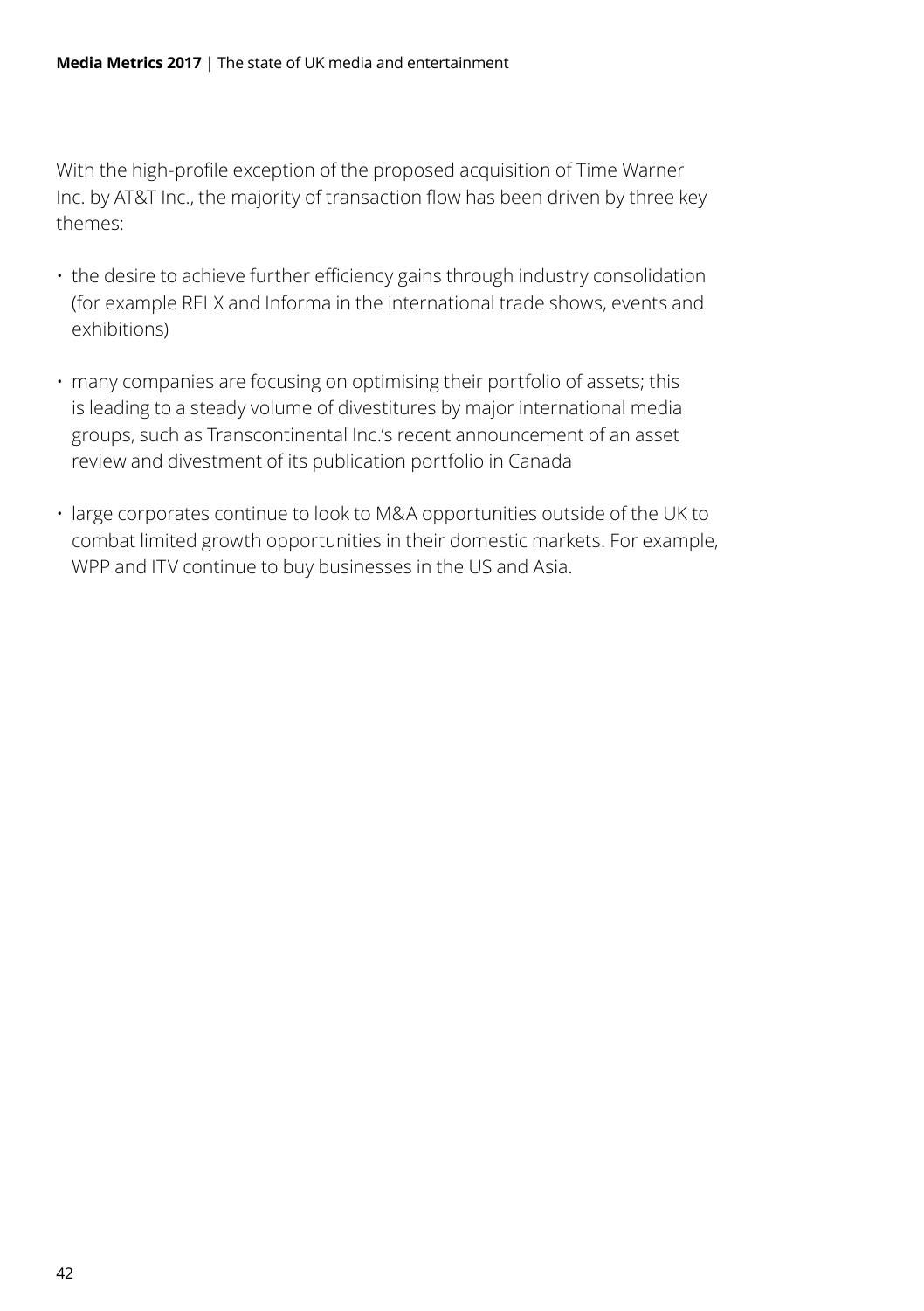With the high-profile exception of the proposed acquisition of Time Warner Inc. by AT&T Inc., the majority of transaction flow has been driven by three key themes:

- the desire to achieve further efficiency gains through industry consolidation (for example RELX and Informa in the international trade shows, events and exhibitions)
- many companies are focusing on optimising their portfolio of assets; this is leading to a steady volume of divestitures by major international media groups, such as Transcontinental Inc.'s recent announcement of an asset review and divestment of its publication portfolio in Canada
- large corporates continue to look to M&A opportunities outside of the UK to combat limited growth opportunities in their domestic markets. For example, WPP and ITV continue to buy businesses in the US and Asia.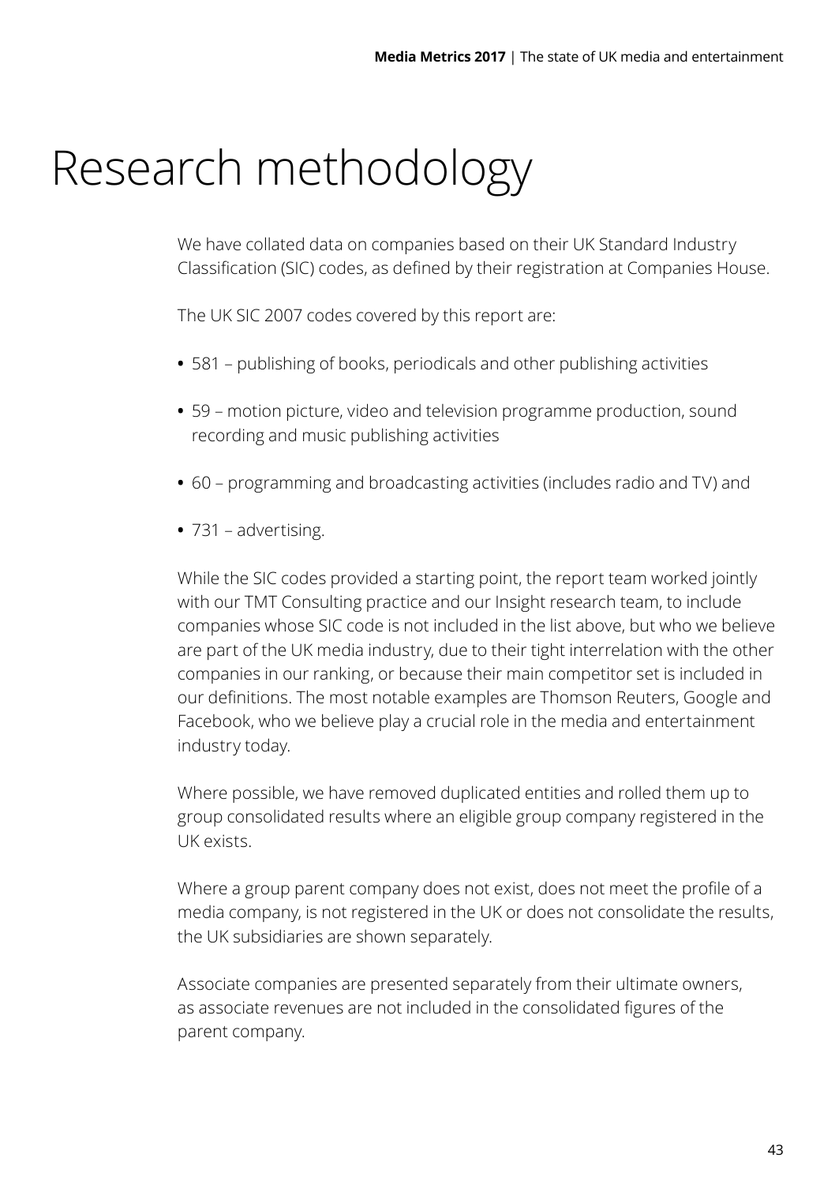# Research methodology

We have collated data on companies based on their UK Standard Industry Classification (SIC) codes, as defined by their registration at Companies House.

The UK SIC 2007 codes covered by this report are:

- 581 – publishing of books, periodicals and other publishing activities
- 59 – motion picture, video and television programme production, sound recording and music publishing activities
- 60 – programming and broadcasting activities (includes radio and TV) and
- 731 – advertising.

While the SIC codes provided a starting point, the report team worked jointly with our TMT Consulting practice and our Insight research team, to include companies whose SIC code is not included in the list above, but who we believe are part of the UK media industry, due to their tight interrelation with the other companies in our ranking, or because their main competitor set is included in our definitions. The most notable examples are Thomson Reuters, Google and Facebook, who we believe play a crucial role in the media and entertainment industry today.

Where possible, we have removed duplicated entities and rolled them up to group consolidated results where an eligible group company registered in the UK exists.

Where a group parent company does not exist, does not meet the profile of a media company, is not registered in the UK or does not consolidate the results, the UK subsidiaries are shown separately.

Associate companies are presented separately from their ultimate owners, as associate revenues are not included in the consolidated figures of the parent company.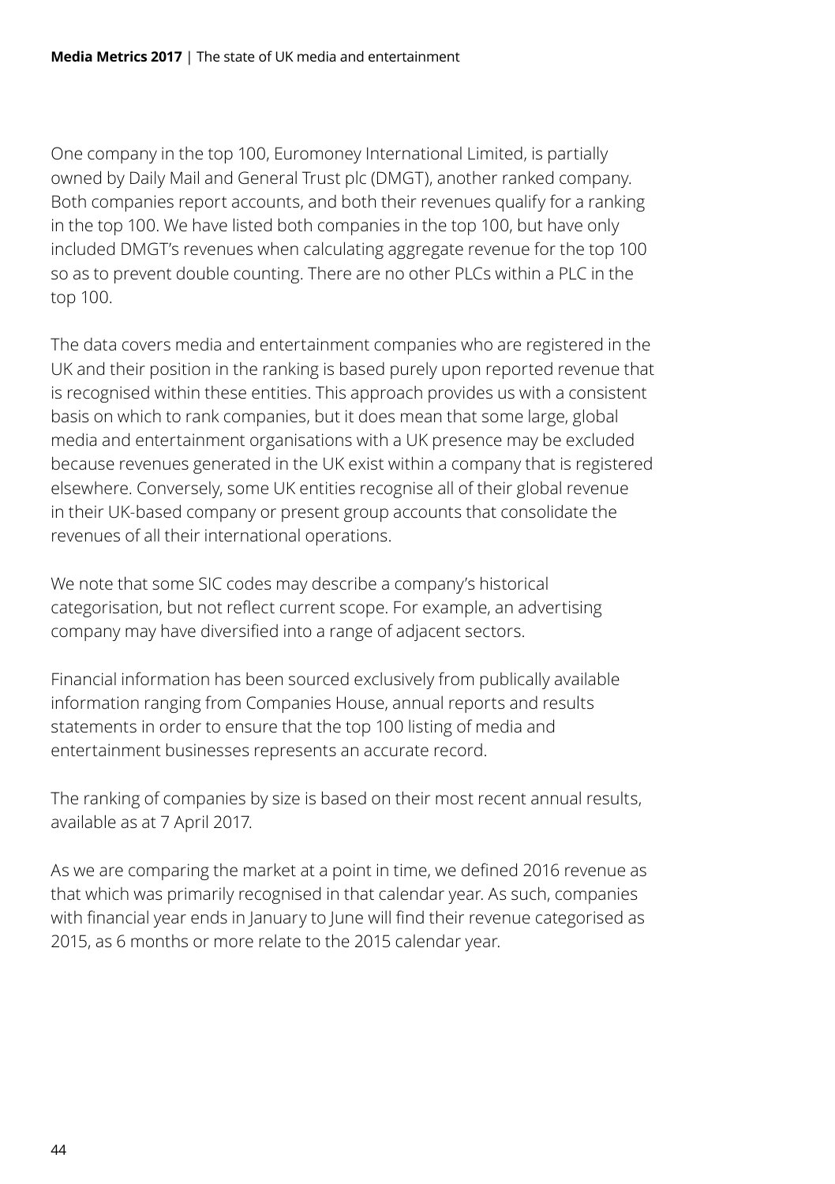One company in the top 100, Euromoney International Limited, is partially owned by Daily Mail and General Trust plc (DMGT), another ranked company. Both companies report accounts, and both their revenues qualify for a ranking in the top 100. We have listed both companies in the top 100, but have only included DMGT's revenues when calculating aggregate revenue for the top 100 so as to prevent double counting. There are no other PLCs within a PLC in the top 100.

The data covers media and entertainment companies who are registered in the UK and their position in the ranking is based purely upon reported revenue that is recognised within these entities. This approach provides us with a consistent basis on which to rank companies, but it does mean that some large, global media and entertainment organisations with a UK presence may be excluded because revenues generated in the UK exist within a company that is registered elsewhere. Conversely, some UK entities recognise all of their global revenue in their UK-based company or present group accounts that consolidate the revenues of all their international operations.

We note that some SIC codes may describe a company's historical categorisation, but not reflect current scope. For example, an advertising company may have diversified into a range of adjacent sectors.

Financial information has been sourced exclusively from publically available information ranging from Companies House, annual reports and results statements in order to ensure that the top 100 listing of media and entertainment businesses represents an accurate record.

The ranking of companies by size is based on their most recent annual results, available as at 7 April 2017.

As we are comparing the market at a point in time, we defined 2016 revenue as that which was primarily recognised in that calendar year. As such, companies with financial year ends in January to June will find their revenue categorised as 2015, as 6 months or more relate to the 2015 calendar year.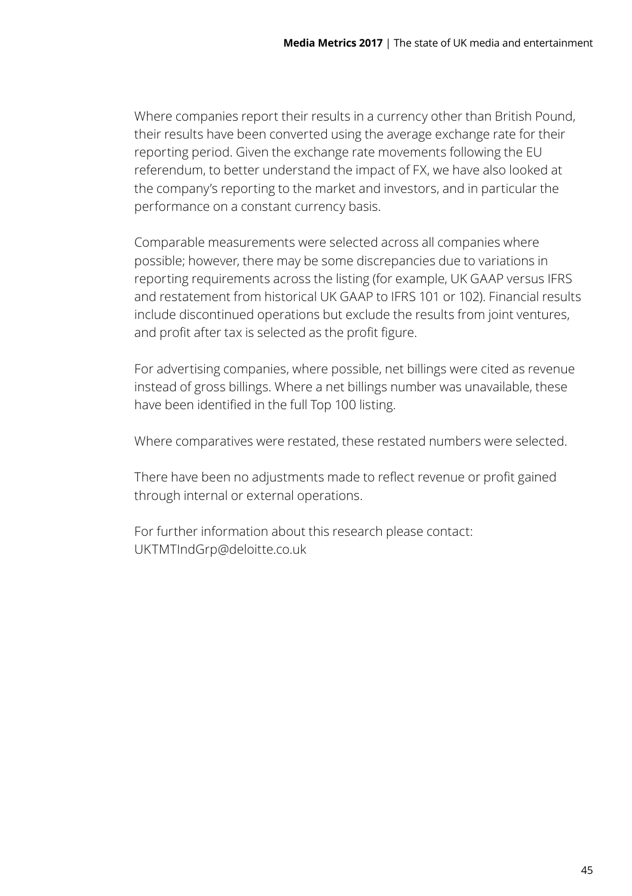Where companies report their results in a currency other than British Pound, their results have been converted using the average exchange rate for their reporting period. Given the exchange rate movements following the EU referendum, to better understand the impact of FX, we have also looked at the company's reporting to the market and investors, and in particular the performance on a constant currency basis.

Comparable measurements were selected across all companies where possible; however, there may be some discrepancies due to variations in reporting requirements across the listing (for example, UK GAAP versus IFRS and restatement from historical UK GAAP to IFRS 101 or 102). Financial results include discontinued operations but exclude the results from joint ventures, and profit after tax is selected as the profit figure.

For advertising companies, where possible, net billings were cited as revenue instead of gross billings. Where a net billings number was unavailable, these have been identified in the full Top 100 listing.

Where comparatives were restated, these restated numbers were selected.

There have been no adjustments made to reflect revenue or profit gained through internal or external operations.

For further information about this research please contact:
UKTMTIndGrp@deloitte.co.uk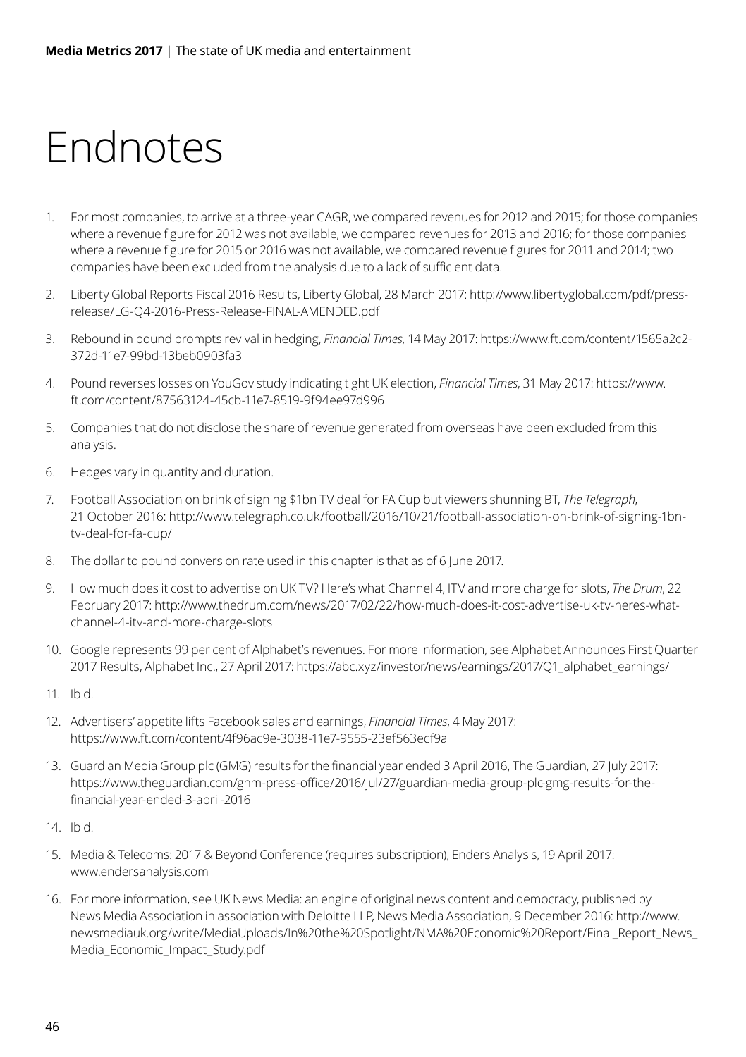# Endnotes

1. For most companies, to arrive at a three-year CAGR, we compared revenues for 2012 and 2015; for those companies where a revenue figure for 2012 was not available, we compared revenues for 2013 and 2016; for those companies where a revenue figure for 2015 or 2016 was not available, we compared revenue figures for 2011 and 2014; two companies have been excluded from the analysis due to a lack of sufficient data.
2. Liberty Global Reports Fiscal 2016 Results, Liberty Global, 28 March 2017: http://www.libertyglobal.com/pdf/press-release/LG-Q4-2016-Press-Release-FINAL-AMENDED.pdf
3. Rebound in pound prompts revival in hedging, *Financial Times*, 14 May 2017: https://www.ft.com/content/1565a2c2-372d-11e7-99bd-13beb0903fa3
4. Pound reverses losses on YouGov study indicating tight UK election, *Financial Times*, 31 May 2017: https://www.ft.com/content/87563124-45cb-11e7-8519-9f94ee97d996
5. Companies that do not disclose the share of revenue generated from overseas have been excluded from this analysis.
6. Hedges vary in quantity and duration.
7. Football Association on brink of signing $1bn TV deal for FA Cup but viewers shunning BT, *The Telegraph*, 21 October 2016: http://www.telegraph.co.uk/football/2016/10/21/football-association-on-brink-of-signing-1bn-tv-deal-for-fa-cup/
8. The dollar to pound conversion rate used in this chapter is that as of 6 June 2017.
9. How much does it cost to advertise on UK TV? Here's what Channel 4, ITV and more charge for slots, *The Drum*, 22 February 2017: http://www.thedrum.com/news/2017/02/22/how-much-does-it-cost-advertise-uk-tv-heres-what-channel-4-itv-and-more-charge-slots
10. Google represents 99 per cent of Alphabet's revenues. For more information, see Alphabet Announces First Quarter 2017 Results, Alphabet Inc., 27 April 2017: https://abc.xyz/investor/news/earnings/2017/Q1_alphabet_earnings/
11. Ibid.
12. Advertisers' appetite lifts Facebook sales and earnings, *Financial Times*, 4 May 2017: https://www.ft.com/content/4f96ac9e-3038-11e7-9555-23ef563ecf9a
13. Guardian Media Group plc (GMG) results for the financial year ended 3 April 2016, The Guardian, 27 July 2017: https://www.theguardian.com/gnm-press-office/2016/jul/27/guardian-media-group-plc-gmg-results-for-the-financial-year-ended-3-april-2016
14. Ibid.
15. Media & Telecoms: 2017 & Beyond Conference (requires subscription), Enders Analysis, 19 April 2017: www.endersanalysis.com
16. For more information, see UK News Media: an engine of original news content and democracy, published by News Media Association in association with Deloitte LLP, News Media Association, 9 December 2016: http://www.newsmediauk.org/write/MediaUploads/In%20the%20Spotlight/NMA%20Economic%20Report/Final_Report_News_Media_Economic_Impact_Study.pdf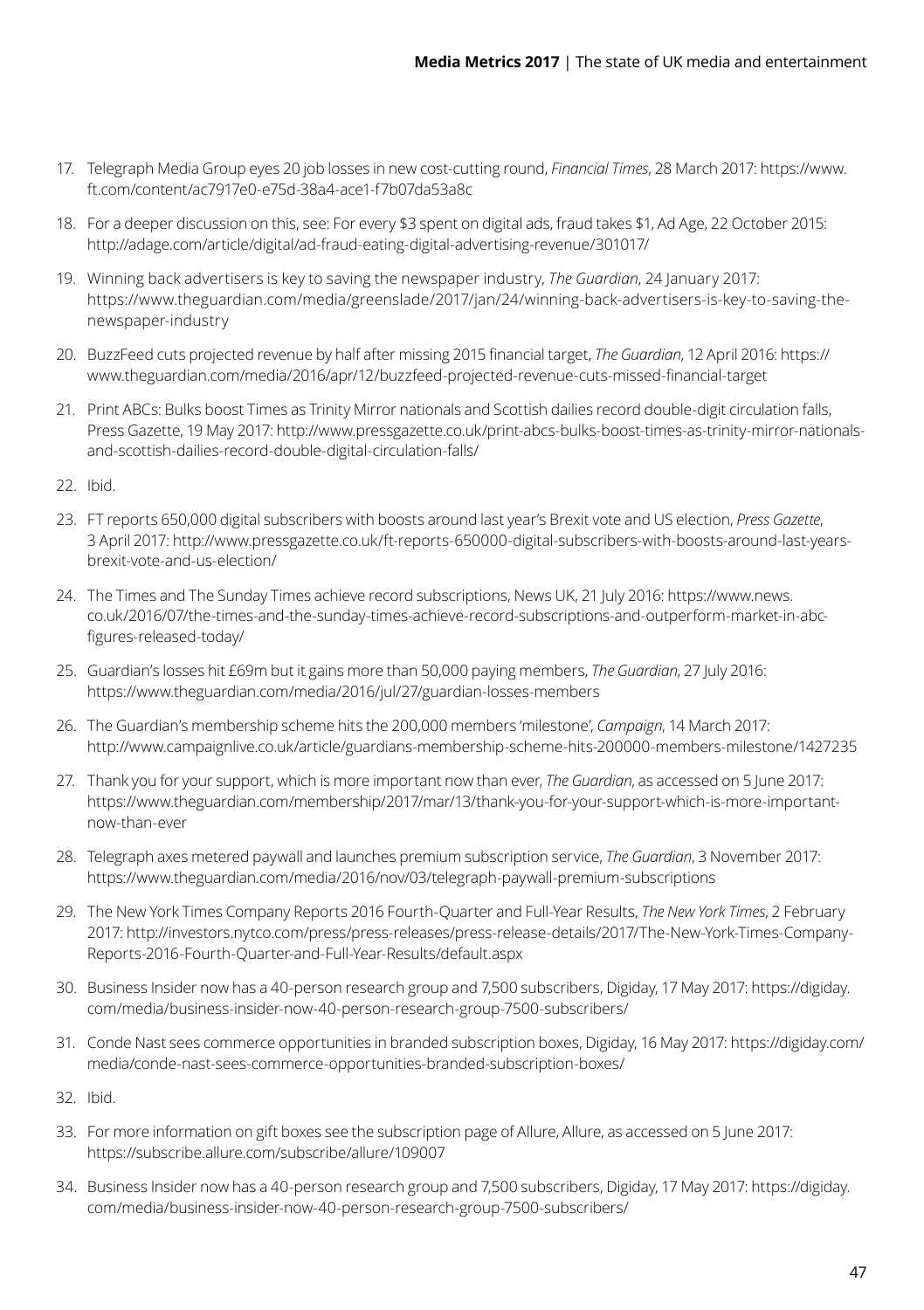17. Telegraph Media Group eyes 20 job losses in new cost-cutting round, *Financial Times*, 28 March 2017: https://www.ft.com/content/ac7917e0-e75d-38a4-ace1-f7b07da53a8c

18. For a deeper discussion on this, see: For every $3 spent on digital ads, fraud takes $1, Ad Age, 22 October 2015: http://adage.com/article/digital/ad-fraud-eating-digital-advertising-revenue/301017/

19. Winning back advertisers is key to saving the newspaper industry, *The Guardian*, 24 January 2017: https://www.theguardian.com/media/greenslade/2017/jan/24/winning-back-advertisers-is-key-to-saving-the-newspaper-industry

20. BuzzFeed cuts projected revenue by half after missing 2015 financial target, *The Guardian*, 12 April 2016: https://www.theguardian.com/media/2016/apr/12/buzzfeed-projected-revenue-cuts-missed-financial-target

21. Print ABCs: Bulks boost Times as Trinity Mirror nationals and Scottish dailies record double-digit circulation falls, Press Gazette, 19 May 2017: http://www.pressgazette.co.uk/print-abcs-bulks-boost-times-as-trinity-mirror-nationals-and-scottish-dailies-record-double-digital-circulation-falls/

22. Ibid.

23. FT reports 650,000 digital subscribers with boosts around last year's Brexit vote and US election, *Press Gazette*, 3 April 2017: http://www.pressgazette.co.uk/ft-reports-650000-digital-subscribers-with-boosts-around-last-years-brexit-vote-and-us-election/

24. The Times and The Sunday Times achieve record subscriptions, News UK, 21 July 2016: https://www.news.co.uk/2016/07/the-times-and-the-sunday-times-achieve-record-subscriptions-and-outperform-market-in-abc-figures-released-today/

25. Guardian's losses hit £69m but it gains more than 50,000 paying members, *The Guardian*, 27 July 2016: https://www.theguardian.com/media/2016/jul/27/guardian-losses-members

26. The Guardian's membership scheme hits the 200,000 members 'milestone', *Campaign*, 14 March 2017: http://www.campaignlive.co.uk/article/guardians-membership-scheme-hits-200000-members-milestone/1427235

27. Thank you for your support, which is more important now than ever, *The Guardian*, as accessed on 5 June 2017: https://www.theguardian.com/membership/2017/mar/13/thank-you-for-your-support-which-is-more-important-now-than-ever

28. Telegraph axes metered paywall and launches premium subscription service, *The Guardian*, 3 November 2017: https://www.theguardian.com/media/2016/nov/03/telegraph-paywall-premium-subscriptions

29. The New York Times Company Reports 2016 Fourth-Quarter and Full-Year Results, *The New York Times*, 2 February 2017: http://investors.nytco.com/press/press-releases/press-release-details/2017/The-New-York-Times-Company-Reports-2016-Fourth-Quarter-and-Full-Year-Results/default.aspx

30. Business Insider now has a 40-person research group and 7,500 subscribers, Digiday, 17 May 2017: https://digiday.com/media/business-insider-now-40-person-research-group-7500-subscribers/

31. Conde Nast sees commerce opportunities in branded subscription boxes, Digiday, 16 May 2017: https://digiday.com/media/conde-nast-sees-commerce-opportunities-branded-subscription-boxes/

32. Ibid.

33. For more information on gift boxes see the subscription page of Allure, Allure, as accessed on 5 June 2017: https://subscribe.allure.com/subscribe/allure/109007

34. Business Insider now has a 40-person research group and 7,500 subscribers, Digiday, 17 May 2017: https://digiday.com/media/business-insider-now-40-person-research-group-7500-subscribers/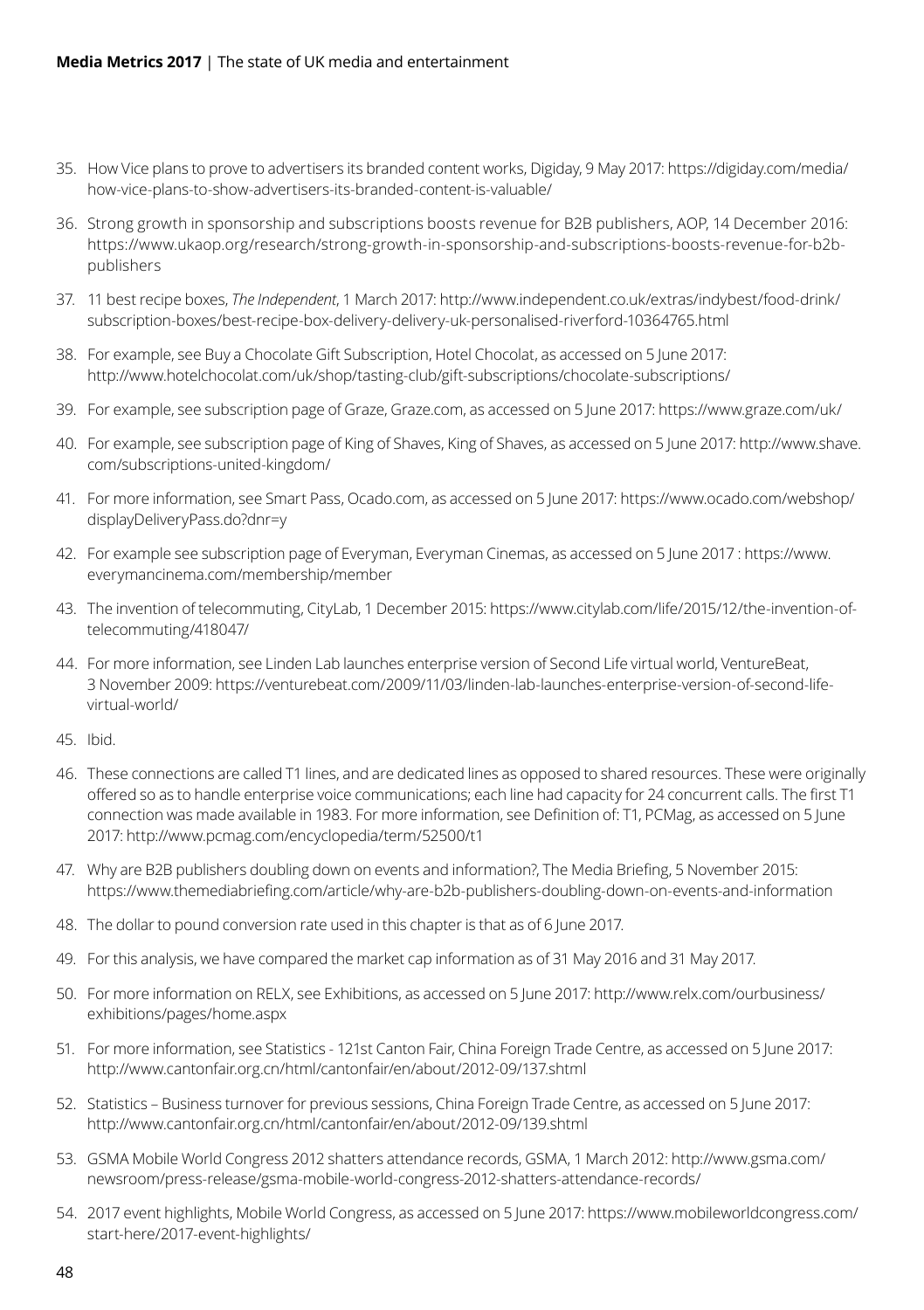35. How Vice plans to prove to advertisers its branded content works, Digiday, 9 May 2017: https://digiday.com/media/how-vice-plans-to-show-advertisers-its-branded-content-is-valuable/

36. Strong growth in sponsorship and subscriptions boosts revenue for B2B publishers, AOP, 14 December 2016: https://www.ukaop.org/research/strong-growth-in-sponsorship-and-subscriptions-boosts-revenue-for-b2b-publishers

37. 11 best recipe boxes, *The Independent*, 1 March 2017: http://www.independent.co.uk/extras/indybest/food-drink/subscription-boxes/best-recipe-box-delivery-delivery-uk-personalised-riverford-10364765.html

38. For example, see Buy a Chocolate Gift Subscription, Hotel Chocolat, as accessed on 5 June 2017: http://www.hotelchocolat.com/uk/shop/tasting-club/gift-subscriptions/chocolate-subscriptions/

39. For example, see subscription page of Graze, Graze.com, as accessed on 5 June 2017: https://www.graze.com/uk/

40. For example, see subscription page of King of Shaves, King of Shaves, as accessed on 5 June 2017: http://www.shave.com/subscriptions-united-kingdom/

41. For more information, see Smart Pass, Ocado.com, as accessed on 5 June 2017: https://www.ocado.com/webshop/displayDeliveryPass.do?dnr=y

42. For example see subscription page of Everyman, Everyman Cinemas, as accessed on 5 June 2017 : https://www.everymancinema.com/membership/member

43. The invention of telecommuting, CityLab, 1 December 2015: https://www.citylab.com/life/2015/12/the-invention-of-telecommuting/418047/

44. For more information, see Linden Lab launches enterprise version of Second Life virtual world, VentureBeat, 3 November 2009: https://venturebeat.com/2009/11/03/linden-lab-launches-enterprise-version-of-second-life-virtual-world/

45. Ibid.

46. These connections are called T1 lines, and are dedicated lines as opposed to shared resources. These were originally offered so as to handle enterprise voice communications; each line had capacity for 24 concurrent calls. The first T1 connection was made available in 1983. For more information, see Definition of: T1, PCMag, as accessed on 5 June 2017: http://www.pcmag.com/encyclopedia/term/52500/t1

47. Why are B2B publishers doubling down on events and information?, The Media Briefing, 5 November 2015: https://www.themediabriefing.com/article/why-are-b2b-publishers-doubling-down-on-events-and-information

48. The dollar to pound conversion rate used in this chapter is that as of 6 June 2017.

49. For this analysis, we have compared the market cap information as of 31 May 2016 and 31 May 2017.

50. For more information on RELX, see Exhibitions, as accessed on 5 June 2017: http://www.relx.com/ourbusiness/exhibitions/pages/home.aspx

51. For more information, see Statistics - 121st Canton Fair, China Foreign Trade Centre, as accessed on 5 June 2017: http://www.cantonfair.org.cn/html/cantonfair/en/about/2012-09/137.shtml

52. Statistics – Business turnover for previous sessions, China Foreign Trade Centre, as accessed on 5 June 2017: http://www.cantonfair.org.cn/html/cantonfair/en/about/2012-09/139.shtml

53. GSMA Mobile World Congress 2012 shatters attendance records, GSMA, 1 March 2012: http://www.gsma.com/newsroom/press-release/gsma-mobile-world-congress-2012-shatters-attendance-records/

54. 2017 event highlights, Mobile World Congress, as accessed on 5 June 2017: https://www.mobileworldcongress.com/start-here/2017-event-highlights/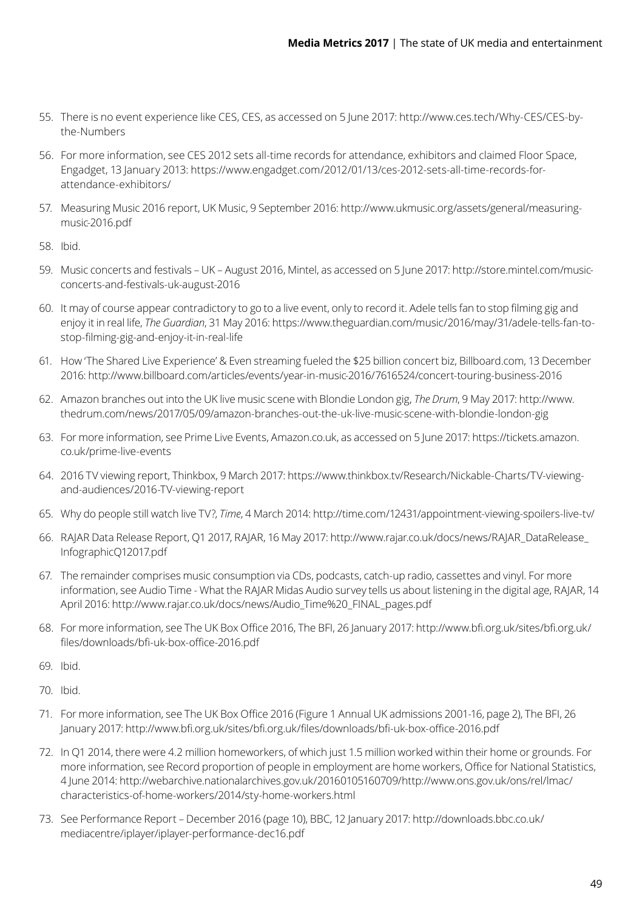55. There is no event experience like CES, CES, as accessed on 5 June 2017: http://www.ces.tech/Why-CES/CES-by-the-Numbers

56. For more information, see CES 2012 sets all-time records for attendance, exhibitors and claimed Floor Space, Engadget, 13 January 2013: https://www.engadget.com/2012/01/13/ces-2012-sets-all-time-records-for-attendance-exhibitors/

57. Measuring Music 2016 report, UK Music, 9 September 2016: http://www.ukmusic.org/assets/general/measuring-music-2016.pdf

58. Ibid.

59. Music concerts and festivals – UK – August 2016, Mintel, as accessed on 5 June 2017: http://store.mintel.com/music-concerts-and-festivals-uk-august-2016

60. It may of course appear contradictory to go to a live event, only to record it. Adele tells fan to stop filming gig and enjoy it in real life, *The Guardian*, 31 May 2016: https://www.theguardian.com/music/2016/may/31/adele-tells-fan-to-stop-filming-gig-and-enjoy-it-in-real-life

61. How 'The Shared Live Experience' & Even streaming fueled the $25 billion concert biz, Billboard.com, 13 December 2016: http://www.billboard.com/articles/events/year-in-music-2016/7616524/concert-touring-business-2016

62. Amazon branches out into the UK live music scene with Blondie London gig, *The Drum*, 9 May 2017: http://www.thedrum.com/news/2017/05/09/amazon-branches-out-the-uk-live-music-scene-with-blondie-london-gig

63. For more information, see Prime Live Events, Amazon.co.uk, as accessed on 5 June 2017: https://tickets.amazon.co.uk/prime-live-events

64. 2016 TV viewing report, Thinkbox, 9 March 2017: https://www.thinkbox.tv/Research/Nickable-Charts/TV-viewing-and-audiences/2016-TV-viewing-report

65. Why do people still watch live TV?, *Time*, 4 March 2014: http://time.com/12431/appointment-viewing-spoilers-live-tv/

66. RAJAR Data Release Report, Q1 2017, RAJAR, 16 May 2017: http://www.rajar.co.uk/docs/news/RAJAR_DataRelease_InfographicQ12017.pdf

67. The remainder comprises music consumption via CDs, podcasts, catch-up radio, cassettes and vinyl. For more information, see Audio Time - What the RAJAR Midas Audio survey tells us about listening in the digital age, RAJAR, 14 April 2016: http://www.rajar.co.uk/docs/news/Audio_Time%20_FINAL_pages.pdf

68. For more information, see The UK Box Office 2016, The BFI, 26 January 2017: http://www.bfi.org.uk/sites/bfi.org.uk/files/downloads/bfi-uk-box-office-2016.pdf

69. Ibid.

70. Ibid.

71. For more information, see The UK Box Office 2016 (Figure 1 Annual UK admissions 2001-16, page 2), The BFI, 26 January 2017: http://www.bfi.org.uk/sites/bfi.org.uk/files/downloads/bfi-uk-box-office-2016.pdf

72. In Q1 2014, there were 4.2 million homeworkers, of which just 1.5 million worked within their home or grounds. For more information, see Record proportion of people in employment are home workers, Office for National Statistics, 4 June 2014: http://webarchive.nationalarchives.gov.uk/20160105160709/http://www.ons.gov.uk/ons/rel/lmac/characteristics-of-home-workers/2014/sty-home-workers.html

73. See Performance Report – December 2016 (page 10), BBC, 12 January 2017: http://downloads.bbc.co.uk/mediacentre/iplayer/iplayer-performance-dec16.pdf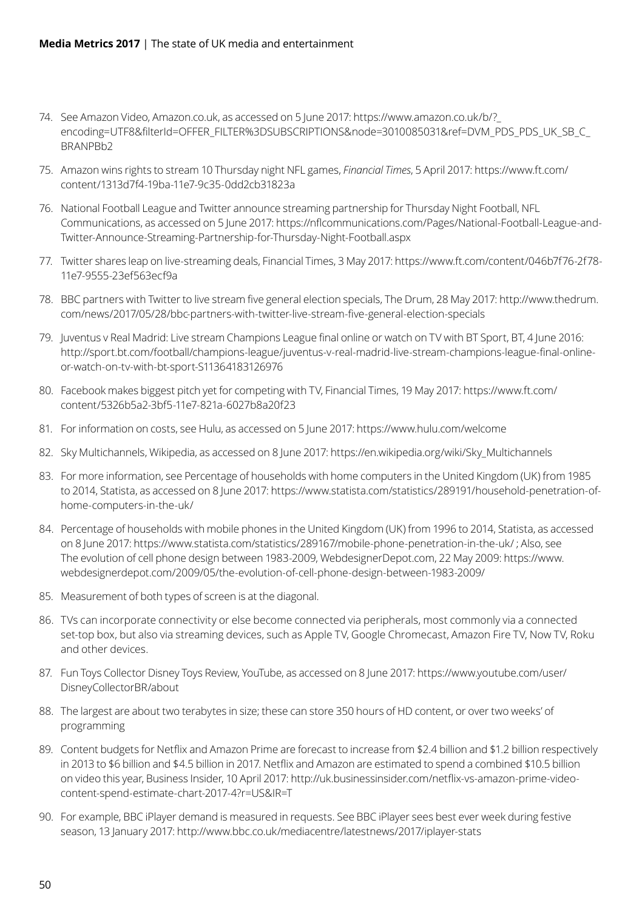74. See Amazon Video, Amazon.co.uk, as accessed on 5 June 2017: https://www.amazon.co.uk/b/?_encoding=UTF8&filterId=OFFER_FILTER%3DSUBSCRIPTIONS&node=3010085031&ref=DVM_PDS_PDS_UK_SB_C_BRANPBb2

75. Amazon wins rights to stream 10 Thursday night NFL games, *Financial Times*, 5 April 2017: https://www.ft.com/content/1313d7f4-19ba-11e7-9c35-0dd2cb31823a

76. National Football League and Twitter announce streaming partnership for Thursday Night Football, NFL Communications, as accessed on 5 June 2017: https://nflcommunications.com/Pages/National-Football-League-and-Twitter-Announce-Streaming-Partnership-for-Thursday-Night-Football.aspx

77. Twitter shares leap on live-streaming deals, Financial Times, 3 May 2017: https://www.ft.com/content/046b7f76-2f78-11e7-9555-23ef563ecf9a

78. BBC partners with Twitter to live stream five general election specials, The Drum, 28 May 2017: http://www.thedrum.com/news/2017/05/28/bbc-partners-with-twitter-live-stream-five-general-election-specials

79. Juventus v Real Madrid: Live stream Champions League final online or watch on TV with BT Sport, BT, 4 June 2016: http://sport.bt.com/football/champions-league/juventus-v-real-madrid-live-stream-champions-league-final-online-or-watch-on-tv-with-bt-sport-S11364183126976

80. Facebook makes biggest pitch yet for competing with TV, Financial Times, 19 May 2017: https://www.ft.com/content/5326b5a2-3bf5-11e7-821a-6027b8a20f23

81. For information on costs, see Hulu, as accessed on 5 June 2017: https://www.hulu.com/welcome

82. Sky Multichannels, Wikipedia, as accessed on 8 June 2017: https://en.wikipedia.org/wiki/Sky_Multichannels

83. For more information, see Percentage of households with home computers in the United Kingdom (UK) from 1985 to 2014, Statista, as accessed on 8 June 2017: https://www.statista.com/statistics/289191/household-penetration-of-home-computers-in-the-uk/

84. Percentage of households with mobile phones in the United Kingdom (UK) from 1996 to 2014, Statista, as accessed on 8 June 2017: https://www.statista.com/statistics/289167/mobile-phone-penetration-in-the-uk/ ; Also, see The evolution of cell phone design between 1983-2009, WebdesignerDepot.com, 22 May 2009: https://www.webdesignerdepot.com/2009/05/the-evolution-of-cell-phone-design-between-1983-2009/

85. Measurement of both types of screen is at the diagonal.

86. TVs can incorporate connectivity or else become connected via peripherals, most commonly via a connected set-top box, but also via streaming devices, such as Apple TV, Google Chromecast, Amazon Fire TV, Now TV, Roku and other devices.

87. Fun Toys Collector Disney Toys Review, YouTube, as accessed on 8 June 2017: https://www.youtube.com/user/DisneyCollectorBR/about

88. The largest are about two terabytes in size; these can store 350 hours of HD content, or over two weeks' of programming

89. Content budgets for Netflix and Amazon Prime are forecast to increase from $2.4 billion and $1.2 billion respectively in 2013 to $6 billion and $4.5 billion in 2017. Netflix and Amazon are estimated to spend a combined $10.5 billion on video this year, Business Insider, 10 April 2017: http://uk.businessinsider.com/netflix-vs-amazon-prime-video-content-spend-estimate-chart-2017-4?r=US&IR=T

90. For example, BBC iPlayer demand is measured in requests. See BBC iPlayer sees best ever week during festive season, 13 January 2017: http://www.bbc.co.uk/mediacentre/latestnews/2017/iplayer-stats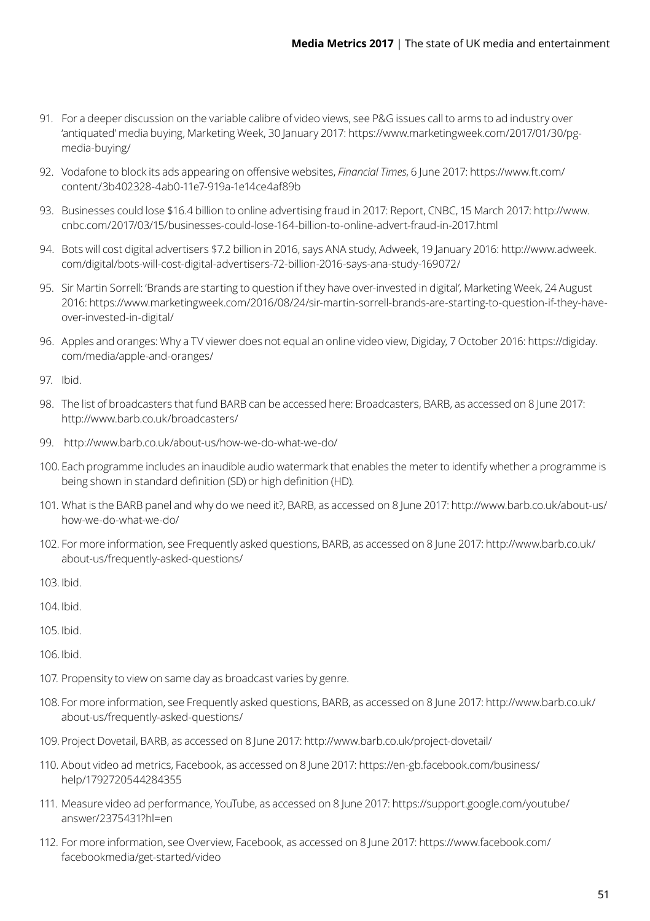91. For a deeper discussion on the variable calibre of video views, see P&G issues call to arms to ad industry over 'antiquated' media buying, Marketing Week, 30 January 2017: https://www.marketingweek.com/2017/01/30/pg-media-buying/

92. Vodafone to block its ads appearing on offensive websites, *Financial Times*, 6 June 2017: https://www.ft.com/content/3b402328-4ab0-11e7-919a-1e14ce4af89b

93. Businesses could lose $16.4 billion to online advertising fraud in 2017: Report, CNBC, 15 March 2017: http://www.cnbc.com/2017/03/15/businesses-could-lose-164-billion-to-online-advert-fraud-in-2017.html

94. Bots will cost digital advertisers $7.2 billion in 2016, says ANA study, Adweek, 19 January 2016: http://www.adweek.com/digital/bots-will-cost-digital-advertisers-72-billion-2016-says-ana-study-169072/

95. Sir Martin Sorrell: 'Brands are starting to question if they have over-invested in digital', Marketing Week, 24 August 2016: https://www.marketingweek.com/2016/08/24/sir-martin-sorrell-brands-are-starting-to-question-if-they-have-over-invested-in-digital/

96. Apples and oranges: Why a TV viewer does not equal an online video view, Digiday, 7 October 2016: https://digiday.com/media/apple-and-oranges/

97. Ibid.

98. The list of broadcasters that fund BARB can be accessed here: Broadcasters, BARB, as accessed on 8 June 2017: http://www.barb.co.uk/broadcasters/

99. http://www.barb.co.uk/about-us/how-we-do-what-we-do/

100. Each programme includes an inaudible audio watermark that enables the meter to identify whether a programme is being shown in standard definition (SD) or high definition (HD).

101. What is the BARB panel and why do we need it?, BARB, as accessed on 8 June 2017: http://www.barb.co.uk/about-us/how-we-do-what-we-do/

102. For more information, see Frequently asked questions, BARB, as accessed on 8 June 2017: http://www.barb.co.uk/about-us/frequently-asked-questions/

103. Ibid.

104. Ibid.

105. Ibid.

106. Ibid.

107. Propensity to view on same day as broadcast varies by genre.

108. For more information, see Frequently asked questions, BARB, as accessed on 8 June 2017: http://www.barb.co.uk/about-us/frequently-asked-questions/

109. Project Dovetail, BARB, as accessed on 8 June 2017: http://www.barb.co.uk/project-dovetail/

110. About video ad metrics, Facebook, as accessed on 8 June 2017: https://en-gb.facebook.com/business/help/1792720544284355

111. Measure video ad performance, YouTube, as accessed on 8 June 2017: https://support.google.com/youtube/answer/2375431?hl=en

112. For more information, see Overview, Facebook, as accessed on 8 June 2017: https://www.facebook.com/facebookmedia/get-started/video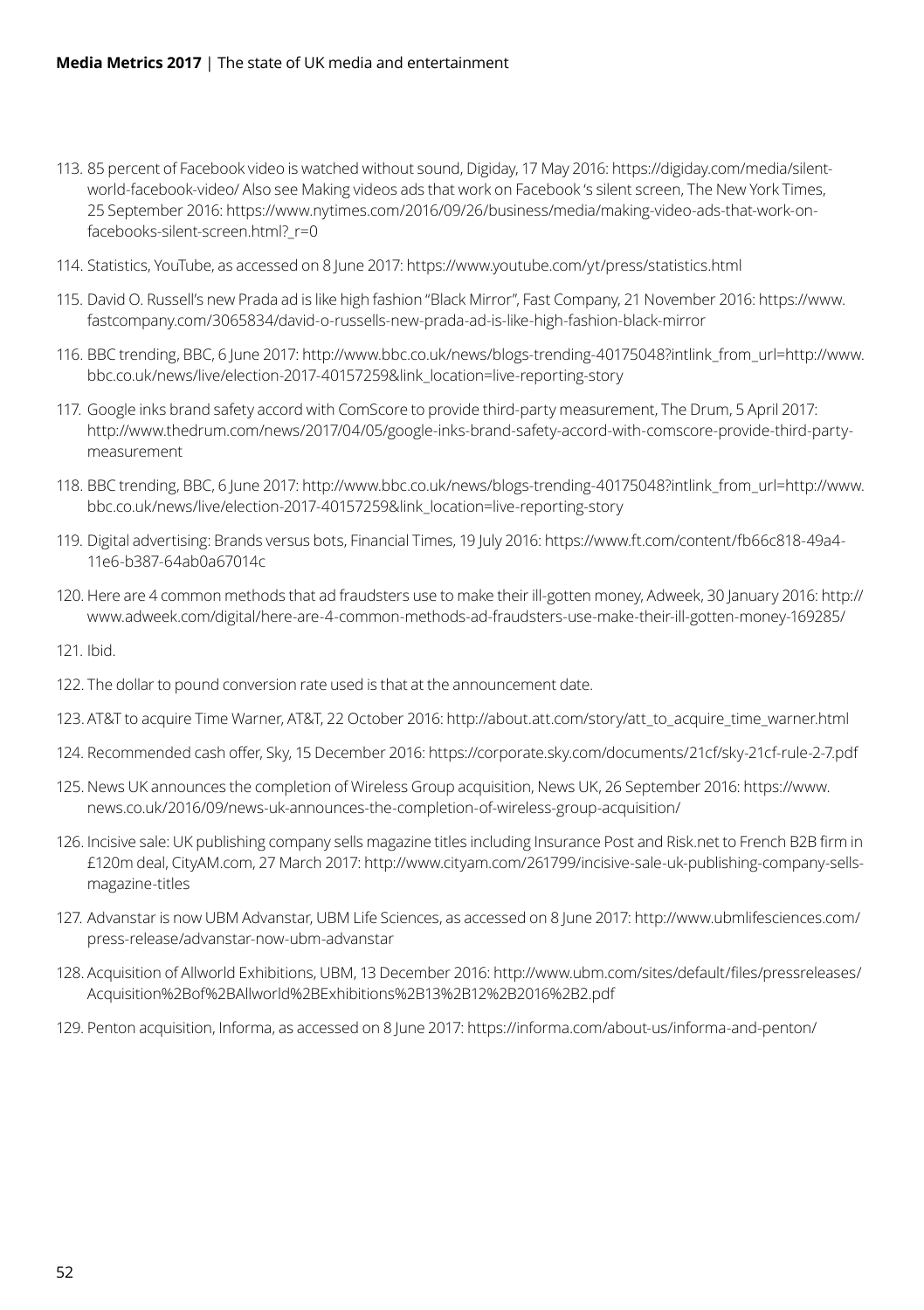113. 85 percent of Facebook video is watched without sound, Digiday, 17 May 2016: https://digiday.com/media/silent-world-facebook-video/ Also see Making videos ads that work on Facebook 's silent screen, The New York Times, 25 September 2016: https://www.nytimes.com/2016/09/26/business/media/making-video-ads-that-work-on-facebooks-silent-screen.html?_r=0

114. Statistics, YouTube, as accessed on 8 June 2017: https://www.youtube.com/yt/press/statistics.html

115. David O. Russell's new Prada ad is like high fashion "Black Mirror", Fast Company, 21 November 2016: https://www.fastcompany.com/3065834/david-o-russells-new-prada-ad-is-like-high-fashion-black-mirror

116. BBC trending, BBC, 6 June 2017: http://www.bbc.co.uk/news/blogs-trending-40175048?intlink_from_url=http://www.bbc.co.uk/news/live/election-2017-40157259&link_location=live-reporting-story

117. Google inks brand safety accord with ComScore to provide third-party measurement, The Drum, 5 April 2017: http://www.thedrum.com/news/2017/04/05/google-inks-brand-safety-accord-with-comscore-provide-third-party-measurement

118. BBC trending, BBC, 6 June 2017: http://www.bbc.co.uk/news/blogs-trending-40175048?intlink_from_url=http://www.bbc.co.uk/news/live/election-2017-40157259&link_location=live-reporting-story

119. Digital advertising: Brands versus bots, Financial Times, 19 July 2016: https://www.ft.com/content/fb66c818-49a4-11e6-b387-64ab0a67014c

120. Here are 4 common methods that ad fraudsters use to make their ill-gotten money, Adweek, 30 January 2016: http://www.adweek.com/digital/here-are-4-common-methods-ad-fraudsters-use-make-their-ill-gotten-money-169285/

121. Ibid.

122. The dollar to pound conversion rate used is that at the announcement date.

123. AT&T to acquire Time Warner, AT&T, 22 October 2016: http://about.att.com/story/att_to_acquire_time_warner.html

124. Recommended cash offer, Sky, 15 December 2016: https://corporate.sky.com/documents/21cf/sky-21cf-rule-2-7.pdf

125. News UK announces the completion of Wireless Group acquisition, News UK, 26 September 2016: https://www.news.co.uk/2016/09/news-uk-announces-the-completion-of-wireless-group-acquisition/

126. Incisive sale: UK publishing company sells magazine titles including Insurance Post and Risk.net to French B2B firm in £120m deal, CityAM.com, 27 March 2017: http://www.cityam.com/261799/incisive-sale-uk-publishing-company-sells-magazine-titles

127. Advanstar is now UBM Advanstar, UBM Life Sciences, as accessed on 8 June 2017: http://www.ubmlifesciences.com/press-release/advanstar-now-ubm-advanstar

128. Acquisition of Allworld Exhibitions, UBM, 13 December 2016: http://www.ubm.com/sites/default/files/pressreleases/Acquisition%2Bof%2BAllworld%2BExhibitions%2B13%2B12%2B2016%2B2.pdf

129. Penton acquisition, Informa, as accessed on 8 June 2017: https://informa.com/about-us/informa-and-penton/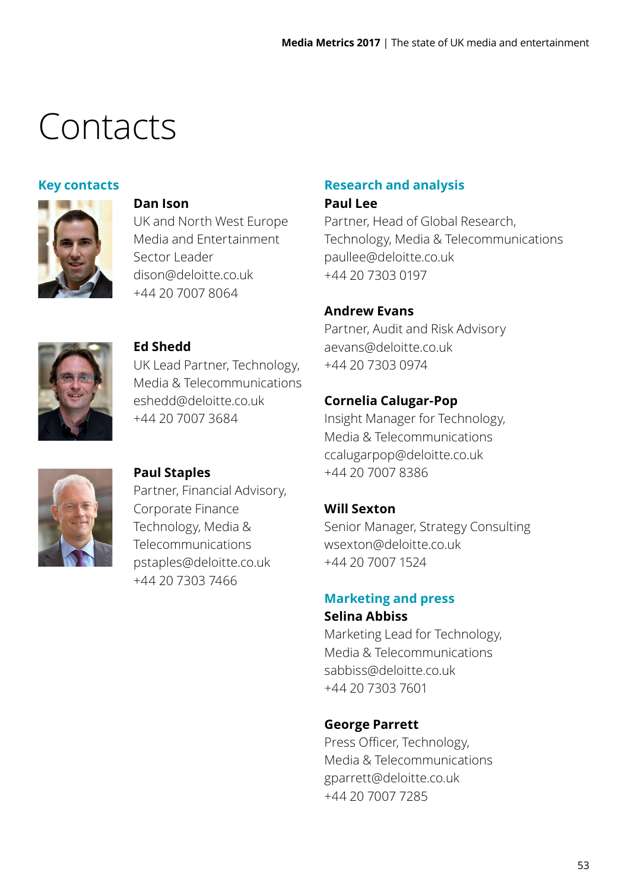# Contacts

## Key contacts

**Dan Ison**
UK and North West Europe Media and Entertainment Sector Leader
dison@deloitte.co.uk
+44 20 7007 8064

**Ed Shedd**
UK Lead Partner, Technology, Media & Telecommunications
eshedd@deloitte.co.uk
+44 20 7007 3684

**Paul Staples**
Partner, Financial Advisory, Corporate Finance Technology, Media & Telecommunications
pstaples@deloitte.co.uk
+44 20 7303 7466

## Research and analysis

**Paul Lee**
Partner, Head of Global Research, Technology, Media & Telecommunications
paullee@deloitte.co.uk
+44 20 7303 0197

**Andrew Evans**
Partner, Audit and Risk Advisory
aevans@deloitte.co.uk
+44 20 7303 0974

**Cornelia Calugar-Pop**
Insight Manager for Technology, Media & Telecommunications
ccalugarpop@deloitte.co.uk
+44 20 7007 8386

**Will Sexton**
Senior Manager, Strategy Consulting
wsexton@deloitte.co.uk
+44 20 7007 1524

## Marketing and press

**Selina Abbiss**
Marketing Lead for Technology, Media & Telecommunications
sabbiss@deloitte.co.uk
+44 20 7303 7601

**George Parrett**
Press Officer, Technology, Media & Telecommunications
gparrett@deloitte.co.uk
+44 20 7007 7285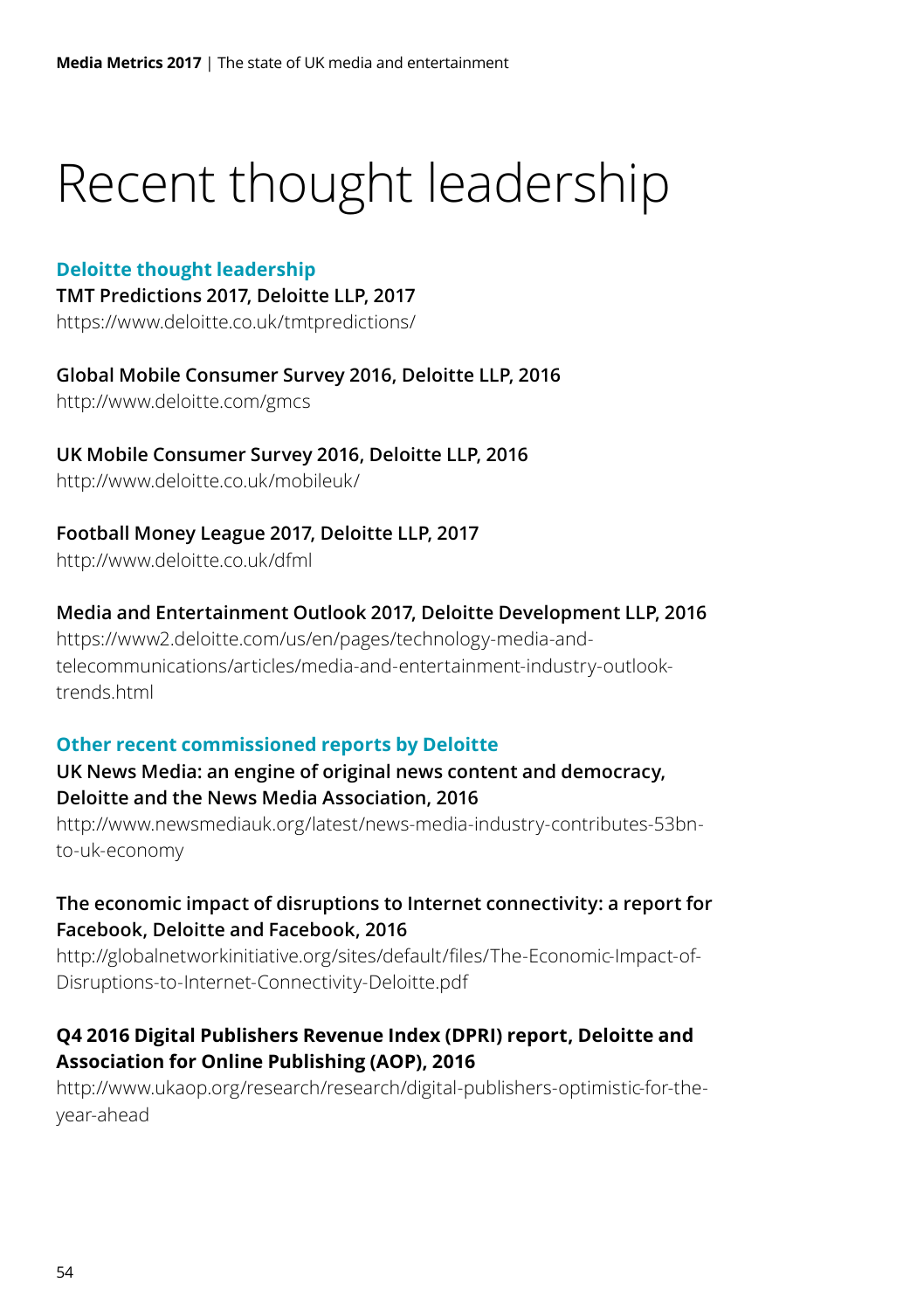# Recent thought leadership

## Deloitte thought leadership

**TMT Predictions 2017, Deloitte LLP, 2017**
https://www.deloitte.co.uk/tmtpredictions/

**Global Mobile Consumer Survey 2016, Deloitte LLP, 2016**
http://www.deloitte.com/gmcs

**UK Mobile Consumer Survey 2016, Deloitte LLP, 2016**
http://www.deloitte.co.uk/mobileuk/

**Football Money League 2017, Deloitte LLP, 2017**
http://www.deloitte.co.uk/dfml

**Media and Entertainment Outlook 2017, Deloitte Development LLP, 2016**
https://www2.deloitte.com/us/en/pages/technology-media-and-telecommunications/articles/media-and-entertainment-industry-outlook-trends.html

## Other recent commissioned reports by Deloitte

**UK News Media: an engine of original news content and democracy, Deloitte and the News Media Association, 2016**
http://www.newsmediauk.org/latest/news-media-industry-contributes-53bn-to-uk-economy

**The economic impact of disruptions to Internet connectivity: a report for Facebook, Deloitte and Facebook, 2016**
http://globalnetworkinitiative.org/sites/default/files/The-Economic-Impact-of-Disruptions-to-Internet-Connectivity-Deloitte.pdf

**Q4 2016 Digital Publishers Revenue Index (DPRI) report, Deloitte and Association for Online Publishing (AOP), 2016**
http://www.ukaop.org/research/research/digital-publishers-optimistic-for-the-year-ahead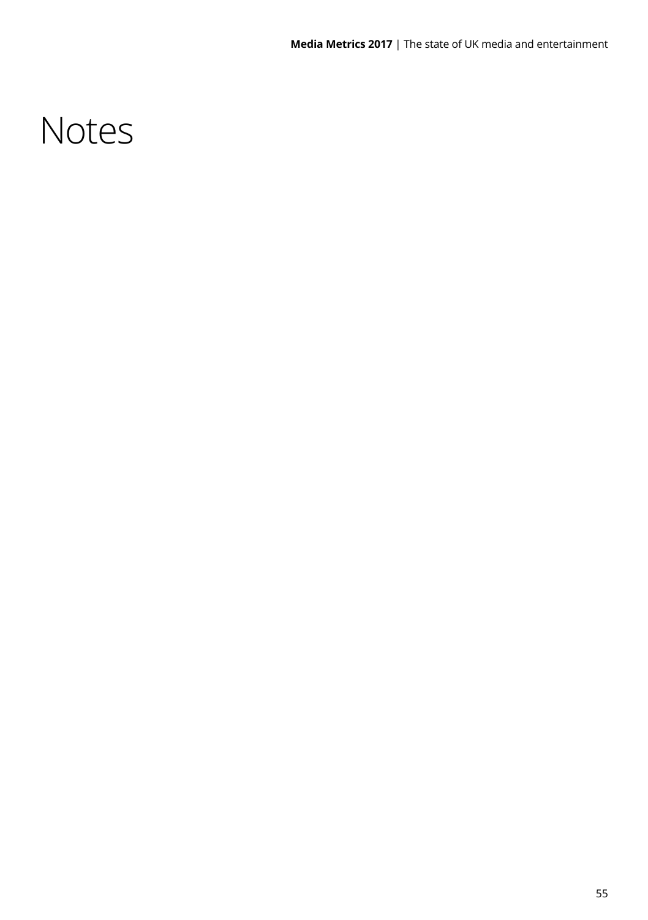# Notes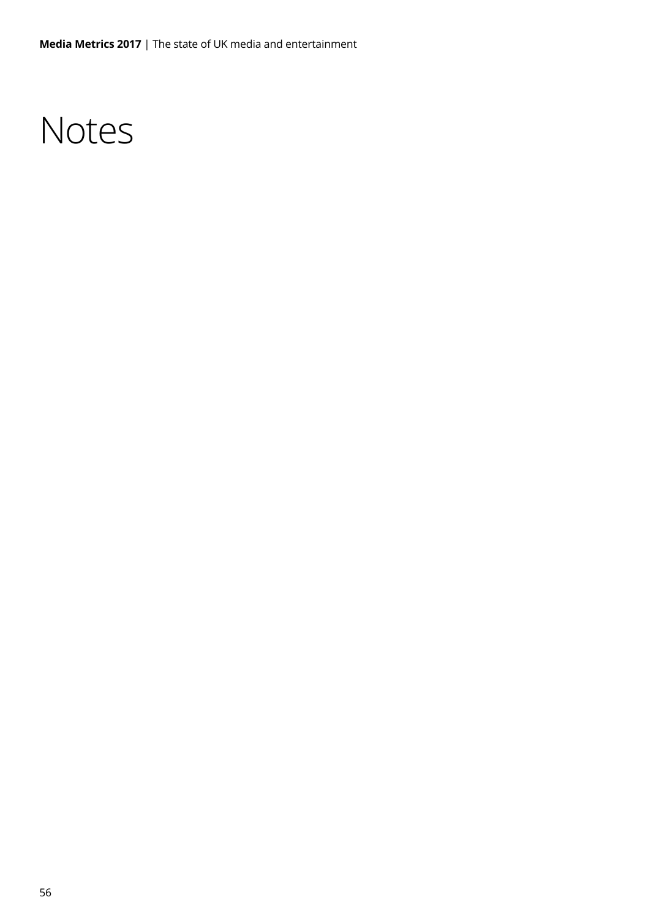# Notes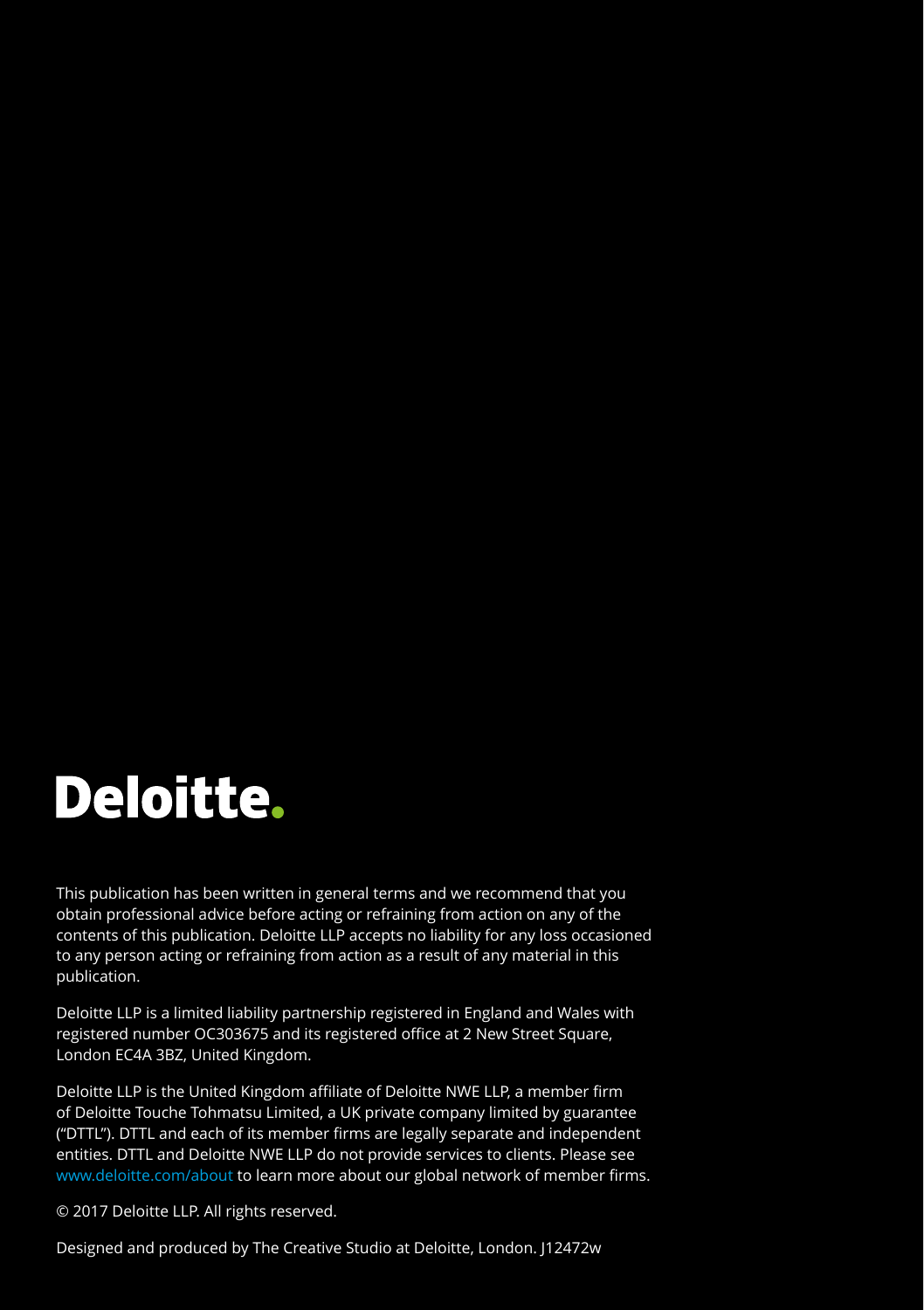# Deloitte.

This publication has been written in general terms and we recommend that you obtain professional advice before acting or refraining from action on any of the contents of this publication. Deloitte LLP accepts no liability for any loss occasioned to any person acting or refraining from action as a result of any material in this publication.

Deloitte LLP is a limited liability partnership registered in England and Wales with registered number OC303675 and its registered office at 2 New Street Square, London EC4A 3BZ, United Kingdom.

Deloitte LLP is the United Kingdom affiliate of Deloitte NWE LLP, a member firm of Deloitte Touche Tohmatsu Limited, a UK private company limited by guarantee ("DTTL"). DTTL and each of its member firms are legally separate and independent entities. DTTL and Deloitte NWE LLP do not provide services to clients. Please see www.deloitte.com/about to learn more about our global network of member firms.

© 2017 Deloitte LLP. All rights reserved.

Designed and produced by The Creative Studio at Deloitte, London. J12472w